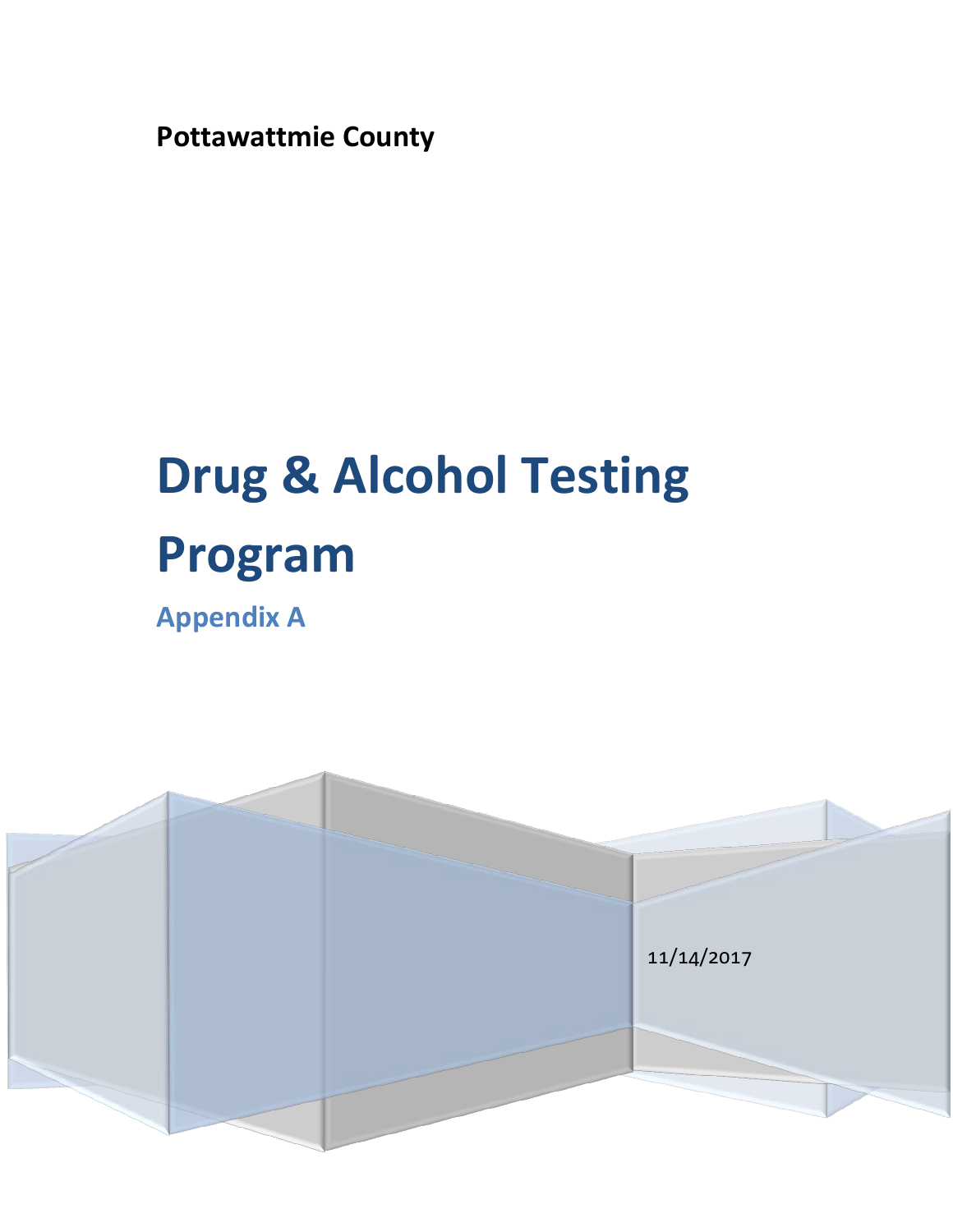**Pottawattmie County**

# Drug & Alcohol Testing Program

## Appendix A

11/14/2017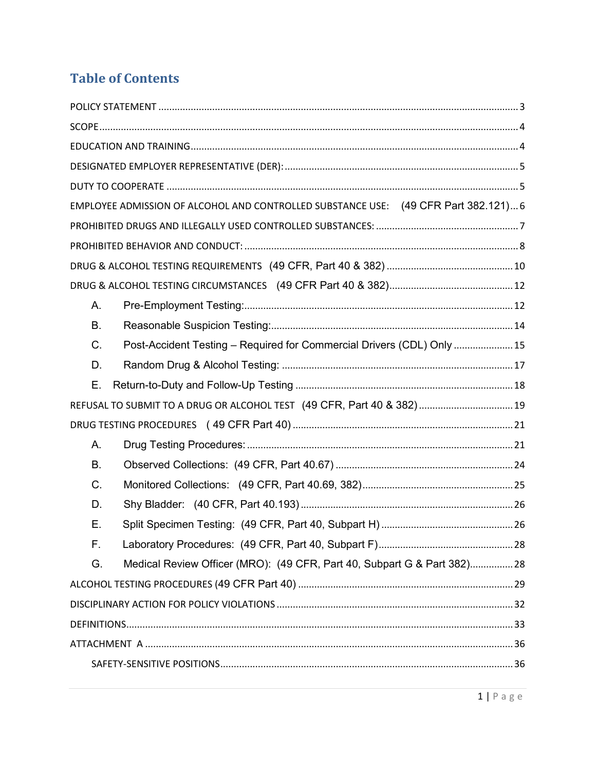# Table of Contents

POLICY STATEMENT .................................................................................................................. 3

SCOPE ......................................................................................................................................... 4

EDUCATION AND TRAINING ................................................................................................... 4

DESIGNATED EMPLOYER REPRESENTATIVE (DER): ............................................................. 5

DUTY TO COOPERATE ............................................................................................................. 5

EMPLOYEE ADMISSION OF ALCOHOL AND CONTROLLED SUBSTANCE USE: (49 CFR Part 382.121) ... 6

PROHIBITED DRUGS AND ILLEGALLY USED CONTROLLED SUBSTANCES: ........................... 7

PROHIBITED BEHAVIOR AND CONDUCT: ................................................................................ 8

DRUG & ALCOHOL TESTING REQUIREMENTS (49 CFR, Part 40 & 382) .................................. 10

DRUG & ALCOHOL TESTING CIRCUMSTANCES (49 CFR Part 40 & 382) ................................. 12

- A. Pre-Employment Testing: ................................................................................................. 12
- B. Reasonable Suspicion Testing: .......................................................................................... 14
- C. Post-Accident Testing – Required for Commercial Drivers (CDL) Only ............................ 15
- D. Random Drug & Alcohol Testing: ..................................................................................... 17
- E. Return-to-Duty and Follow-Up Testing ............................................................................ 18

REFUSAL TO SUBMIT TO A DRUG OR ALCOHOL TEST (49 CFR, Part 40 & 382) ..................... 19

DRUG TESTING PROCEDURES ( 49 CFR Part 40) ....................................................................... 21

- A. Drug Testing Procedures: .................................................................................................. 21
- B. Observed Collections: (49 CFR, Part 40.67) ..................................................................... 24
- C. Monitored Collections: (49 CFR, Part 40.69, 382) ........................................................... 25
- D. Shy Bladder: (40 CFR, Part 40.193) .................................................................................. 26
- E. Split Specimen Testing: (49 CFR, Part 40, Subpart H) ...................................................... 26
- F. Laboratory Procedures: (49 CFR, Part 40, Subpart F) ..................................................... 28
- G. Medical Review Officer (MRO): (49 CFR, Part 40, Subpart G & Part 382) ........................ 28

ALCOHOL TESTING PROCEDURES (49 CFR Part 40) ................................................................. 29

DISCIPLINARY ACTION FOR POLICY VIOLATIONS ..................................................................... 32

DEFINITIONS ............................................................................................................................. 33

ATTACHMENT A ........................................................................................................................ 36

- SAFETY-SENSITIVE POSITIONS ......................................................................................... 36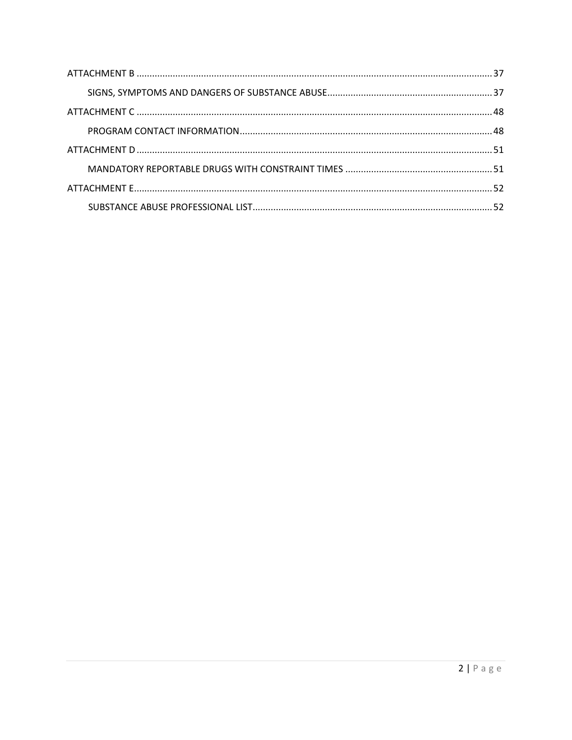ATTACHMENT B ........................................................................................................................................ 37

SIGNS, SYMPTOMS AND DANGERS OF SUBSTANCE ABUSE ................................................................ 37

ATTACHMENT C ........................................................................................................................................ 48

PROGRAM CONTACT INFORMATION ................................................................................................ 48

ATTACHMENT D ........................................................................................................................................ 51

MANDATORY REPORTABLE DRUGS WITH CONSTRAINT TIMES ........................................................ 51

ATTACHMENT E ........................................................................................................................................ 52

SUBSTANCE ABUSE PROFESSIONAL LIST ............................................................................................ 52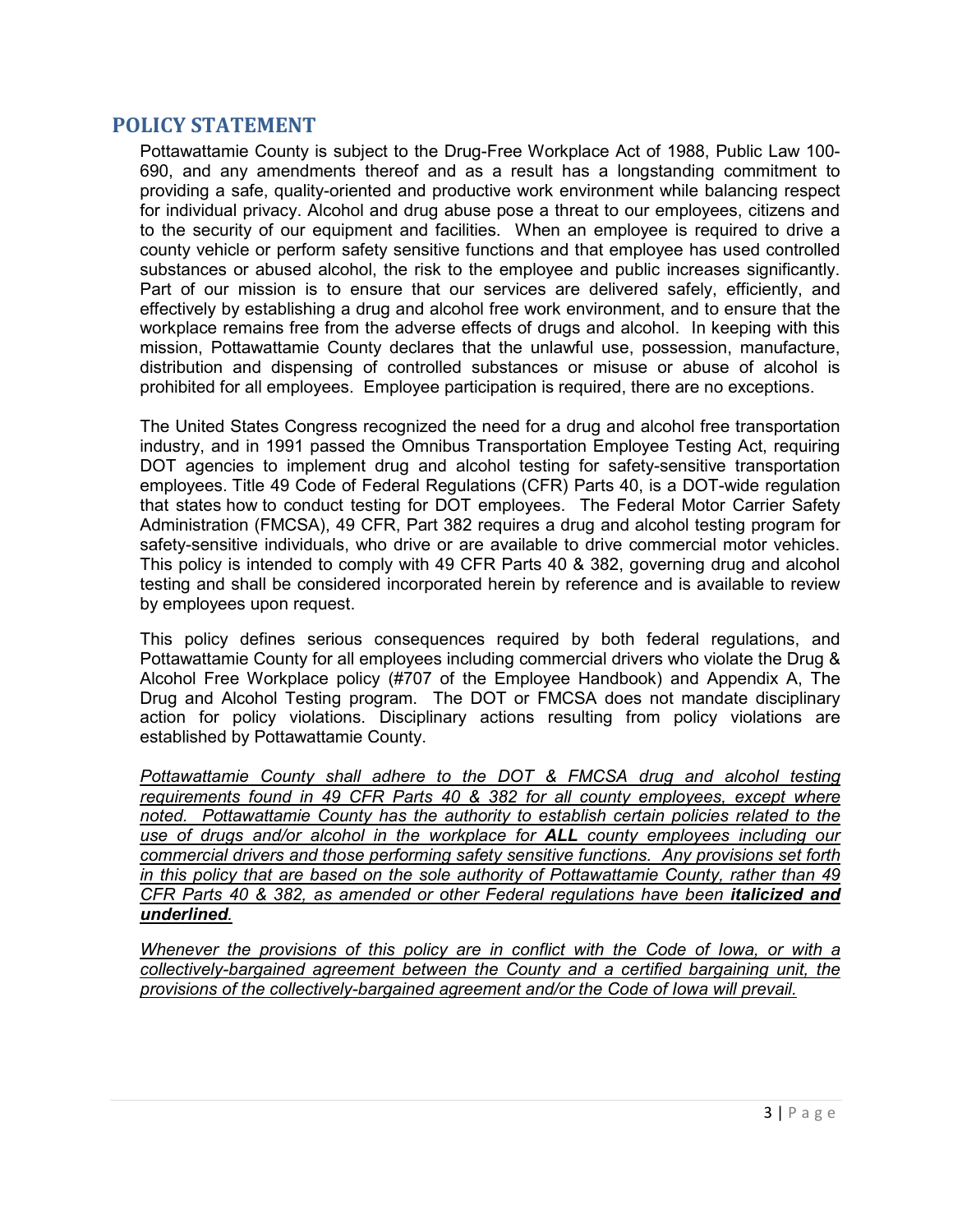## POLICY STATEMENT

Pottawattamie County is subject to the Drug-Free Workplace Act of 1988, Public Law 100-690, and any amendments thereof and as a result has a longstanding commitment to providing a safe, quality-oriented and productive work environment while balancing respect for individual privacy. Alcohol and drug abuse pose a threat to our employees, citizens and to the security of our equipment and facilities. When an employee is required to drive a county vehicle or perform safety sensitive functions and that employee has used controlled substances or abused alcohol, the risk to the employee and public increases significantly. Part of our mission is to ensure that our services are delivered safely, efficiently, and effectively by establishing a drug and alcohol free work environment, and to ensure that the workplace remains free from the adverse effects of drugs and alcohol. In keeping with this mission, Pottawattamie County declares that the unlawful use, possession, manufacture, distribution and dispensing of controlled substances or misuse or abuse of alcohol is prohibited for all employees. Employee participation is required, there are no exceptions.

The United States Congress recognized the need for a drug and alcohol free transportation industry, and in 1991 passed the Omnibus Transportation Employee Testing Act, requiring DOT agencies to implement drug and alcohol testing for safety-sensitive transportation employees. Title 49 Code of Federal Regulations (CFR) Parts 40, is a DOT-wide regulation that states how to conduct testing for DOT employees. The Federal Motor Carrier Safety Administration (FMCSA), 49 CFR, Part 382 requires a drug and alcohol testing program for safety-sensitive individuals, who drive or are available to drive commercial motor vehicles. This policy is intended to comply with 49 CFR Parts 40 & 382, governing drug and alcohol testing and shall be considered incorporated herein by reference and is available to review by employees upon request.

This policy defines serious consequences required by both federal regulations, and Pottawattamie County for all employees including commercial drivers who violate the Drug & Alcohol Free Workplace policy (#707 of the Employee Handbook) and Appendix A, The Drug and Alcohol Testing program. The DOT or FMCSA does not mandate disciplinary action for policy violations. Disciplinary actions resulting from policy violations are established by Pottawattamie County.

<u>*Pottawattamie County shall adhere to the DOT & FMCSA drug and alcohol testing requirements found in 49 CFR Parts 40 & 382 for all county employees, except where noted. Pottawattamie County has the authority to establish certain policies related to the use of drugs and/or alcohol in the workplace for **ALL** county employees including our commercial drivers and those performing safety sensitive functions. Any provisions set forth in this policy that are based on the sole authority of Pottawattamie County, rather than 49 CFR Parts 40 & 382, as amended or other Federal regulations have been **italicized and underlined**.*</u>

<u>*Whenever the provisions of this policy are in conflict with the Code of Iowa, or with a collectively-bargained agreement between the County and a certified bargaining unit, the provisions of the collectively-bargained agreement and/or the Code of Iowa will prevail.*</u>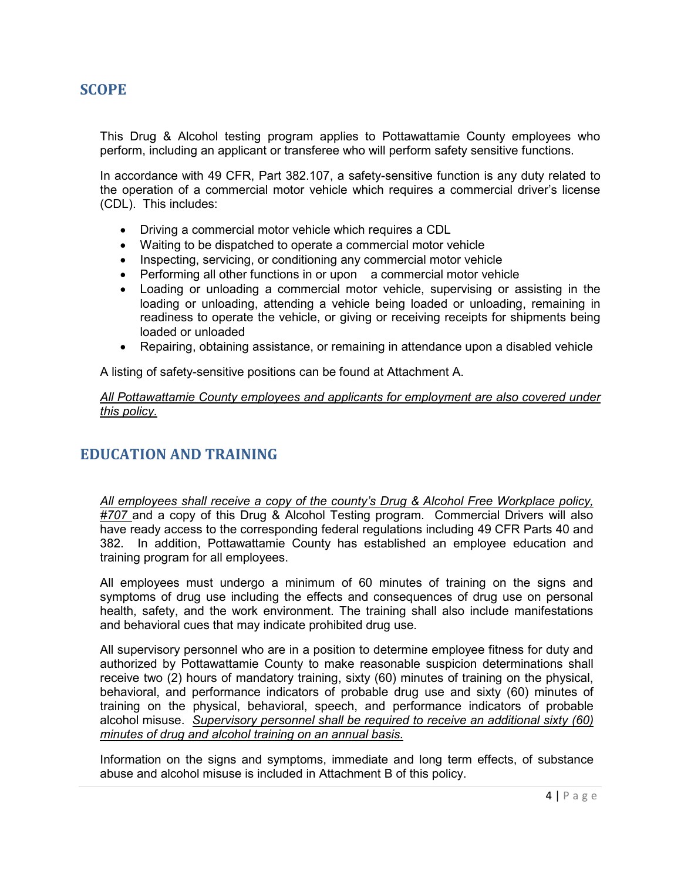## SCOPE

This Drug & Alcohol testing program applies to Pottawattamie County employees who perform, including an applicant or transferee who will perform safety sensitive functions.

In accordance with 49 CFR, Part 382.107, a safety-sensitive function is any duty related to the operation of a commercial motor vehicle which requires a commercial driver's license (CDL). This includes:

- Driving a commercial motor vehicle which requires a CDL
- Waiting to be dispatched to operate a commercial motor vehicle
- Inspecting, servicing, or conditioning any commercial motor vehicle
- Performing all other functions in or upon a commercial motor vehicle
- Loading or unloading a commercial motor vehicle, supervising or assisting in the loading or unloading, attending a vehicle being loaded or unloaded, remaining in readiness to operate the vehicle, or giving or receiving receipts for shipments being loaded or unloaded
- Repairing, obtaining assistance, or remaining in attendance upon a disabled vehicle

A listing of safety-sensitive positions can be found at Attachment A.

*All Pottawattamie County employees and applicants for employment are also covered under this policy.*

## EDUCATION AND TRAINING

*All employees shall receive a copy of the county's Drug & Alcohol Free Workplace policy, #707* and a copy of this Drug & Alcohol Testing program. Commercial Drivers will also have ready access to the corresponding federal regulations including 49 CFR Parts 40 and 382. In addition, Pottawattamie County has established an employee education and training program for all employees.

All employees must undergo a minimum of 60 minutes of training on the signs and symptoms of drug use including the effects and consequences of drug use on personal health, safety, and the work environment. The training shall also include manifestations and behavioral cues that may indicate prohibited drug use.

All supervisory personnel who are in a position to determine employee fitness for duty and authorized by Pottawattamie County to make reasonable suspicion determinations shall receive two (2) hours of mandatory training, sixty (60) minutes of training on the physical, behavioral, and performance indicators of probable drug use and sixty (60) minutes of training on the physical, behavioral, speech, and performance indicators of probable alcohol misuse. *Supervisory personnel shall be required to receive an additional sixty (60) minutes of drug and alcohol training on an annual basis.*

Information on the signs and symptoms, immediate and long term effects, of substance abuse and alcohol misuse is included in Attachment B of this policy.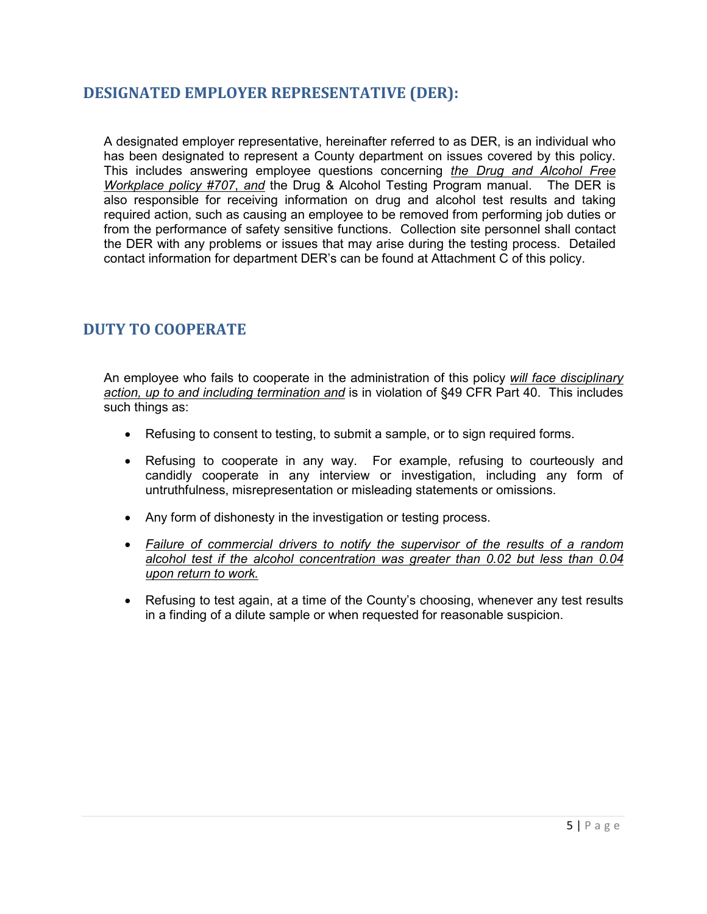## DESIGNATED EMPLOYER REPRESENTATIVE (DER):

A designated employer representative, hereinafter referred to as DER, is an individual who has been designated to represent a County department on issues covered by this policy. This includes answering employee questions concerning *the Drug and Alcohol Free Workplace policy #707, and* the Drug & Alcohol Testing Program manual. The DER is also responsible for receiving information on drug and alcohol test results and taking required action, such as causing an employee to be removed from performing job duties or from the performance of safety sensitive functions. Collection site personnel shall contact the DER with any problems or issues that may arise during the testing process. Detailed contact information for department DER's can be found at Attachment C of this policy.

## DUTY TO COOPERATE

An employee who fails to cooperate in the administration of this policy *will face disciplinary action, up to and including termination and* is in violation of §49 CFR Part 40. This includes such things as:

- Refusing to consent to testing, to submit a sample, or to sign required forms.
- Refusing to cooperate in any way. For example, refusing to courteously and candidly cooperate in any interview or investigation, including any form of untruthfulness, misrepresentation or misleading statements or omissions.
- Any form of dishonesty in the investigation or testing process.
- *Failure of commercial drivers to notify the supervisor of the results of a random alcohol test if the alcohol concentration was greater than 0.02 but less than 0.04 upon return to work.*
- Refusing to test again, at a time of the County's choosing, whenever any test results in a finding of a dilute sample or when requested for reasonable suspicion.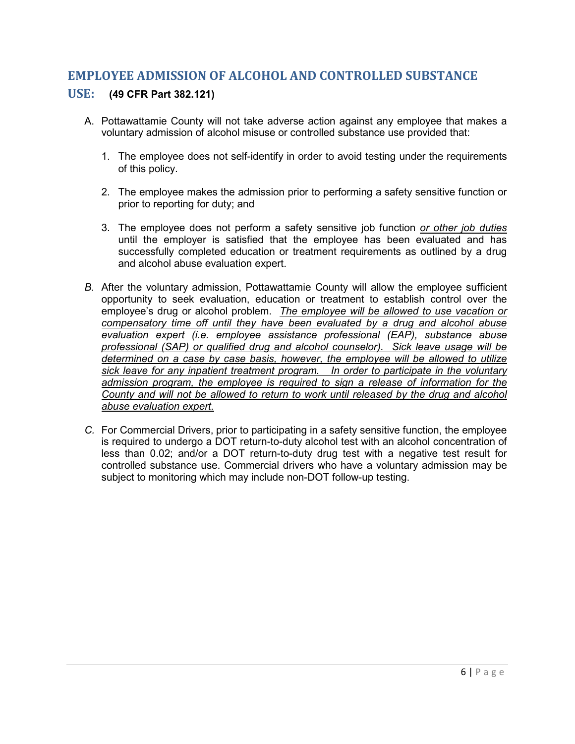## EMPLOYEE ADMISSION OF ALCOHOL AND CONTROLLED SUBSTANCE USE: (49 CFR Part 382.121)

A. Pottawattamie County will not take adverse action against any employee that makes a voluntary admission of alcohol misuse or controlled substance use provided that:

   1. The employee does not self-identify in order to avoid testing under the requirements of this policy.

   2. The employee makes the admission prior to performing a safety sensitive function or prior to reporting for duty; and

   3. The employee does not perform a safety sensitive job function *or other job duties* until the employer is satisfied that the employee has been evaluated and has successfully completed education or treatment requirements as outlined by a drug and alcohol abuse evaluation expert.

*B.* After the voluntary admission, Pottawattamie County will allow the employee sufficient opportunity to seek evaluation, education or treatment to establish control over the employee's drug or alcohol problem. *The employee will be allowed to use vacation or compensatory time off until they have been evaluated by a drug and alcohol abuse evaluation expert (i.e. employee assistance professional (EAP), substance abuse professional (SAP) or qualified drug and alcohol counselor). Sick leave usage will be determined on a case by case basis, however, the employee will be allowed to utilize sick leave for any inpatient treatment program. In order to participate in the voluntary admission program, the employee is required to sign a release of information for the County and will not be allowed to return to work until released by the drug and alcohol abuse evaluation expert.*

*C.* For Commercial Drivers, prior to participating in a safety sensitive function, the employee is required to undergo a DOT return-to-duty alcohol test with an alcohol concentration of less than 0.02; and/or a DOT return-to-duty drug test with a negative test result for controlled substance use. Commercial drivers who have a voluntary admission may be subject to monitoring which may include non-DOT follow-up testing.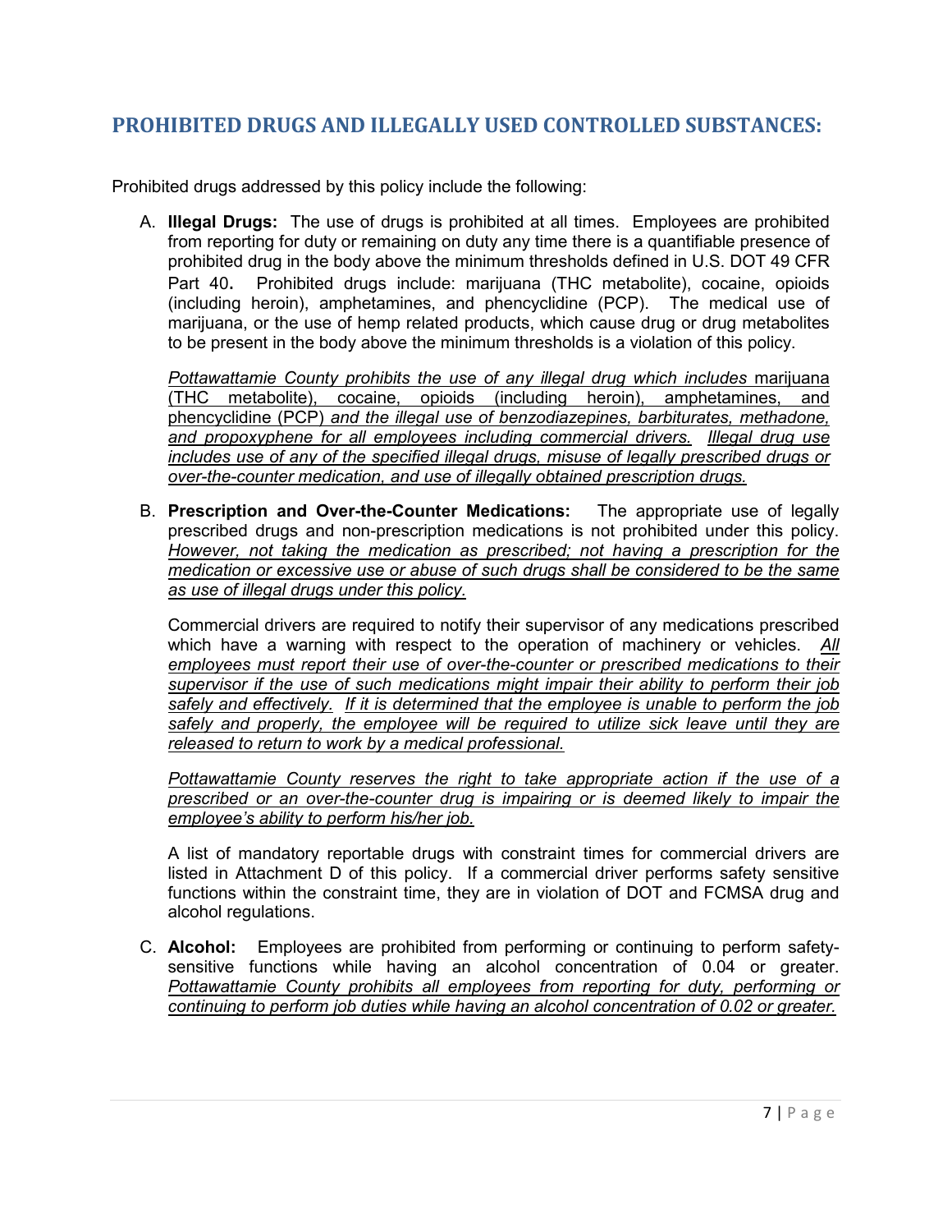## PROHIBITED DRUGS AND ILLEGALLY USED CONTROLLED SUBSTANCES:

Prohibited drugs addressed by this policy include the following:

A. **Illegal Drugs:** The use of drugs is prohibited at all times. Employees are prohibited from reporting for duty or remaining on duty any time there is a quantifiable presence of prohibited drug in the body above the minimum thresholds defined in U.S. DOT 49 CFR Part 40**.** Prohibited drugs include: marijuana (THC metabolite), cocaine, opioids (including heroin), amphetamines, and phencyclidine (PCP). The medical use of marijuana, or the use of hemp related products, which cause drug or drug metabolites to be present in the body above the minimum thresholds is a violation of this policy.

   <u>*Pottawattamie County prohibits the use of any illegal drug which includes* marijuana (THC metabolite), cocaine, opioids (including heroin), amphetamines, and phencyclidine (PCP) *and the illegal use of benzodiazepines, barbiturates, methadone, and propoxyphene for all employees including commercial drivers.*</u> <u>*Illegal drug use includes use of any of the specified illegal drugs, misuse of legally prescribed drugs or over-the-counter medication, and use of illegally obtained prescription drugs.*</u>

B. **Prescription and Over-the-Counter Medications:** The appropriate use of legally prescribed drugs and non-prescription medications is not prohibited under this policy. <u>*However, not taking the medication as prescribed; not having a prescription for the medication or excessive use or abuse of such drugs shall be considered to be the same as use of illegal drugs under this policy.*</u>

   Commercial drivers are required to notify their supervisor of any medications prescribed which have a warning with respect to the operation of machinery or vehicles. <u>*All employees must report their use of over-the-counter or prescribed medications to their supervisor if the use of such medications might impair their ability to perform their job safely and effectively.*</u> <u>*If it is determined that the employee is unable to perform the job safely and properly, the employee will be required to utilize sick leave until they are released to return to work by a medical professional.*</u>

   <u>*Pottawattamie County reserves the right to take appropriate action if the use of a prescribed or an over-the-counter drug is impairing or is deemed likely to impair the employee's ability to perform his/her job.*</u>

   A list of mandatory reportable drugs with constraint times for commercial drivers are listed in Attachment D of this policy. If a commercial driver performs safety sensitive functions within the constraint time, they are in violation of DOT and FCMSA drug and alcohol regulations.

C. **Alcohol:** Employees are prohibited from performing or continuing to perform safety-sensitive functions while having an alcohol concentration of 0.04 or greater. <u>*Pottawattamie County prohibits all employees from reporting for duty, performing or continuing to perform job duties while having an alcohol concentration of 0.02 or greater.*</u>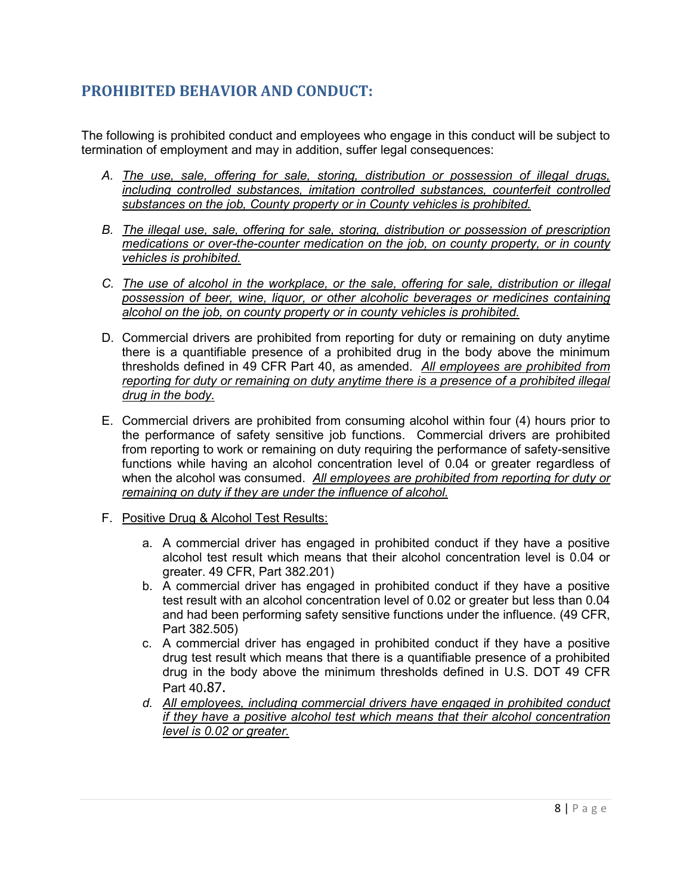## PROHIBITED BEHAVIOR AND CONDUCT:

The following is prohibited conduct and employees who engage in this conduct will be subject to termination of employment and may in addition, suffer legal consequences:

A. <u>*The use, sale, offering for sale, storing, distribution or possession of illegal drugs, including controlled substances, imitation controlled substances, counterfeit controlled substances on the job, County property or in County vehicles is prohibited.*</u>

B. <u>*The illegal use, sale, offering for sale, storing, distribution or possession of prescription medications or over-the-counter medication on the job, on county property, or in county vehicles is prohibited.*</u>

C. <u>*The use of alcohol in the workplace, or the sale, offering for sale, distribution or illegal possession of beer, wine, liquor, or other alcoholic beverages or medicines containing alcohol on the job, on county property or in county vehicles is prohibited.*</u>

D. Commercial drivers are prohibited from reporting for duty or remaining on duty anytime there is a quantifiable presence of a prohibited drug in the body above the minimum thresholds defined in 49 CFR Part 40, as amended. <u>*All employees are prohibited from reporting for duty or remaining on duty anytime there is a presence of a prohibited illegal drug in the body.*</u>

E. Commercial drivers are prohibited from consuming alcohol within four (4) hours prior to the performance of safety sensitive job functions. Commercial drivers are prohibited from reporting to work or remaining on duty requiring the performance of safety-sensitive functions while having an alcohol concentration level of 0.04 or greater regardless of when the alcohol was consumed. <u>*All employees are prohibited from reporting for duty or remaining on duty if they are under the influence of alcohol.*</u>

F. <u>Positive Drug & Alcohol Test Results:</u>

   a. A commercial driver has engaged in prohibited conduct if they have a positive alcohol test result which means that their alcohol concentration level is 0.04 or greater. 49 CFR, Part 382.201)
   b. A commercial driver has engaged in prohibited conduct if they have a positive test result with an alcohol concentration level of 0.02 or greater but less than 0.04 and had been performing safety sensitive functions under the influence. (49 CFR, Part 382.505)
   c. A commercial driver has engaged in prohibited conduct if they have a positive drug test result which means that there is a quantifiable presence of a prohibited drug in the body above the minimum thresholds defined in U.S. DOT 49 CFR Part 40.87.
   d. <u>*All employees, including commercial drivers have engaged in prohibited conduct if they have a positive alcohol test which means that their alcohol concentration level is 0.02 or greater.*</u>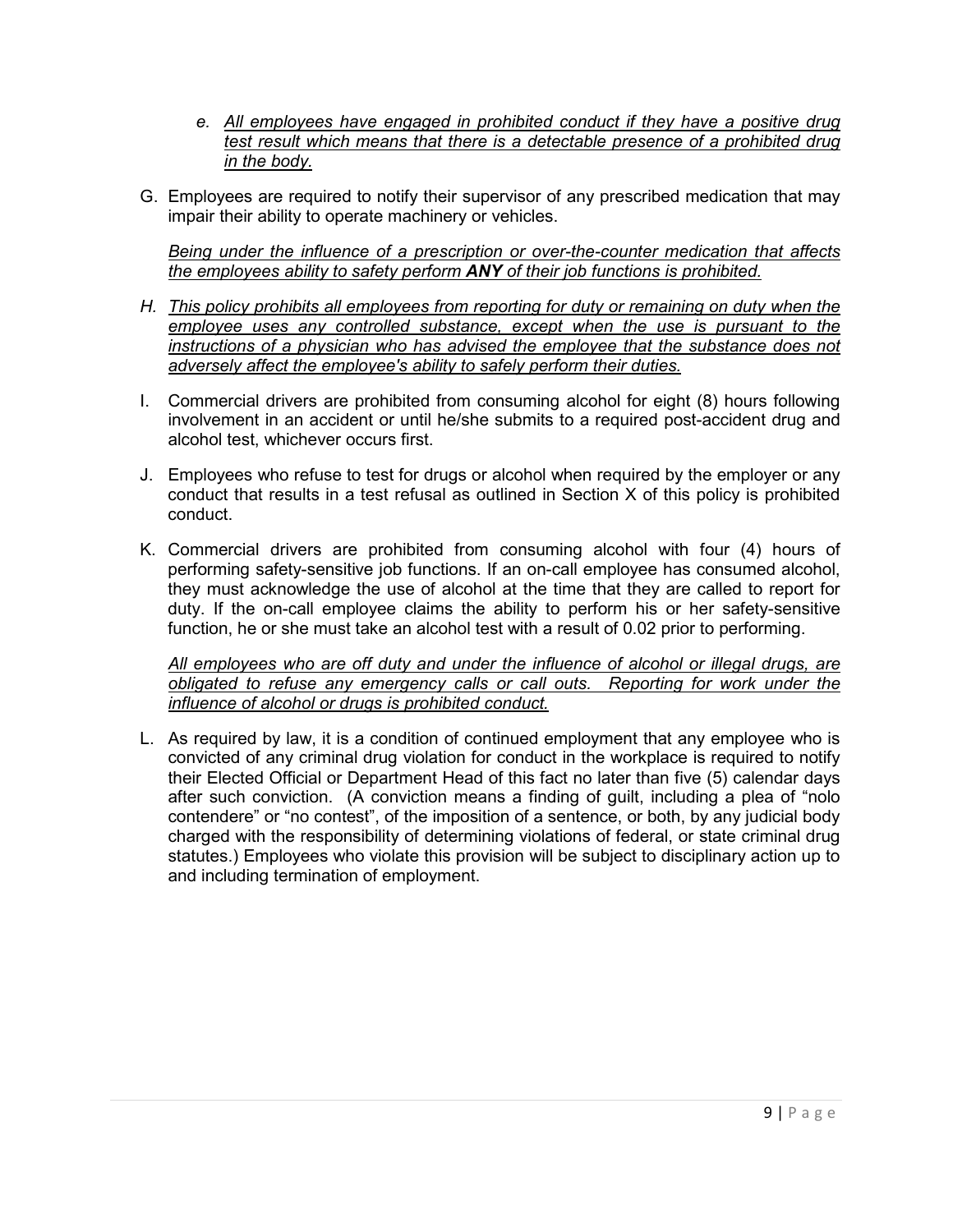e. *<u>All employees have engaged in prohibited conduct if they have a positive drug test result which means that there is a detectable presence of a prohibited drug in the body.</u>*

G. Employees are required to notify their supervisor of any prescribed medication that may impair their ability to operate machinery or vehicles.

   *<u>Being under the influence of a prescription or over-the-counter medication that affects the employees ability to safety perform **ANY** of their job functions is prohibited.</u>*

H. *<u>This policy prohibits all employees from reporting for duty or remaining on duty when the employee uses any controlled substance, except when the use is pursuant to the instructions of a physician who has advised the employee that the substance does not adversely affect the employee's ability to safely perform their duties.</u>*

I. Commercial drivers are prohibited from consuming alcohol for eight (8) hours following involvement in an accident or until he/she submits to a required post-accident drug and alcohol test, whichever occurs first.

J. Employees who refuse to test for drugs or alcohol when required by the employer or any conduct that results in a test refusal as outlined in Section X of this policy is prohibited conduct.

K. Commercial drivers are prohibited from consuming alcohol with four (4) hours of performing safety-sensitive job functions. If an on-call employee has consumed alcohol, they must acknowledge the use of alcohol at the time that they are called to report for duty. If the on-call employee claims the ability to perform his or her safety-sensitive function, he or she must take an alcohol test with a result of 0.02 prior to performing.

   *<u>All employees who are off duty and under the influence of alcohol or illegal drugs, are obligated to refuse any emergency calls or call outs. Reporting for work under the influence of alcohol or drugs is prohibited conduct.</u>*

L. As required by law, it is a condition of continued employment that any employee who is convicted of any criminal drug violation for conduct in the workplace is required to notify their Elected Official or Department Head of this fact no later than five (5) calendar days after such conviction. (A conviction means a finding of guilt, including a plea of "nolo contendere" or "no contest", of the imposition of a sentence, or both, by any judicial body charged with the responsibility of determining violations of federal, or state criminal drug statutes.) Employees who violate this provision will be subject to disciplinary action up to and including termination of employment.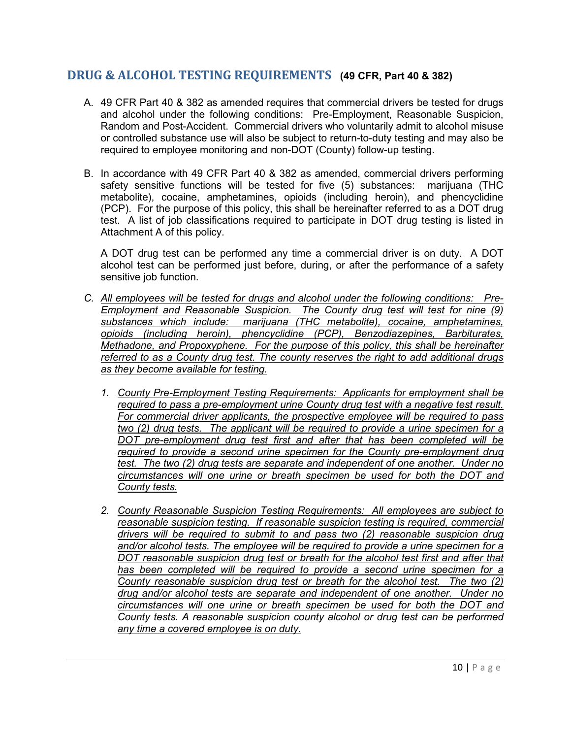## DRUG & ALCOHOL TESTING REQUIREMENTS **(49 CFR, Part 40 & 382)**

A. 49 CFR Part 40 & 382 as amended requires that commercial drivers be tested for drugs and alcohol under the following conditions: Pre-Employment, Reasonable Suspicion, Random and Post-Accident. Commercial drivers who voluntarily admit to alcohol misuse or controlled substance use will also be subject to return-to-duty testing and may also be required to employee monitoring and non-DOT (County) follow-up testing.

B. In accordance with 49 CFR Part 40 & 382 as amended, commercial drivers performing safety sensitive functions will be tested for five (5) substances: marijuana (THC metabolite), cocaine, amphetamines, opioids (including heroin), and phencyclidine (PCP). For the purpose of this policy, this shall be hereinafter referred to as a DOT drug test. A list of job classifications required to participate in DOT drug testing is listed in Attachment A of this policy.

   A DOT drug test can be performed any time a commercial driver is on duty. A DOT alcohol test can be performed just before, during, or after the performance of a safety sensitive job function.

*C. <u>All employees will be tested for drugs and alcohol under the following conditions: Pre-Employment and Reasonable Suspicion. The County drug test will test for nine (9) substances which include: marijuana (THC metabolite), cocaine, amphetamines, opioids (including heroin), phencyclidine (PCP), Benzodiazepines, Barbiturates, Methadone, and Propoxyphene. For the purpose of this policy, this shall be hereinafter referred to as a County drug test. The county reserves the right to add additional drugs as they become available for testing.</u>*

   1. *<u>County Pre-Employment Testing Requirements: Applicants for employment shall be required to pass a pre-employment urine County drug test with a negative test result. For commercial driver applicants, the prospective employee will be required to pass two (2) drug tests. The applicant will be required to provide a urine specimen for a DOT pre-employment drug test first and after that has been completed will be required to provide a second urine specimen for the County pre-employment drug test. The two (2) drug tests are separate and independent of one another. Under no circumstances will one urine or breath specimen be used for both the DOT and County tests.</u>*

   2. *<u>County Reasonable Suspicion Testing Requirements: All employees are subject to reasonable suspicion testing. If reasonable suspicion testing is required, commercial drivers will be required to submit to and pass two (2) reasonable suspicion drug and/or alcohol tests. The employee will be required to provide a urine specimen for a DOT reasonable suspicion drug test or breath for the alcohol test first and after that has been completed will be required to provide a second urine specimen for a County reasonable suspicion drug test or breath for the alcohol test. The two (2) drug and/or alcohol tests are separate and independent of one another. Under no circumstances will one urine or breath specimen be used for both the DOT and County tests. A reasonable suspicion county alcohol or drug test can be performed any time a covered employee is on duty.</u>*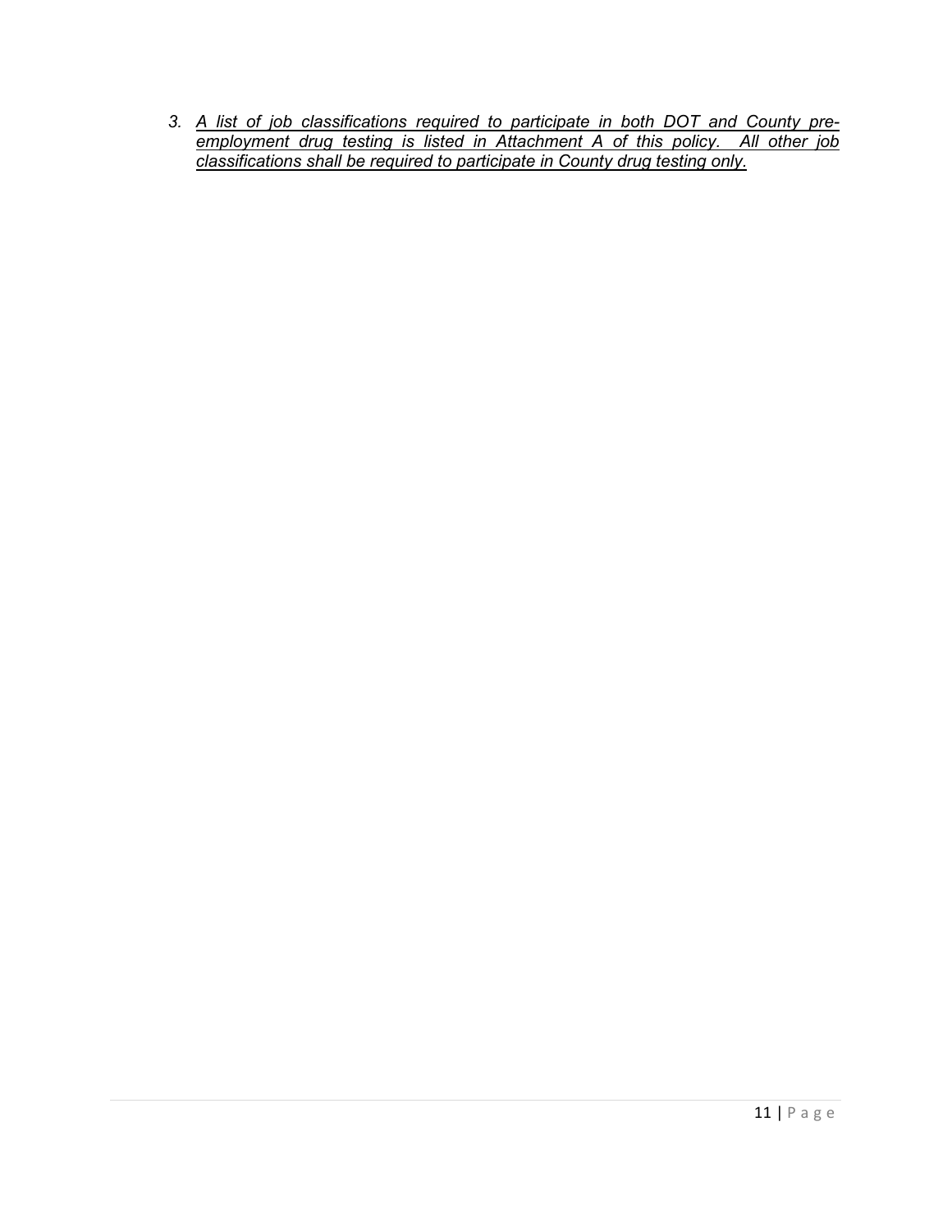3. *A list of job classifications required to participate in both DOT and County pre-employment drug testing is listed in Attachment A of this policy. All other job classifications shall be required to participate in County drug testing only.*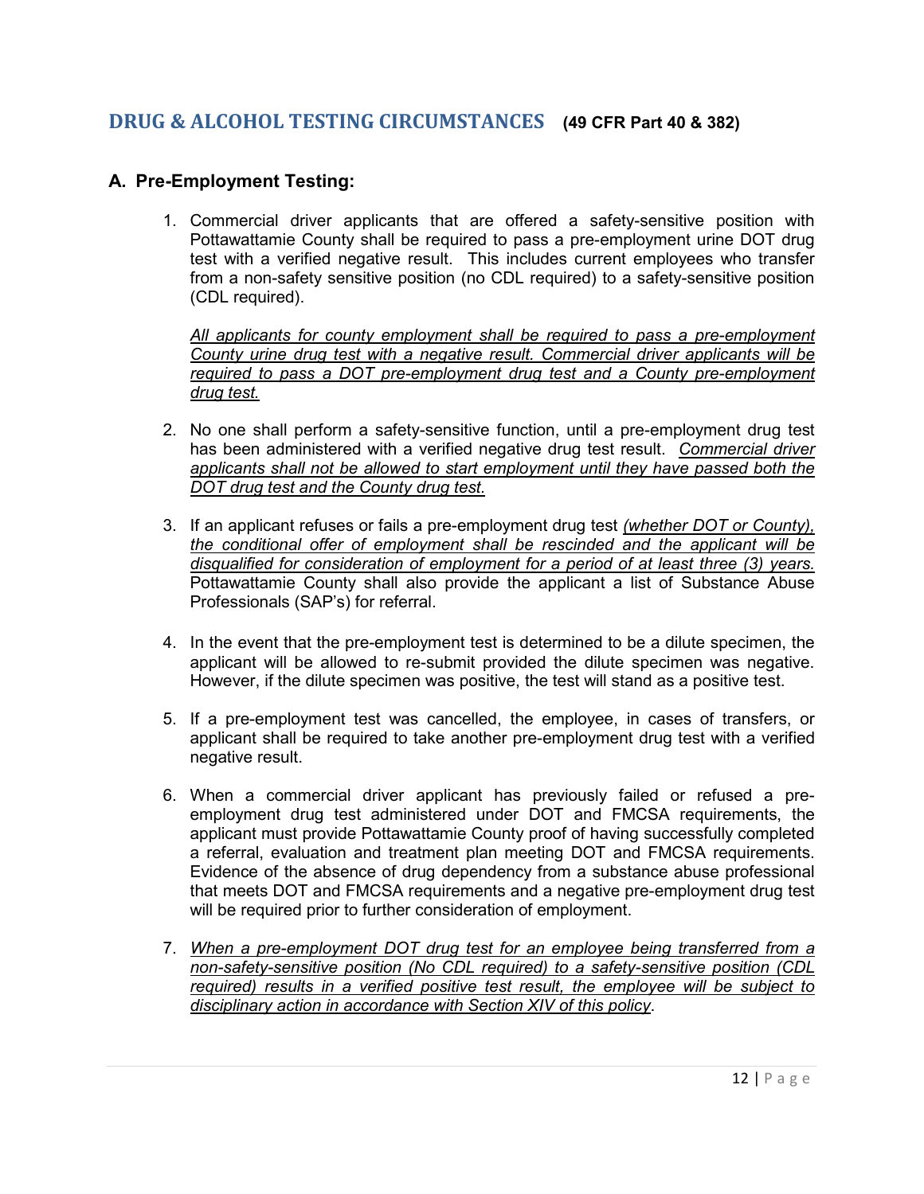## DRUG & ALCOHOL TESTING CIRCUMSTANCES (49 CFR Part 40 & 382)

### A. Pre-Employment Testing:

1. Commercial driver applicants that are offered a safety-sensitive position with Pottawattamie County shall be required to pass a pre-employment urine DOT drug test with a verified negative result. This includes current employees who transfer from a non-safety sensitive position (no CDL required) to a safety-sensitive position (CDL required).

   *<u>All applicants for county employment shall be required to pass a pre-employment County urine drug test with a negative result. Commercial driver applicants will be required to pass a DOT pre-employment drug test and a County pre-employment drug test.</u>*

2. No one shall perform a safety-sensitive function, until a pre-employment drug test has been administered with a verified negative drug test result. *<u>Commercial driver applicants shall not be allowed to start employment until they have passed both the DOT drug test and the County drug test.</u>*

3. If an applicant refuses or fails a pre-employment drug test *<u>(whether DOT or County), the conditional offer of employment shall be rescinded and the applicant will be disqualified for consideration of employment for a period of at least three (3) years.</u>* Pottawattamie County shall also provide the applicant a list of Substance Abuse Professionals (SAP's) for referral.

4. In the event that the pre-employment test is determined to be a dilute specimen, the applicant will be allowed to re-submit provided the dilute specimen was negative. However, if the dilute specimen was positive, the test will stand as a positive test.

5. If a pre-employment test was cancelled, the employee, in cases of transfers, or applicant shall be required to take another pre-employment drug test with a verified negative result.

6. When a commercial driver applicant has previously failed or refused a pre-employment drug test administered under DOT and FMCSA requirements, the applicant must provide Pottawattamie County proof of having successfully completed a referral, evaluation and treatment plan meeting DOT and FMCSA requirements. Evidence of the absence of drug dependency from a substance abuse professional that meets DOT and FMCSA requirements and a negative pre-employment drug test will be required prior to further consideration of employment.

7. *<u>When a pre-employment DOT drug test for an employee being transferred from a non-safety-sensitive position (No CDL required) to a safety-sensitive position (CDL required) results in a verified positive test result, the employee will be subject to disciplinary action in accordance with Section XIV of this policy</u>*.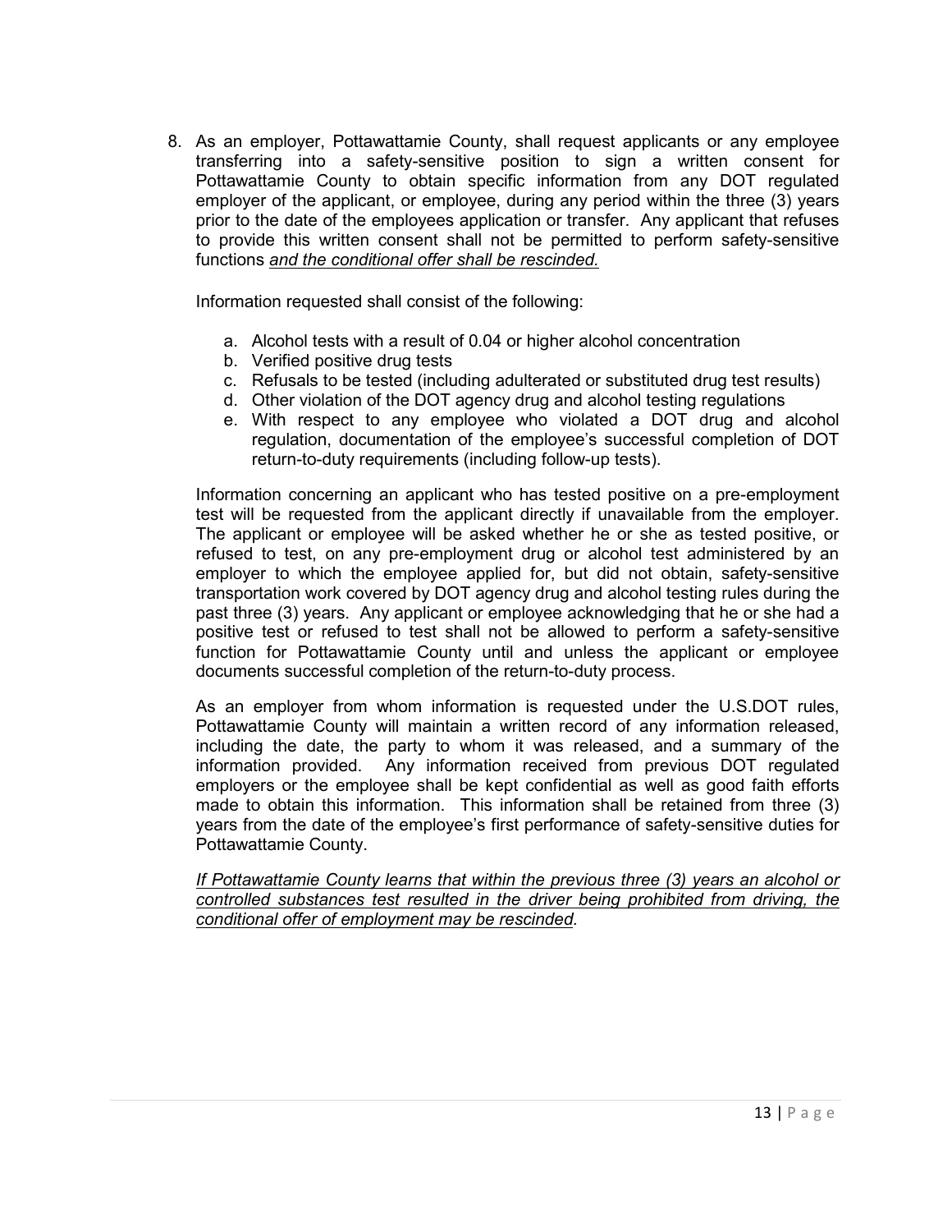8. As an employer, Pottawattamie County, shall request applicants or any employee transferring into a safety-sensitive position to sign a written consent for Pottawattamie County to obtain specific information from any DOT regulated employer of the applicant, or employee, during any period within the three (3) years prior to the date of the employees application or transfer. Any applicant that refuses to provide this written consent shall not be permitted to perform safety-sensitive functions *and the conditional offer shall be rescinded.*

   Information requested shall consist of the following:

   a. Alcohol tests with a result of 0.04 or higher alcohol concentration
   b. Verified positive drug tests
   c. Refusals to be tested (including adulterated or substituted drug test results)
   d. Other violation of the DOT agency drug and alcohol testing regulations
   e. With respect to any employee who violated a DOT drug and alcohol regulation, documentation of the employee's successful completion of DOT return-to-duty requirements (including follow-up tests).

   Information concerning an applicant who has tested positive on a pre-employment test will be requested from the applicant directly if unavailable from the employer. The applicant or employee will be asked whether he or she as tested positive, or refused to test, on any pre-employment drug or alcohol test administered by an employer to which the employee applied for, but did not obtain, safety-sensitive transportation work covered by DOT agency drug and alcohol testing rules during the past three (3) years. Any applicant or employee acknowledging that he or she had a positive test or refused to test shall not be allowed to perform a safety-sensitive function for Pottawattamie County until and unless the applicant or employee documents successful completion of the return-to-duty process.

   As an employer from whom information is requested under the U.S.DOT rules, Pottawattamie County will maintain a written record of any information released, including the date, the party to whom it was released, and a summary of the information provided. Any information received from previous DOT regulated employers or the employee shall be kept confidential as well as good faith efforts made to obtain this information. This information shall be retained from three (3) years from the date of the employee's first performance of safety-sensitive duties for Pottawattamie County.

   *If Pottawattamie County learns that within the previous three (3) years an alcohol or controlled substances test resulted in the driver being prohibited from driving, the conditional offer of employment may be rescinded.*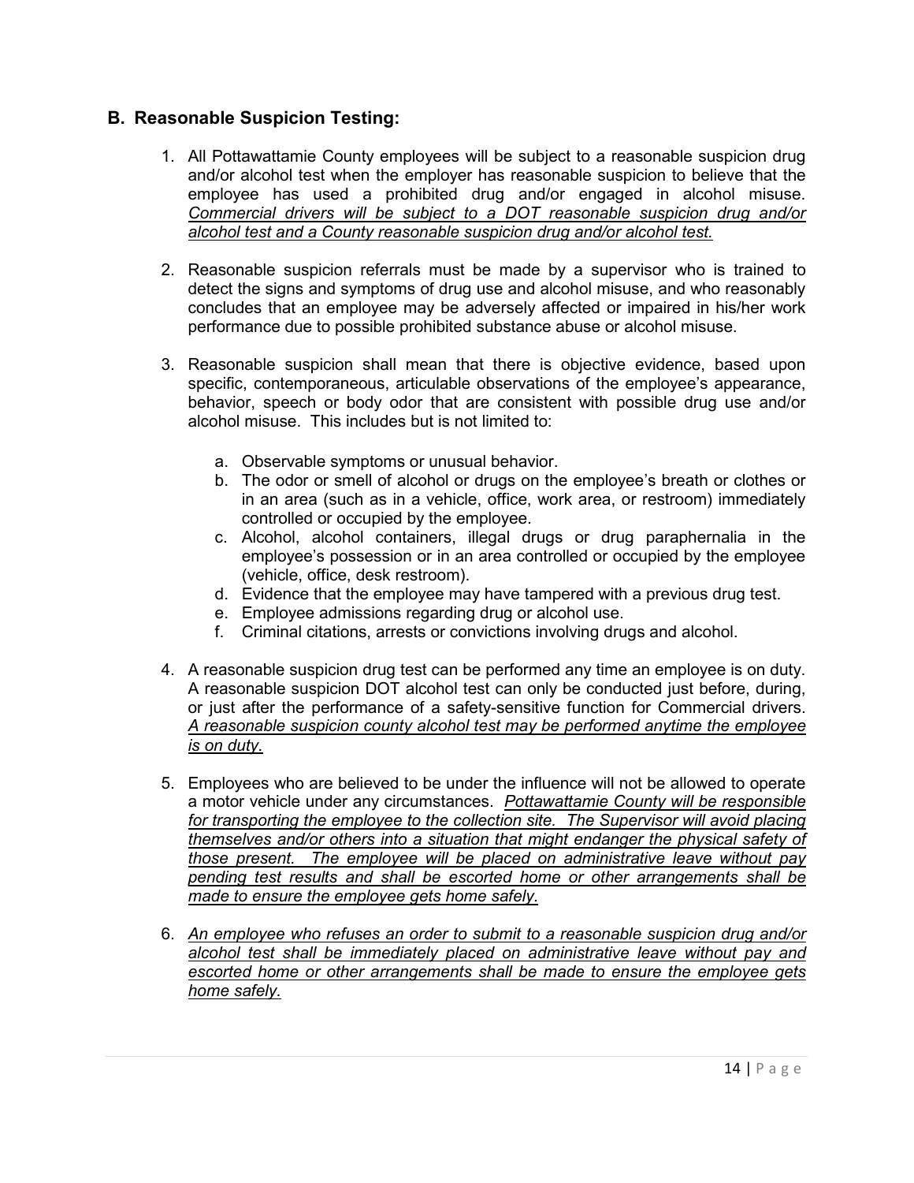## B. Reasonable Suspicion Testing:

1. All Pottawattamie County employees will be subject to a reasonable suspicion drug and/or alcohol test when the employer has reasonable suspicion to believe that the employee has used a prohibited drug and/or engaged in alcohol misuse. *Commercial drivers will be subject to a DOT reasonable suspicion drug and/or alcohol test and a County reasonable suspicion drug and/or alcohol test.*

2. Reasonable suspicion referrals must be made by a supervisor who is trained to detect the signs and symptoms of drug use and alcohol misuse, and who reasonably concludes that an employee may be adversely affected or impaired in his/her work performance due to possible prohibited substance abuse or alcohol misuse.

3. Reasonable suspicion shall mean that there is objective evidence, based upon specific, contemporaneous, articulable observations of the employee's appearance, behavior, speech or body odor that are consistent with possible drug use and/or alcohol misuse. This includes but is not limited to:

   a. Observable symptoms or unusual behavior.
   b. The odor or smell of alcohol or drugs on the employee's breath or clothes or in an area (such as in a vehicle, office, work area, or restroom) immediately controlled or occupied by the employee.
   c. Alcohol, alcohol containers, illegal drugs or drug paraphernalia in the employee's possession or in an area controlled or occupied by the employee (vehicle, office, desk restroom).
   d. Evidence that the employee may have tampered with a previous drug test.
   e. Employee admissions regarding drug or alcohol use.
   f. Criminal citations, arrests or convictions involving drugs and alcohol.

4. A reasonable suspicion drug test can be performed any time an employee is on duty. A reasonable suspicion DOT alcohol test can only be conducted just before, during, or just after the performance of a safety-sensitive function for Commercial drivers. *A reasonable suspicion county alcohol test may be performed anytime the employee is on duty.*

5. Employees who are believed to be under the influence will not be allowed to operate a motor vehicle under any circumstances. *Pottawattamie County will be responsible for transporting the employee to the collection site. The Supervisor will avoid placing themselves and/or others into a situation that might endanger the physical safety of those present. The employee will be placed on administrative leave without pay pending test results and shall be escorted home or other arrangements shall be made to ensure the employee gets home safely.*

6. *An employee who refuses an order to submit to a reasonable suspicion drug and/or alcohol test shall be immediately placed on administrative leave without pay and escorted home or other arrangements shall be made to ensure the employee gets home safely.*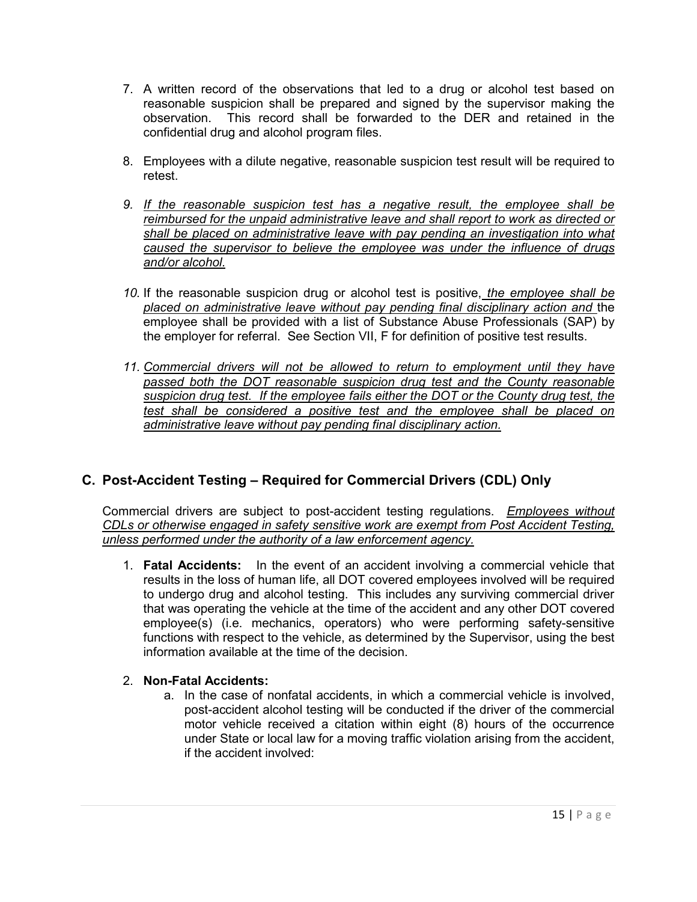7. A written record of the observations that led to a drug or alcohol test based on reasonable suspicion shall be prepared and signed by the supervisor making the observation. This record shall be forwarded to the DER and retained in the confidential drug and alcohol program files.

8. Employees with a dilute negative, reasonable suspicion test result will be required to retest.

9. *If the reasonable suspicion test has a negative result, the employee shall be reimbursed for the unpaid administrative leave and shall report to work as directed or shall be placed on administrative leave with pay pending an investigation into what caused the supervisor to believe the employee was under the influence of drugs and/or alcohol.*

10. If the reasonable suspicion drug or alcohol test is positive, *the employee shall be placed on administrative leave without pay pending final disciplinary action and* the employee shall be provided with a list of Substance Abuse Professionals (SAP) by the employer for referral. See Section VII, F for definition of positive test results.

11. *Commercial drivers will not be allowed to return to employment until they have passed both the DOT reasonable suspicion drug test and the County reasonable suspicion drug test. If the employee fails either the DOT or the County drug test, the test shall be considered a positive test and the employee shall be placed on administrative leave without pay pending final disciplinary action.*

## C. Post-Accident Testing – Required for Commercial Drivers (CDL) Only

Commercial drivers are subject to post-accident testing regulations. *Employees without CDLs or otherwise engaged in safety sensitive work are exempt from Post Accident Testing, unless performed under the authority of a law enforcement agency.*

1. **Fatal Accidents:** In the event of an accident involving a commercial vehicle that results in the loss of human life, all DOT covered employees involved will be required to undergo drug and alcohol testing. This includes any surviving commercial driver that was operating the vehicle at the time of the accident and any other DOT covered employee(s) (i.e. mechanics, operators) who were performing safety-sensitive functions with respect to the vehicle, as determined by the Supervisor, using the best information available at the time of the decision.

2. **Non-Fatal Accidents:**
   a. In the case of nonfatal accidents, in which a commercial vehicle is involved, post-accident alcohol testing will be conducted if the driver of the commercial motor vehicle received a citation within eight (8) hours of the occurrence under State or local law for a moving traffic violation arising from the accident, if the accident involved: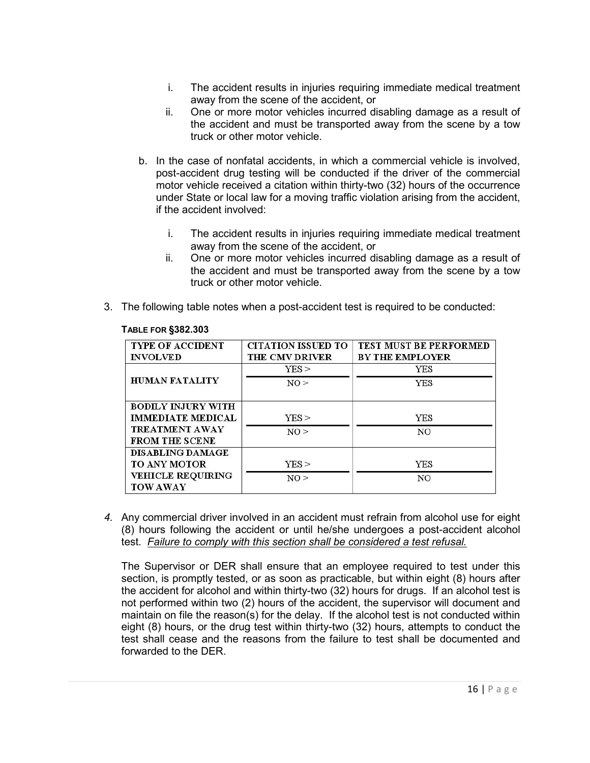i. The accident results in injuries requiring immediate medical treatment away from the scene of the accident, or
   ii. One or more motor vehicles incurred disabling damage as a result of the accident and must be transported away from the scene by a tow truck or other motor vehicle.

b. In the case of nonfatal accidents, in which a commercial vehicle is involved, post-accident drug testing will be conducted if the driver of the commercial motor vehicle received a citation within thirty-two (32) hours of the occurrence under State or local law for a moving traffic violation arising from the accident, if the accident involved:

   i. The accident results in injuries requiring immediate medical treatment away from the scene of the accident, or
   ii. One or more motor vehicles incurred disabling damage as a result of the accident and must be transported away from the scene by a tow truck or other motor vehicle.

3. The following table notes when a post-accident test is required to be conducted:

**TABLE FOR §382.303**

| TYPE OF ACCIDENT INVOLVED | CITATION ISSUED TO THE CMV DRIVER | TEST MUST BE PERFORMED BY THE EMPLOYER |
|---|---|---|
| HUMAN FATALITY | YES > | YES |
| | NO > | YES |
| BODILY INJURY WITH IMMEDIATE MEDICAL TREATMENT AWAY FROM THE SCENE | YES > | YES |
| | NO > | NO |
| DISABLING DAMAGE TO ANY MOTOR VEHICLE REQUIRING TOW AWAY | YES > | YES |
| | NO > | NO |

*4.* Any commercial driver involved in an accident must refrain from alcohol use for eight (8) hours following the accident or until he/she undergoes a post-accident alcohol test. *Failure to comply with this section shall be considered a test refusal.*

The Supervisor or DER shall ensure that an employee required to test under this section, is promptly tested, or as soon as practicable, but within eight (8) hours after the accident for alcohol and within thirty-two (32) hours for drugs. If an alcohol test is not performed within two (2) hours of the accident, the supervisor will document and maintain on file the reason(s) for the delay. If the alcohol test is not conducted within eight (8) hours, or the drug test within thirty-two (32) hours, attempts to conduct the test shall cease and the reasons from the failure to test shall be documented and forwarded to the DER.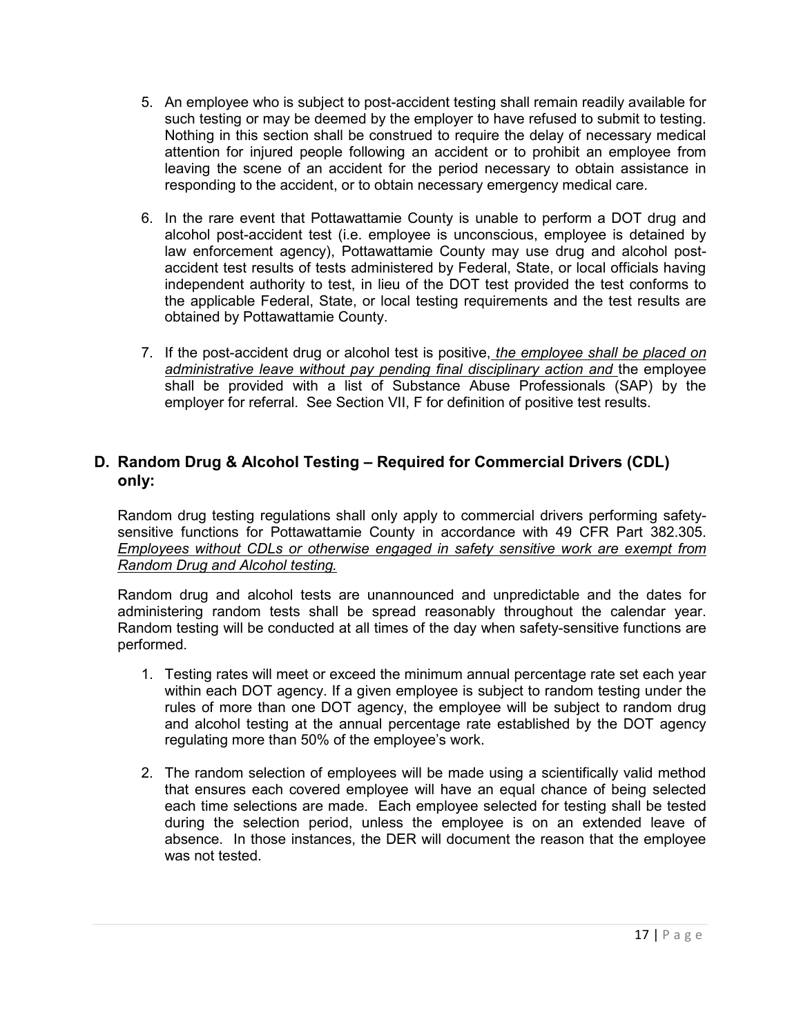5. An employee who is subject to post-accident testing shall remain readily available for such testing or may be deemed by the employer to have refused to submit to testing. Nothing in this section shall be construed to require the delay of necessary medical attention for injured people following an accident or to prohibit an employee from leaving the scene of an accident for the period necessary to obtain assistance in responding to the accident, or to obtain necessary emergency medical care.

6. In the rare event that Pottawattamie County is unable to perform a DOT drug and alcohol post-accident test (i.e. employee is unconscious, employee is detained by law enforcement agency), Pottawattamie County may use drug and alcohol post-accident test results of tests administered by Federal, State, or local officials having independent authority to test, in lieu of the DOT test provided the test conforms to the applicable Federal, State, or local testing requirements and the test results are obtained by Pottawattamie County.

7. If the post-accident drug or alcohol test is positive, *the employee shall be placed on administrative leave without pay pending final disciplinary action and* the employee shall be provided with a list of Substance Abuse Professionals (SAP) by the employer for referral. See Section VII, F for definition of positive test results.

## D. Random Drug & Alcohol Testing – Required for Commercial Drivers (CDL) only:

Random drug testing regulations shall only apply to commercial drivers performing safety-sensitive functions for Pottawattamie County in accordance with 49 CFR Part 382.305. *Employees without CDLs or otherwise engaged in safety sensitive work are exempt from Random Drug and Alcohol testing.*

Random drug and alcohol tests are unannounced and unpredictable and the dates for administering random tests shall be spread reasonably throughout the calendar year. Random testing will be conducted at all times of the day when safety-sensitive functions are performed.

1. Testing rates will meet or exceed the minimum annual percentage rate set each year within each DOT agency. If a given employee is subject to random testing under the rules of more than one DOT agency, the employee will be subject to random drug and alcohol testing at the annual percentage rate established by the DOT agency regulating more than 50% of the employee's work.

2. The random selection of employees will be made using a scientifically valid method that ensures each covered employee will have an equal chance of being selected each time selections are made. Each employee selected for testing shall be tested during the selection period, unless the employee is on an extended leave of absence. In those instances, the DER will document the reason that the employee was not tested.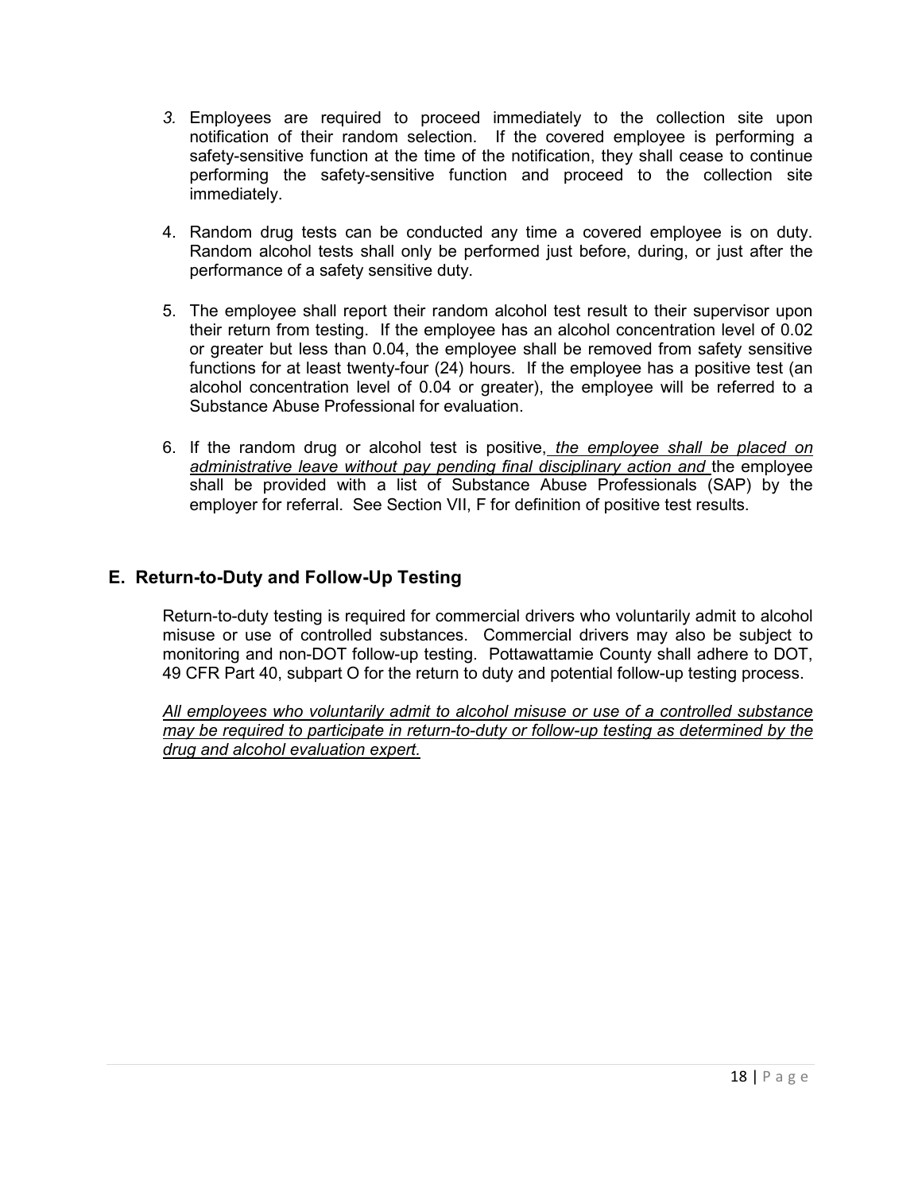3. Employees are required to proceed immediately to the collection site upon notification of their random selection. If the covered employee is performing a safety-sensitive function at the time of the notification, they shall cease to continue performing the safety-sensitive function and proceed to the collection site immediately.

4. Random drug tests can be conducted any time a covered employee is on duty. Random alcohol tests shall only be performed just before, during, or just after the performance of a safety sensitive duty.

5. The employee shall report their random alcohol test result to their supervisor upon their return from testing. If the employee has an alcohol concentration level of 0.02 or greater but less than 0.04, the employee shall be removed from safety sensitive functions for at least twenty-four (24) hours. If the employee has a positive test (an alcohol concentration level of 0.04 or greater), the employee will be referred to a Substance Abuse Professional for evaluation.

6. If the random drug or alcohol test is positive, *the employee shall be placed on administrative leave without pay pending final disciplinary action and* the employee shall be provided with a list of Substance Abuse Professionals (SAP) by the employer for referral. See Section VII, F for definition of positive test results.

## E. Return-to-Duty and Follow-Up Testing

Return-to-duty testing is required for commercial drivers who voluntarily admit to alcohol misuse or use of controlled substances. Commercial drivers may also be subject to monitoring and non-DOT follow-up testing. Pottawattamie County shall adhere to DOT, 49 CFR Part 40, subpart O for the return to duty and potential follow-up testing process.

*All employees who voluntarily admit to alcohol misuse or use of a controlled substance may be required to participate in return-to-duty or follow-up testing as determined by the drug and alcohol evaluation expert.*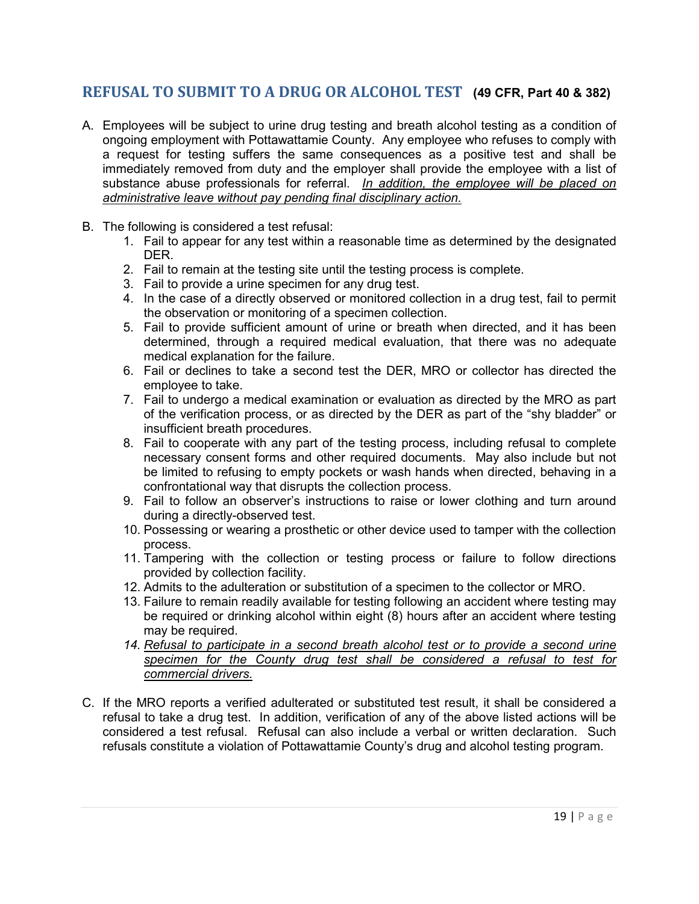## REFUSAL TO SUBMIT TO A DRUG OR ALCOHOL TEST **(49 CFR, Part 40 & 382)**

A. Employees will be subject to urine drug testing and breath alcohol testing as a condition of ongoing employment with Pottawattamie County. Any employee who refuses to comply with a request for testing suffers the same consequences as a positive test and shall be immediately removed from duty and the employer shall provide the employee with a list of substance abuse professionals for referral. <u>*In addition, the employee will be placed on administrative leave without pay pending final disciplinary action.*</u>

B. The following is considered a test refusal:
   1. Fail to appear for any test within a reasonable time as determined by the designated DER.
   2. Fail to remain at the testing site until the testing process is complete.
   3. Fail to provide a urine specimen for any drug test.
   4. In the case of a directly observed or monitored collection in a drug test, fail to permit the observation or monitoring of a specimen collection.
   5. Fail to provide sufficient amount of urine or breath when directed, and it has been determined, through a required medical evaluation, that there was no adequate medical explanation for the failure.
   6. Fail or declines to take a second test the DER, MRO or collector has directed the employee to take.
   7. Fail to undergo a medical examination or evaluation as directed by the MRO as part of the verification process, or as directed by the DER as part of the "shy bladder" or insufficient breath procedures.
   8. Fail to cooperate with any part of the testing process, including refusal to complete necessary consent forms and other required documents. May also include but not be limited to refusing to empty pockets or wash hands when directed, behaving in a confrontational way that disrupts the collection process.
   9. Fail to follow an observer's instructions to raise or lower clothing and turn around during a directly-observed test.
   10. Possessing or wearing a prosthetic or other device used to tamper with the collection process.
   11. Tampering with the collection or testing process or failure to follow directions provided by collection facility.
   12. Admits to the adulteration or substitution of a specimen to the collector or MRO.
   13. Failure to remain readily available for testing following an accident where testing may be required or drinking alcohol within eight (8) hours after an accident where testing may be required.
   14. <u>*Refusal to participate in a second breath alcohol test or to provide a second urine specimen for the County drug test shall be considered a refusal to test for commercial drivers.*</u>

C. If the MRO reports a verified adulterated or substituted test result, it shall be considered a refusal to take a drug test. In addition, verification of any of the above listed actions will be considered a test refusal. Refusal can also include a verbal or written declaration. Such refusals constitute a violation of Pottawattamie County's drug and alcohol testing program.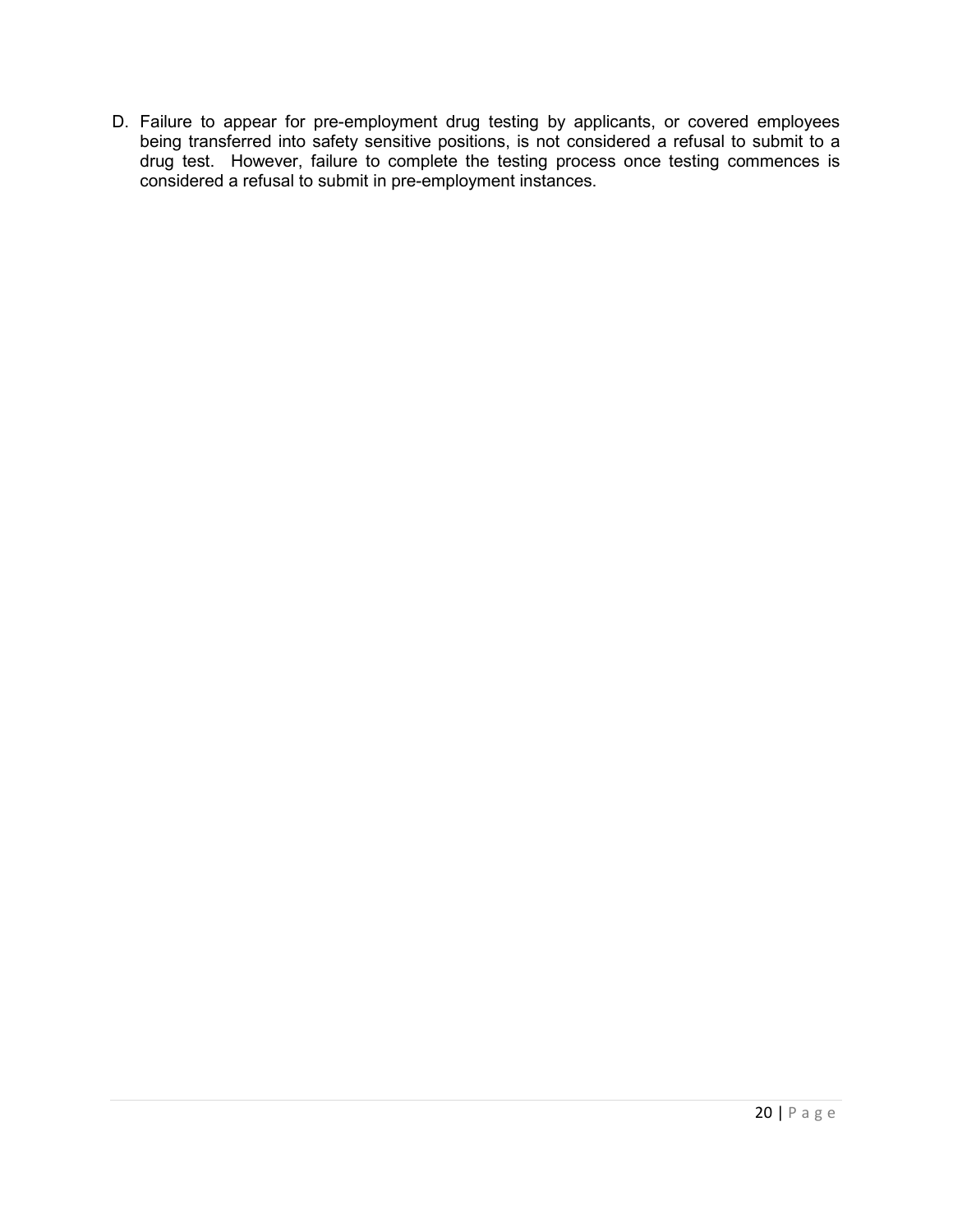D. Failure to appear for pre-employment drug testing by applicants, or covered employees being transferred into safety sensitive positions, is not considered a refusal to submit to a drug test. However, failure to complete the testing process once testing commences is considered a refusal to submit in pre-employment instances.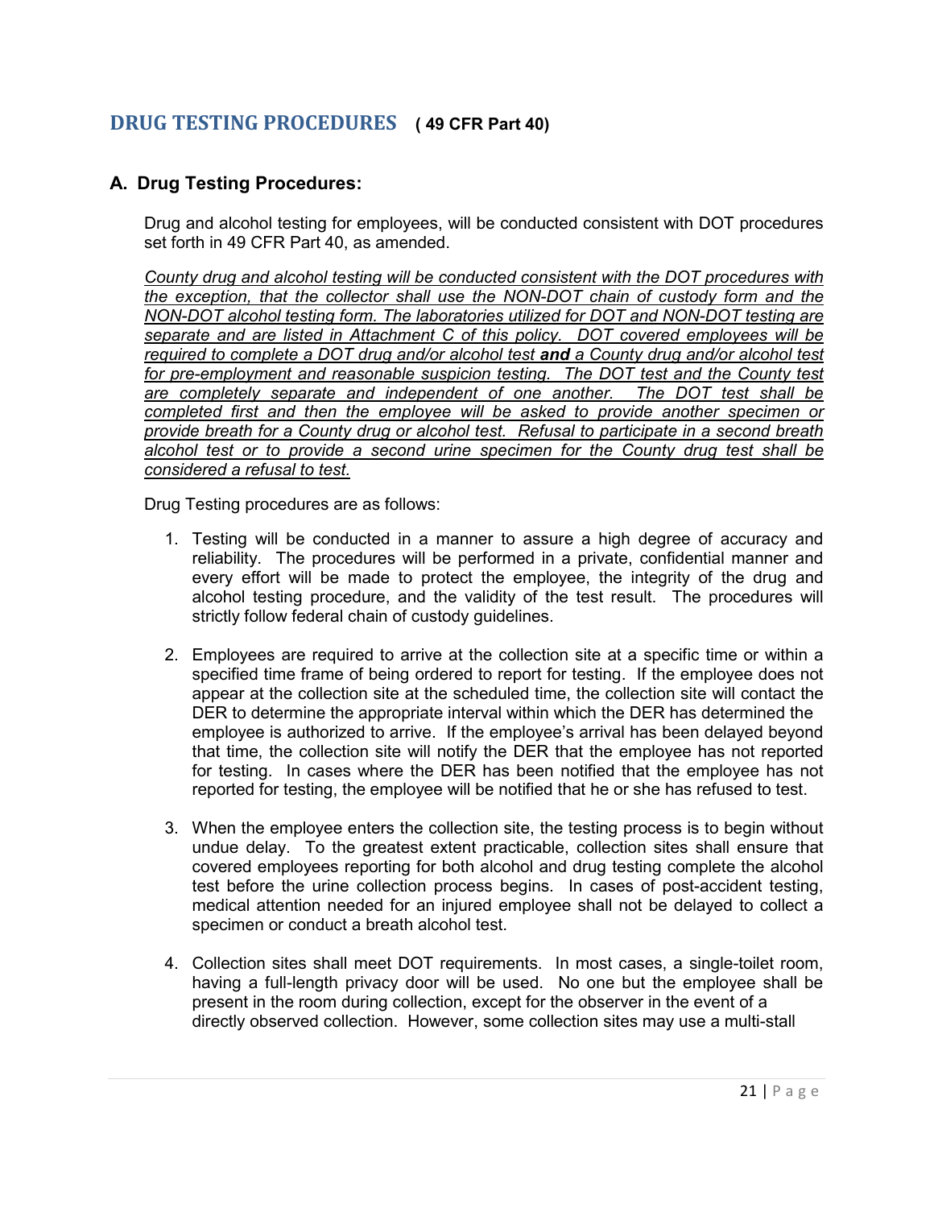# DRUG TESTING PROCEDURES **( 49 CFR Part 40)**

## A. Drug Testing Procedures:

Drug and alcohol testing for employees, will be conducted consistent with DOT procedures set forth in 49 CFR Part 40, as amended.

<u>*County drug and alcohol testing will be conducted consistent with the DOT procedures with the exception, that the collector shall use the NON-DOT chain of custody form and the NON-DOT alcohol testing form. The laboratories utilized for DOT and NON-DOT testing are separate and are listed in Attachment C of this policy. DOT covered employees will be required to complete a DOT drug and/or alcohol test **and** a County drug and/or alcohol test for pre-employment and reasonable suspicion testing. The DOT test and the County test are completely separate and independent of one another. The DOT test shall be completed first and then the employee will be asked to provide another specimen or provide breath for a County drug or alcohol test. Refusal to participate in a second breath alcohol test or to provide a second urine specimen for the County drug test shall be considered a refusal to test.*</u>

Drug Testing procedures are as follows:

1. Testing will be conducted in a manner to assure a high degree of accuracy and reliability. The procedures will be performed in a private, confidential manner and every effort will be made to protect the employee, the integrity of the drug and alcohol testing procedure, and the validity of the test result. The procedures will strictly follow federal chain of custody guidelines.

2. Employees are required to arrive at the collection site at a specific time or within a specified time frame of being ordered to report for testing. If the employee does not appear at the collection site at the scheduled time, the collection site will contact the DER to determine the appropriate interval within which the DER has determined the employee is authorized to arrive. If the employee's arrival has been delayed beyond that time, the collection site will notify the DER that the employee has not reported for testing. In cases where the DER has been notified that the employee has not reported for testing, the employee will be notified that he or she has refused to test.

3. When the employee enters the collection site, the testing process is to begin without undue delay. To the greatest extent practicable, collection sites shall ensure that covered employees reporting for both alcohol and drug testing complete the alcohol test before the urine collection process begins. In cases of post-accident testing, medical attention needed for an injured employee shall not be delayed to collect a specimen or conduct a breath alcohol test.

4. Collection sites shall meet DOT requirements. In most cases, a single-toilet room, having a full-length privacy door will be used. No one but the employee shall be present in the room during collection, except for the observer in the event of a directly observed collection. However, some collection sites may use a multi-stall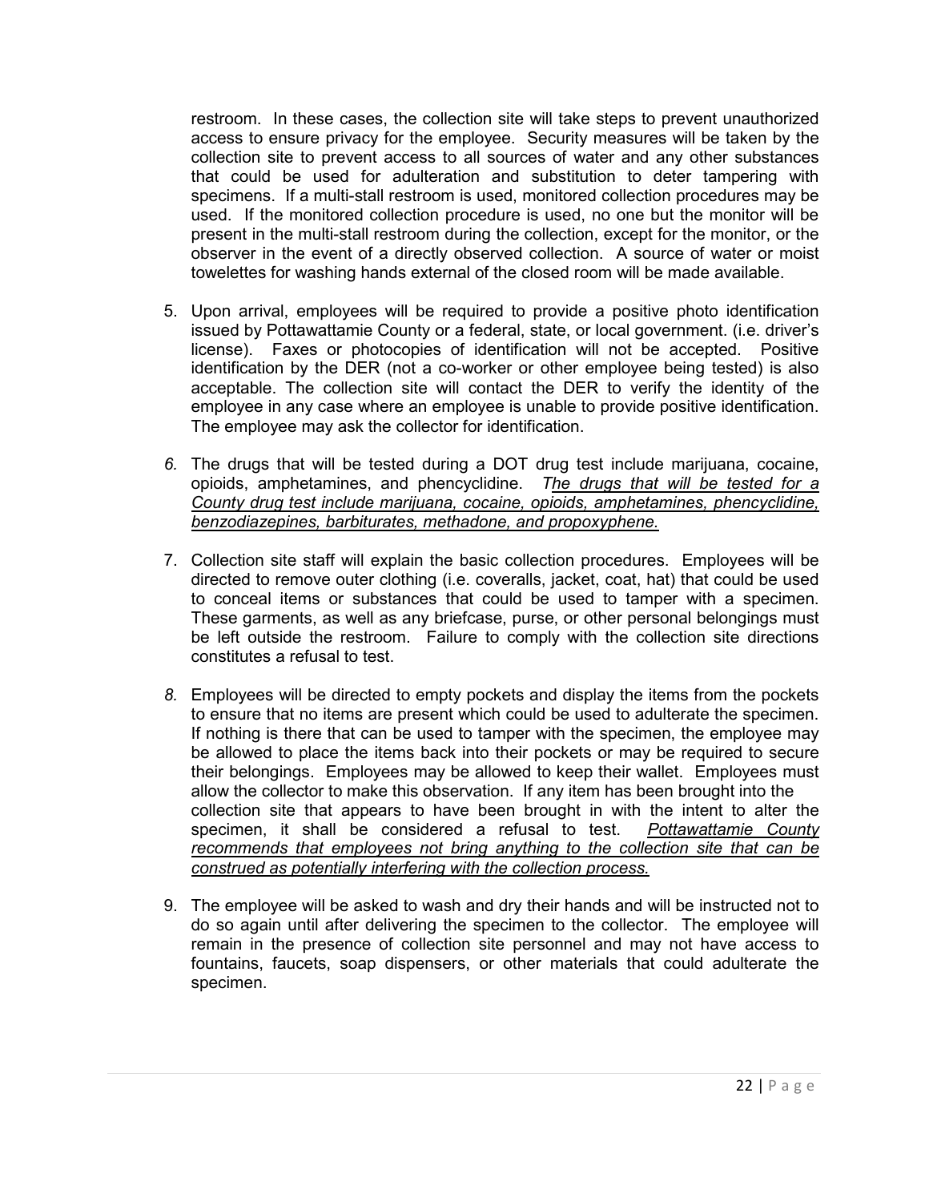restroom. In these cases, the collection site will take steps to prevent unauthorized access to ensure privacy for the employee. Security measures will be taken by the collection site to prevent access to all sources of water and any other substances that could be used for adulteration and substitution to deter tampering with specimens. If a multi-stall restroom is used, monitored collection procedures may be used. If the monitored collection procedure is used, no one but the monitor will be present in the multi-stall restroom during the collection, except for the monitor, or the observer in the event of a directly observed collection. A source of water or moist towelettes for washing hands external of the closed room will be made available.

5. Upon arrival, employees will be required to provide a positive photo identification issued by Pottawattamie County or a federal, state, or local government. (i.e. driver's license). Faxes or photocopies of identification will not be accepted. Positive identification by the DER (not a co-worker or other employee being tested) is also acceptable. The collection site will contact the DER to verify the identity of the employee in any case where an employee is unable to provide positive identification. The employee may ask the collector for identification.

6. The drugs that will be tested during a DOT drug test include marijuana, cocaine, opioids, amphetamines, and phencyclidine. *The drugs that will be tested for a County drug test include marijuana, cocaine, opioids, amphetamines, phencyclidine, benzodiazepines, barbiturates, methadone, and propoxyphene.*

7. Collection site staff will explain the basic collection procedures. Employees will be directed to remove outer clothing (i.e. coveralls, jacket, coat, hat) that could be used to conceal items or substances that could be used to tamper with a specimen. These garments, as well as any briefcase, purse, or other personal belongings must be left outside the restroom. Failure to comply with the collection site directions constitutes a refusal to test.

8. Employees will be directed to empty pockets and display the items from the pockets to ensure that no items are present which could be used to adulterate the specimen. If nothing is there that can be used to tamper with the specimen, the employee may be allowed to place the items back into their pockets or may be required to secure their belongings. Employees may be allowed to keep their wallet. Employees must allow the collector to make this observation. If any item has been brought into the collection site that appears to have been brought in with the intent to alter the specimen, it shall be considered a refusal to test. *Pottawattamie County recommends that employees not bring anything to the collection site that can be construed as potentially interfering with the collection process.*

9. The employee will be asked to wash and dry their hands and will be instructed not to do so again until after delivering the specimen to the collector. The employee will remain in the presence of collection site personnel and may not have access to fountains, faucets, soap dispensers, or other materials that could adulterate the specimen.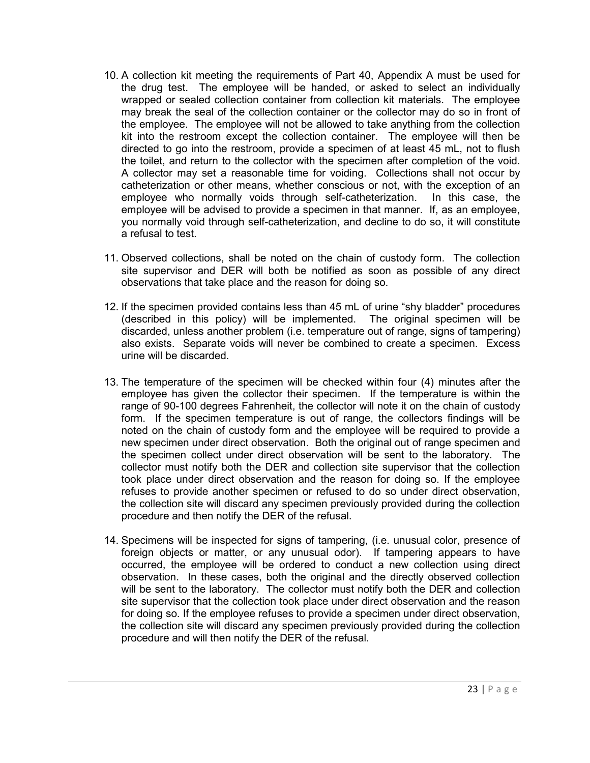10. A collection kit meeting the requirements of Part 40, Appendix A must be used for the drug test. The employee will be handed, or asked to select an individually wrapped or sealed collection container from collection kit materials. The employee may break the seal of the collection container or the collector may do so in front of the employee. The employee will not be allowed to take anything from the collection kit into the restroom except the collection container. The employee will then be directed to go into the restroom, provide a specimen of at least 45 mL, not to flush the toilet, and return to the collector with the specimen after completion of the void. A collector may set a reasonable time for voiding. Collections shall not occur by catheterization or other means, whether conscious or not, with the exception of an employee who normally voids through self-catheterization. In this case, the employee will be advised to provide a specimen in that manner. If, as an employee, you normally void through self-catheterization, and decline to do so, it will constitute a refusal to test.

11. Observed collections, shall be noted on the chain of custody form. The collection site supervisor and DER will both be notified as soon as possible of any direct observations that take place and the reason for doing so.

12. If the specimen provided contains less than 45 mL of urine "shy bladder" procedures (described in this policy) will be implemented. The original specimen will be discarded, unless another problem (i.e. temperature out of range, signs of tampering) also exists. Separate voids will never be combined to create a specimen. Excess urine will be discarded.

13. The temperature of the specimen will be checked within four (4) minutes after the employee has given the collector their specimen. If the temperature is within the range of 90-100 degrees Fahrenheit, the collector will note it on the chain of custody form. If the specimen temperature is out of range, the collectors findings will be noted on the chain of custody form and the employee will be required to provide a new specimen under direct observation. Both the original out of range specimen and the specimen collect under direct observation will be sent to the laboratory. The collector must notify both the DER and collection site supervisor that the collection took place under direct observation and the reason for doing so. If the employee refuses to provide another specimen or refused to do so under direct observation, the collection site will discard any specimen previously provided during the collection procedure and then notify the DER of the refusal.

14. Specimens will be inspected for signs of tampering, (i.e. unusual color, presence of foreign objects or matter, or any unusual odor). If tampering appears to have occurred, the employee will be ordered to conduct a new collection using direct observation. In these cases, both the original and the directly observed collection will be sent to the laboratory. The collector must notify both the DER and collection site supervisor that the collection took place under direct observation and the reason for doing so. If the employee refuses to provide a specimen under direct observation, the collection site will discard any specimen previously provided during the collection procedure and will then notify the DER of the refusal.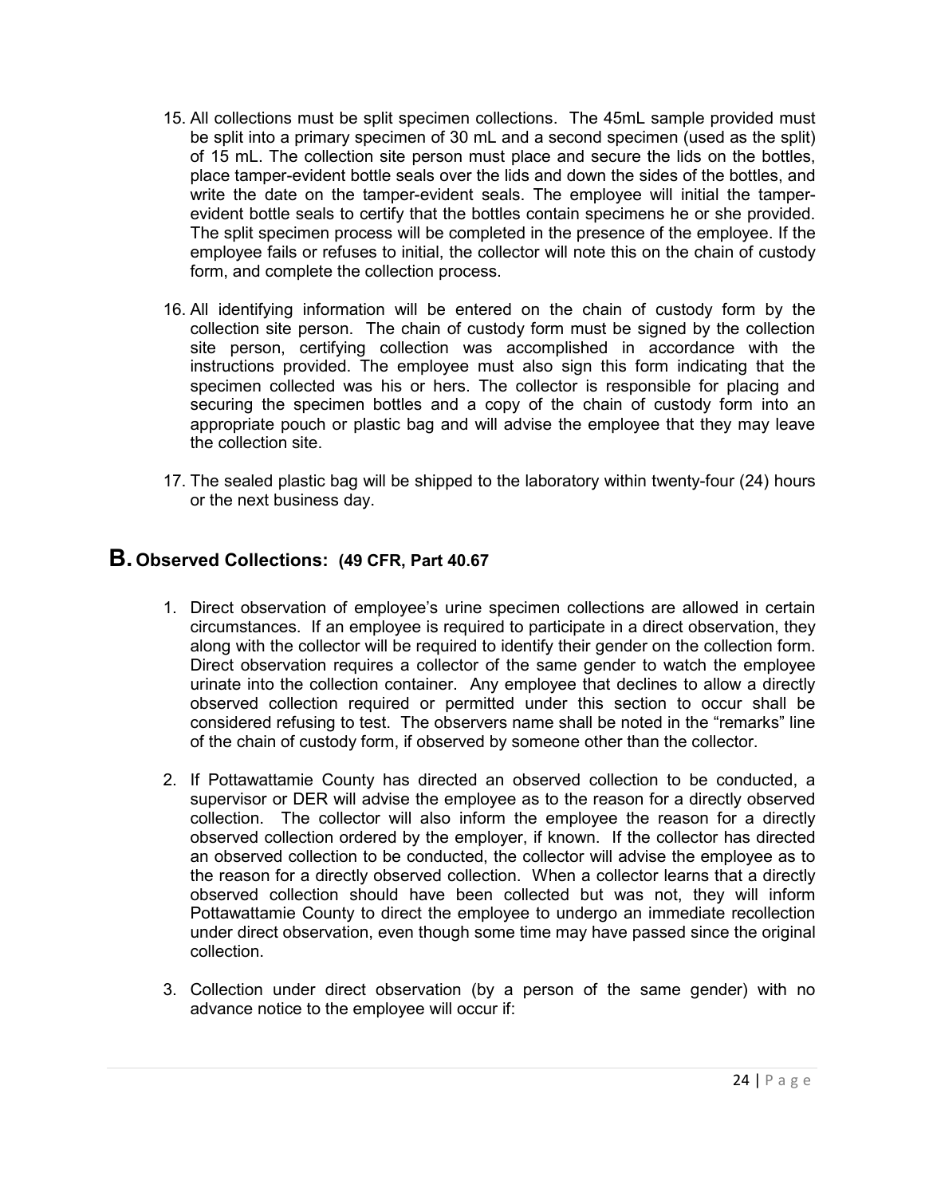15. All collections must be split specimen collections. The 45mL sample provided must be split into a primary specimen of 30 mL and a second specimen (used as the split) of 15 mL. The collection site person must place and secure the lids on the bottles, place tamper-evident bottle seals over the lids and down the sides of the bottles, and write the date on the tamper-evident seals. The employee will initial the tamper-evident bottle seals to certify that the bottles contain specimens he or she provided. The split specimen process will be completed in the presence of the employee. If the employee fails or refuses to initial, the collector will note this on the chain of custody form, and complete the collection process.

16. All identifying information will be entered on the chain of custody form by the collection site person. The chain of custody form must be signed by the collection site person, certifying collection was accomplished in accordance with the instructions provided. The employee must also sign this form indicating that the specimen collected was his or hers. The collector is responsible for placing and securing the specimen bottles and a copy of the chain of custody form into an appropriate pouch or plastic bag and will advise the employee that they may leave the collection site.

17. The sealed plastic bag will be shipped to the laboratory within twenty-four (24) hours or the next business day.

## B. Observed Collections: (49 CFR, Part 40.67

1. Direct observation of employee's urine specimen collections are allowed in certain circumstances. If an employee is required to participate in a direct observation, they along with the collector will be required to identify their gender on the collection form. Direct observation requires a collector of the same gender to watch the employee urinate into the collection container. Any employee that declines to allow a directly observed collection required or permitted under this section to occur shall be considered refusing to test. The observers name shall be noted in the "remarks" line of the chain of custody form, if observed by someone other than the collector.

2. If Pottawattamie County has directed an observed collection to be conducted, a supervisor or DER will advise the employee as to the reason for a directly observed collection. The collector will also inform the employee the reason for a directly observed collection ordered by the employer, if known. If the collector has directed an observed collection to be conducted, the collector will advise the employee as to the reason for a directly observed collection. When a collector learns that a directly observed collection should have been collected but was not, they will inform Pottawattamie County to direct the employee to undergo an immediate recollection under direct observation, even though some time may have passed since the original collection.

3. Collection under direct observation (by a person of the same gender) with no advance notice to the employee will occur if: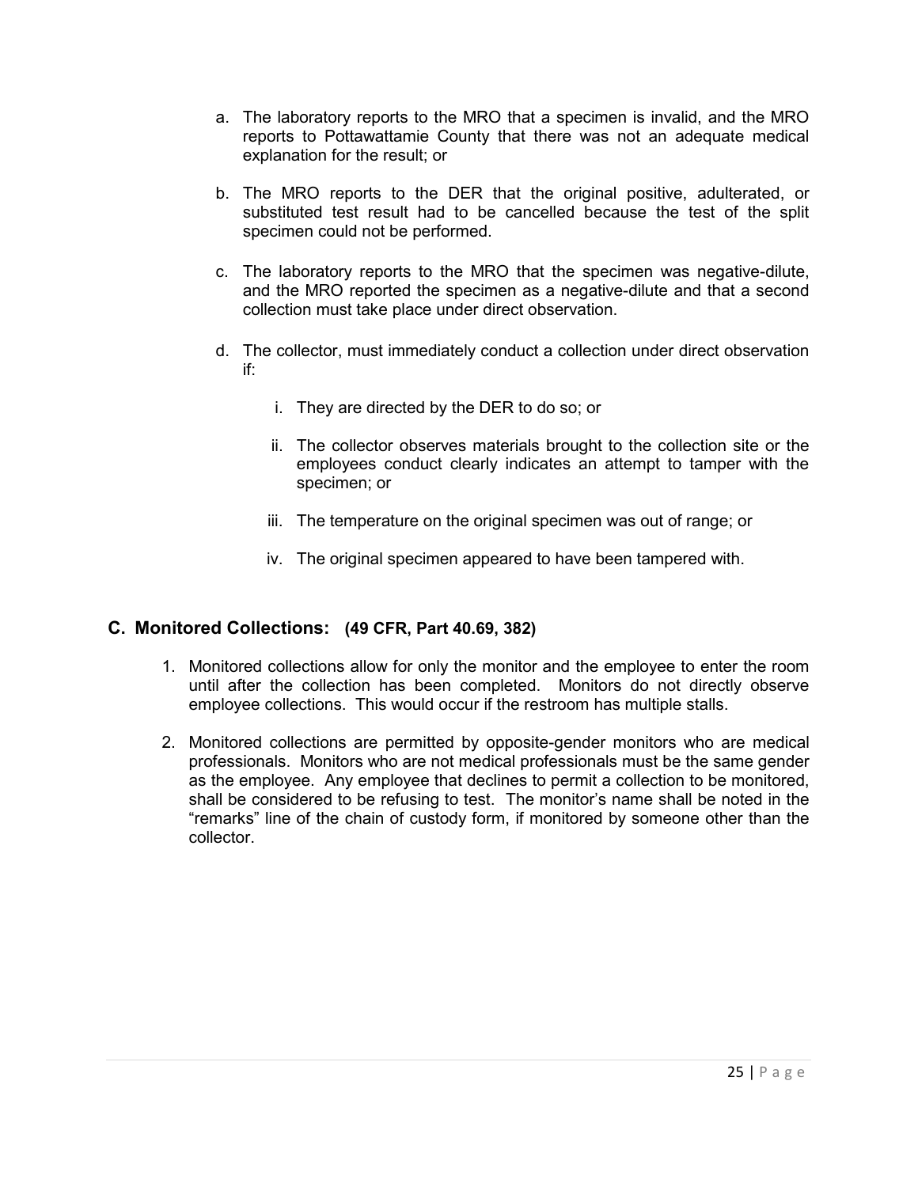a. The laboratory reports to the MRO that a specimen is invalid, and the MRO reports to Pottawattamie County that there was not an adequate medical explanation for the result; or

b. The MRO reports to the DER that the original positive, adulterated, or substituted test result had to be cancelled because the test of the split specimen could not be performed.

c. The laboratory reports to the MRO that the specimen was negative-dilute, and the MRO reported the specimen as a negative-dilute and that a second collection must take place under direct observation.

d. The collector, must immediately conduct a collection under direct observation if:

   i. They are directed by the DER to do so; or

   ii. The collector observes materials brought to the collection site or the employees conduct clearly indicates an attempt to tamper with the specimen; or

   iii. The temperature on the original specimen was out of range; or

   iv. The original specimen appeared to have been tampered with.

## C. Monitored Collections: (49 CFR, Part 40.69, 382)

1. Monitored collections allow for only the monitor and the employee to enter the room until after the collection has been completed. Monitors do not directly observe employee collections. This would occur if the restroom has multiple stalls.

2. Monitored collections are permitted by opposite-gender monitors who are medical professionals. Monitors who are not medical professionals must be the same gender as the employee. Any employee that declines to permit a collection to be monitored, shall be considered to be refusing to test. The monitor's name shall be noted in the "remarks" line of the chain of custody form, if monitored by someone other than the collector.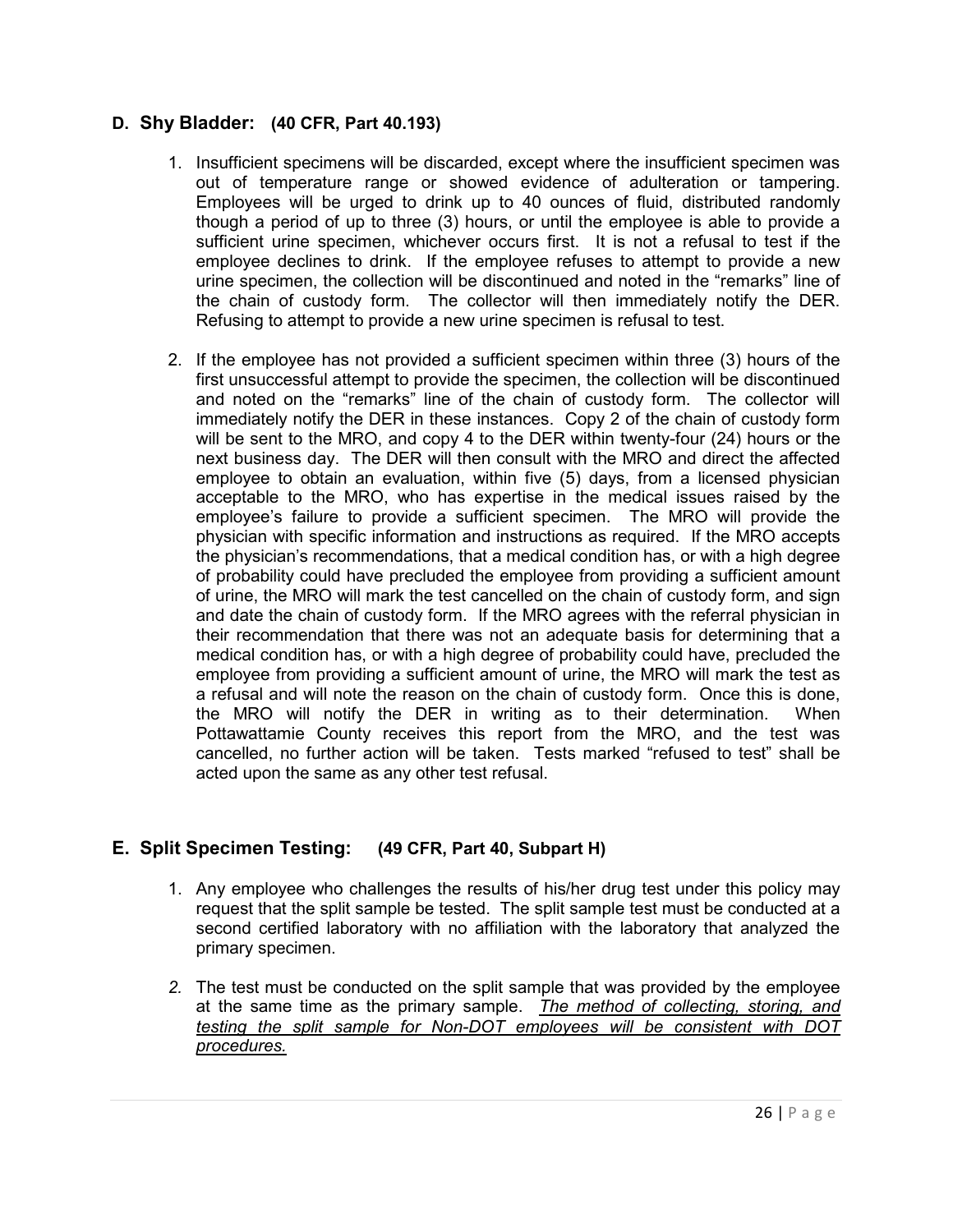## D. Shy Bladder: (40 CFR, Part 40.193)

1. Insufficient specimens will be discarded, except where the insufficient specimen was out of temperature range or showed evidence of adulteration or tampering. Employees will be urged to drink up to 40 ounces of fluid, distributed randomly though a period of up to three (3) hours, or until the employee is able to provide a sufficient urine specimen, whichever occurs first. It is not a refusal to test if the employee declines to drink. If the employee refuses to attempt to provide a new urine specimen, the collection will be discontinued and noted in the "remarks" line of the chain of custody form. The collector will then immediately notify the DER. Refusing to attempt to provide a new urine specimen is refusal to test.

2. If the employee has not provided a sufficient specimen within three (3) hours of the first unsuccessful attempt to provide the specimen, the collection will be discontinued and noted on the "remarks" line of the chain of custody form. The collector will immediately notify the DER in these instances. Copy 2 of the chain of custody form will be sent to the MRO, and copy 4 to the DER within twenty-four (24) hours or the next business day. The DER will then consult with the MRO and direct the affected employee to obtain an evaluation, within five (5) days, from a licensed physician acceptable to the MRO, who has expertise in the medical issues raised by the employee's failure to provide a sufficient specimen. The MRO will provide the physician with specific information and instructions as required. If the MRO accepts the physician's recommendations, that a medical condition has, or with a high degree of probability could have precluded the employee from providing a sufficient amount of urine, the MRO will mark the test cancelled on the chain of custody form, and sign and date the chain of custody form. If the MRO agrees with the referral physician in their recommendation that there was not an adequate basis for determining that a medical condition has, or with a high degree of probability could have, precluded the employee from providing a sufficient amount of urine, the MRO will mark the test as a refusal and will note the reason on the chain of custody form. Once this is done, the MRO will notify the DER in writing as to their determination. When Pottawattamie County receives this report from the MRO, and the test was cancelled, no further action will be taken. Tests marked "refused to test" shall be acted upon the same as any other test refusal.

## E. Split Specimen Testing: (49 CFR, Part 40, Subpart H)

1. Any employee who challenges the results of his/her drug test under this policy may request that the split sample be tested. The split sample test must be conducted at a second certified laboratory with no affiliation with the laboratory that analyzed the primary specimen.

2. The test must be conducted on the split sample that was provided by the employee at the same time as the primary sample. ***The method of collecting, storing, and testing the split sample for Non-DOT employees will be consistent with DOT procedures.***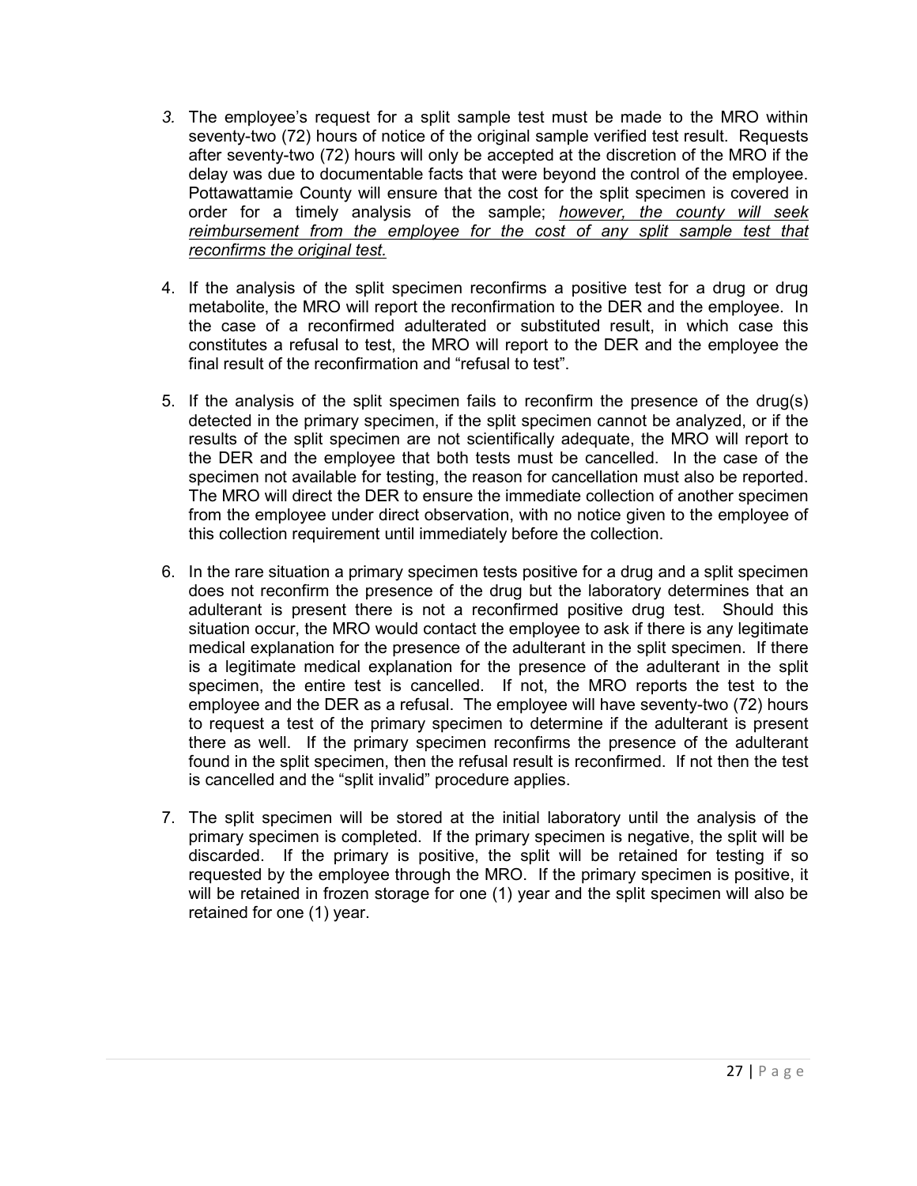3. The employee's request for a split sample test must be made to the MRO within seventy-two (72) hours of notice of the original sample verified test result. Requests after seventy-two (72) hours will only be accepted at the discretion of the MRO if the delay was due to documentable facts that were beyond the control of the employee. Pottawattamie County will ensure that the cost for the split specimen is covered in order for a timely analysis of the sample; ***however, the county will seek reimbursement from the employee for the cost of any split sample test that reconfirms the original test.***

4. If the analysis of the split specimen reconfirms a positive test for a drug or drug metabolite, the MRO will report the reconfirmation to the DER and the employee. In the case of a reconfirmed adulterated or substituted result, in which case this constitutes a refusal to test, the MRO will report to the DER and the employee the final result of the reconfirmation and "refusal to test".

5. If the analysis of the split specimen fails to reconfirm the presence of the drug(s) detected in the primary specimen, if the split specimen cannot be analyzed, or if the results of the split specimen are not scientifically adequate, the MRO will report to the DER and the employee that both tests must be cancelled. In the case of the specimen not available for testing, the reason for cancellation must also be reported. The MRO will direct the DER to ensure the immediate collection of another specimen from the employee under direct observation, with no notice given to the employee of this collection requirement until immediately before the collection.

6. In the rare situation a primary specimen tests positive for a drug and a split specimen does not reconfirm the presence of the drug but the laboratory determines that an adulterant is present there is not a reconfirmed positive drug test. Should this situation occur, the MRO would contact the employee to ask if there is any legitimate medical explanation for the presence of the adulterant in the split specimen. If there is a legitimate medical explanation for the presence of the adulterant in the split specimen, the entire test is cancelled. If not, the MRO reports the test to the employee and the DER as a refusal. The employee will have seventy-two (72) hours to request a test of the primary specimen to determine if the adulterant is present there as well. If the primary specimen reconfirms the presence of the adulterant found in the split specimen, then the refusal result is reconfirmed. If not then the test is cancelled and the "split invalid" procedure applies.

7. The split specimen will be stored at the initial laboratory until the analysis of the primary specimen is completed. If the primary specimen is negative, the split will be discarded. If the primary is positive, the split will be retained for testing if so requested by the employee through the MRO. If the primary specimen is positive, it will be retained in frozen storage for one (1) year and the split specimen will also be retained for one (1) year.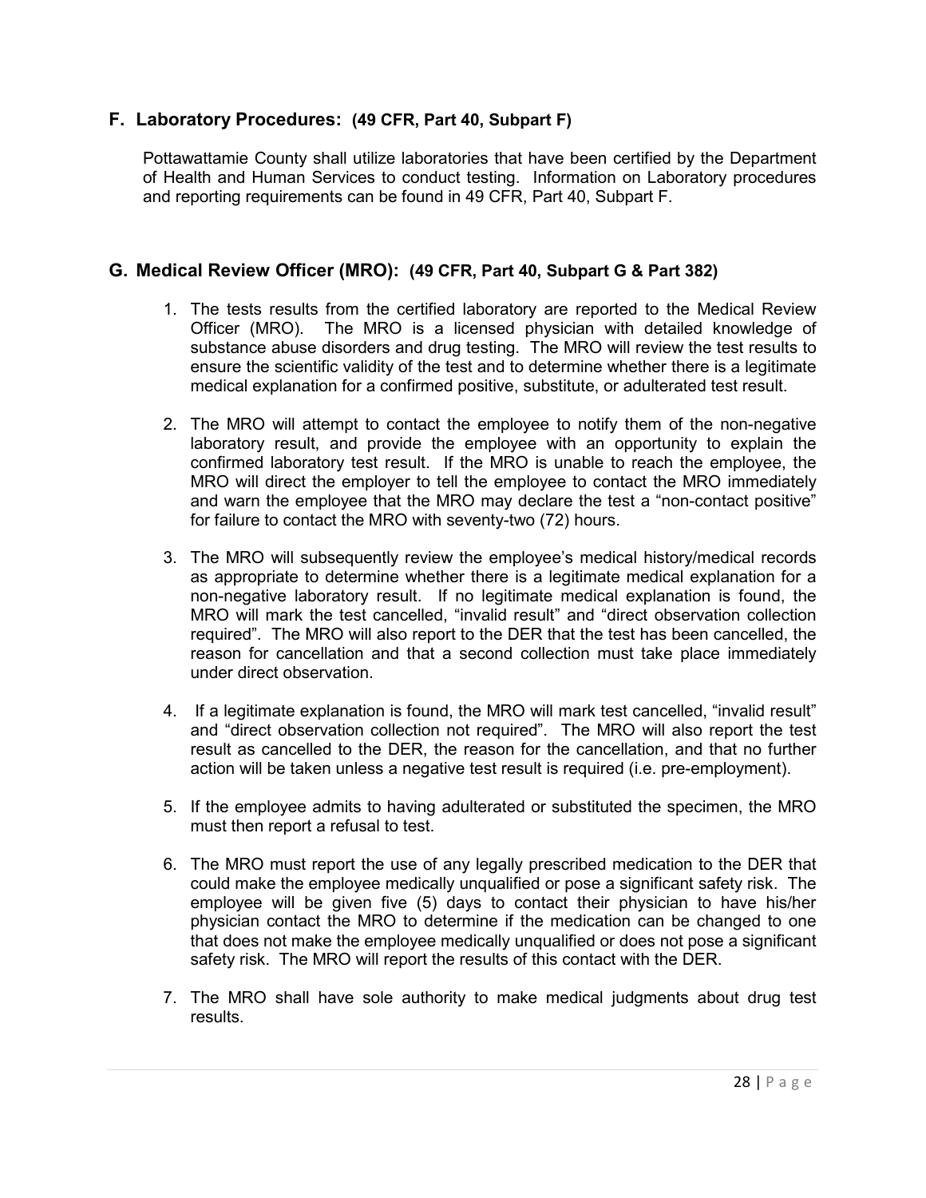## F. Laboratory Procedures: (49 CFR, Part 40, Subpart F)

Pottawattamie County shall utilize laboratories that have been certified by the Department of Health and Human Services to conduct testing. Information on Laboratory procedures and reporting requirements can be found in 49 CFR, Part 40, Subpart F.

## G. Medical Review Officer (MRO): (49 CFR, Part 40, Subpart G & Part 382)

1. The tests results from the certified laboratory are reported to the Medical Review Officer (MRO). The MRO is a licensed physician with detailed knowledge of substance abuse disorders and drug testing. The MRO will review the test results to ensure the scientific validity of the test and to determine whether there is a legitimate medical explanation for a confirmed positive, substitute, or adulterated test result.

2. The MRO will attempt to contact the employee to notify them of the non-negative laboratory result, and provide the employee with an opportunity to explain the confirmed laboratory test result. If the MRO is unable to reach the employee, the MRO will direct the employer to tell the employee to contact the MRO immediately and warn the employee that the MRO may declare the test a "non-contact positive" for failure to contact the MRO with seventy-two (72) hours.

3. The MRO will subsequently review the employee's medical history/medical records as appropriate to determine whether there is a legitimate medical explanation for a non-negative laboratory result. If no legitimate medical explanation is found, the MRO will mark the test cancelled, "invalid result" and "direct observation collection required". The MRO will also report to the DER that the test has been cancelled, the reason for cancellation and that a second collection must take place immediately under direct observation.

4. If a legitimate explanation is found, the MRO will mark test cancelled, "invalid result" and "direct observation collection not required". The MRO will also report the test result as cancelled to the DER, the reason for the cancellation, and that no further action will be taken unless a negative test result is required (i.e. pre-employment).

5. If the employee admits to having adulterated or substituted the specimen, the MRO must then report a refusal to test.

6. The MRO must report the use of any legally prescribed medication to the DER that could make the employee medically unqualified or pose a significant safety risk. The employee will be given five (5) days to contact their physician to have his/her physician contact the MRO to determine if the medication can be changed to one that does not make the employee medically unqualified or does not pose a significant safety risk. The MRO will report the results of this contact with the DER.

7. The MRO shall have sole authority to make medical judgments about drug test results.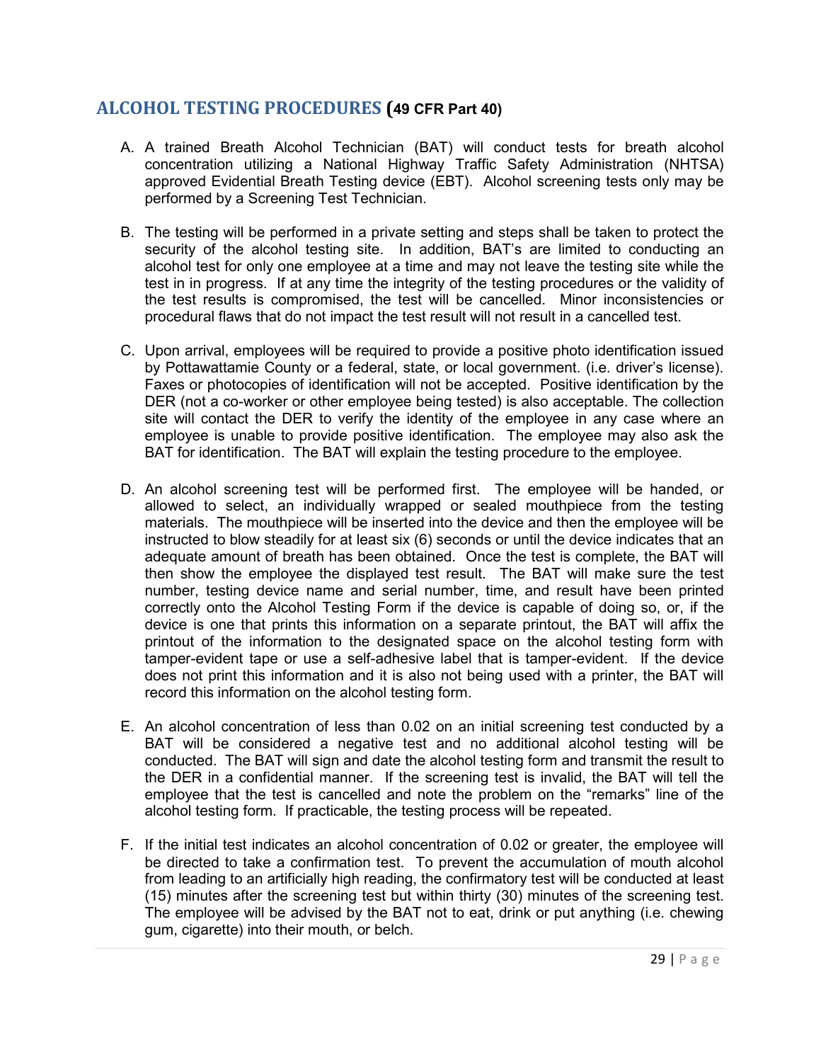## ALCOHOL TESTING PROCEDURES (49 CFR Part 40)

A. A trained Breath Alcohol Technician (BAT) will conduct tests for breath alcohol concentration utilizing a National Highway Traffic Safety Administration (NHTSA) approved Evidential Breath Testing device (EBT). Alcohol screening tests only may be performed by a Screening Test Technician.

B. The testing will be performed in a private setting and steps shall be taken to protect the security of the alcohol testing site. In addition, BAT's are limited to conducting an alcohol test for only one employee at a time and may not leave the testing site while the test in in progress. If at any time the integrity of the testing procedures or the validity of the test results is compromised, the test will be cancelled. Minor inconsistencies or procedural flaws that do not impact the test result will not result in a cancelled test.

C. Upon arrival, employees will be required to provide a positive photo identification issued by Pottawattamie County or a federal, state, or local government. (i.e. driver's license). Faxes or photocopies of identification will not be accepted. Positive identification by the DER (not a co-worker or other employee being tested) is also acceptable. The collection site will contact the DER to verify the identity of the employee in any case where an employee is unable to provide positive identification. The employee may also ask the BAT for identification. The BAT will explain the testing procedure to the employee.

D. An alcohol screening test will be performed first. The employee will be handed, or allowed to select, an individually wrapped or sealed mouthpiece from the testing materials. The mouthpiece will be inserted into the device and then the employee will be instructed to blow steadily for at least six (6) seconds or until the device indicates that an adequate amount of breath has been obtained. Once the test is complete, the BAT will then show the employee the displayed test result. The BAT will make sure the test number, testing device name and serial number, time, and result have been printed correctly onto the Alcohol Testing Form if the device is capable of doing so, or, if the device is one that prints this information on a separate printout, the BAT will affix the printout of the information to the designated space on the alcohol testing form with tamper-evident tape or use a self-adhesive label that is tamper-evident. If the device does not print this information and it is also not being used with a printer, the BAT will record this information on the alcohol testing form.

E. An alcohol concentration of less than 0.02 on an initial screening test conducted by a BAT will be considered a negative test and no additional alcohol testing will be conducted. The BAT will sign and date the alcohol testing form and transmit the result to the DER in a confidential manner. If the screening test is invalid, the BAT will tell the employee that the test is cancelled and note the problem on the "remarks" line of the alcohol testing form. If practicable, the testing process will be repeated.

F. If the initial test indicates an alcohol concentration of 0.02 or greater, the employee will be directed to take a confirmation test. To prevent the accumulation of mouth alcohol from leading to an artificially high reading, the confirmatory test will be conducted at least (15) minutes after the screening test but within thirty (30) minutes of the screening test. The employee will be advised by the BAT not to eat, drink or put anything (i.e. chewing gum, cigarette) into their mouth, or belch.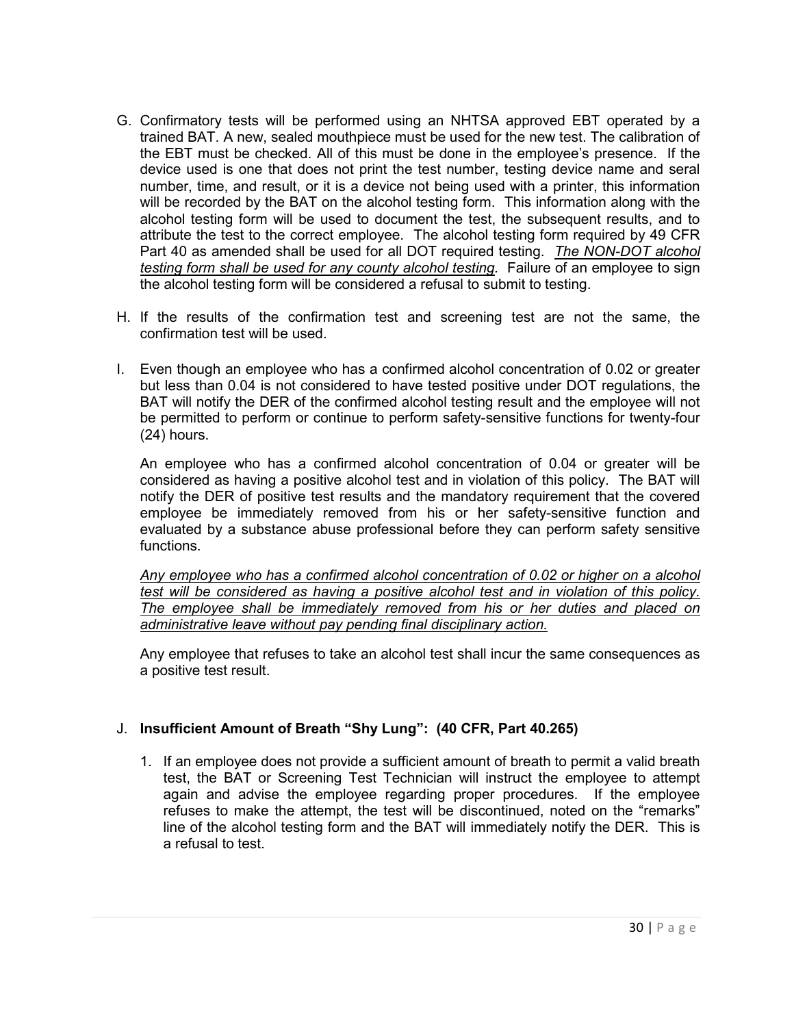G. Confirmatory tests will be performed using an NHTSA approved EBT operated by a trained BAT. A new, sealed mouthpiece must be used for the new test. The calibration of the EBT must be checked. All of this must be done in the employee's presence. If the device used is one that does not print the test number, testing device name and seral number, time, and result, or it is a device not being used with a printer, this information will be recorded by the BAT on the alcohol testing form. This information along with the alcohol testing form will be used to document the test, the subsequent results, and to attribute the test to the correct employee. The alcohol testing form required by 49 CFR Part 40 as amended shall be used for all DOT required testing. *The NON-DOT alcohol testing form shall be used for any county alcohol testing.* Failure of an employee to sign the alcohol testing form will be considered a refusal to submit to testing.

H. If the results of the confirmation test and screening test are not the same, the confirmation test will be used.

I. Even though an employee who has a confirmed alcohol concentration of 0.02 or greater but less than 0.04 is not considered to have tested positive under DOT regulations, the BAT will notify the DER of the confirmed alcohol testing result and the employee will not be permitted to perform or continue to perform safety-sensitive functions for twenty-four (24) hours.

   An employee who has a confirmed alcohol concentration of 0.04 or greater will be considered as having a positive alcohol test and in violation of this policy. The BAT will notify the DER of positive test results and the mandatory requirement that the covered employee be immediately removed from his or her safety-sensitive function and evaluated by a substance abuse professional before they can perform safety sensitive functions.

   *Any employee who has a confirmed alcohol concentration of 0.02 or higher on a alcohol test will be considered as having a positive alcohol test and in violation of this policy. The employee shall be immediately removed from his or her duties and placed on administrative leave without pay pending final disciplinary action.*

   Any employee that refuses to take an alcohol test shall incur the same consequences as a positive test result.

J. **Insufficient Amount of Breath "Shy Lung": (40 CFR, Part 40.265)**

   1. If an employee does not provide a sufficient amount of breath to permit a valid breath test, the BAT or Screening Test Technician will instruct the employee to attempt again and advise the employee regarding proper procedures. If the employee refuses to make the attempt, the test will be discontinued, noted on the "remarks" line of the alcohol testing form and the BAT will immediately notify the DER. This is a refusal to test.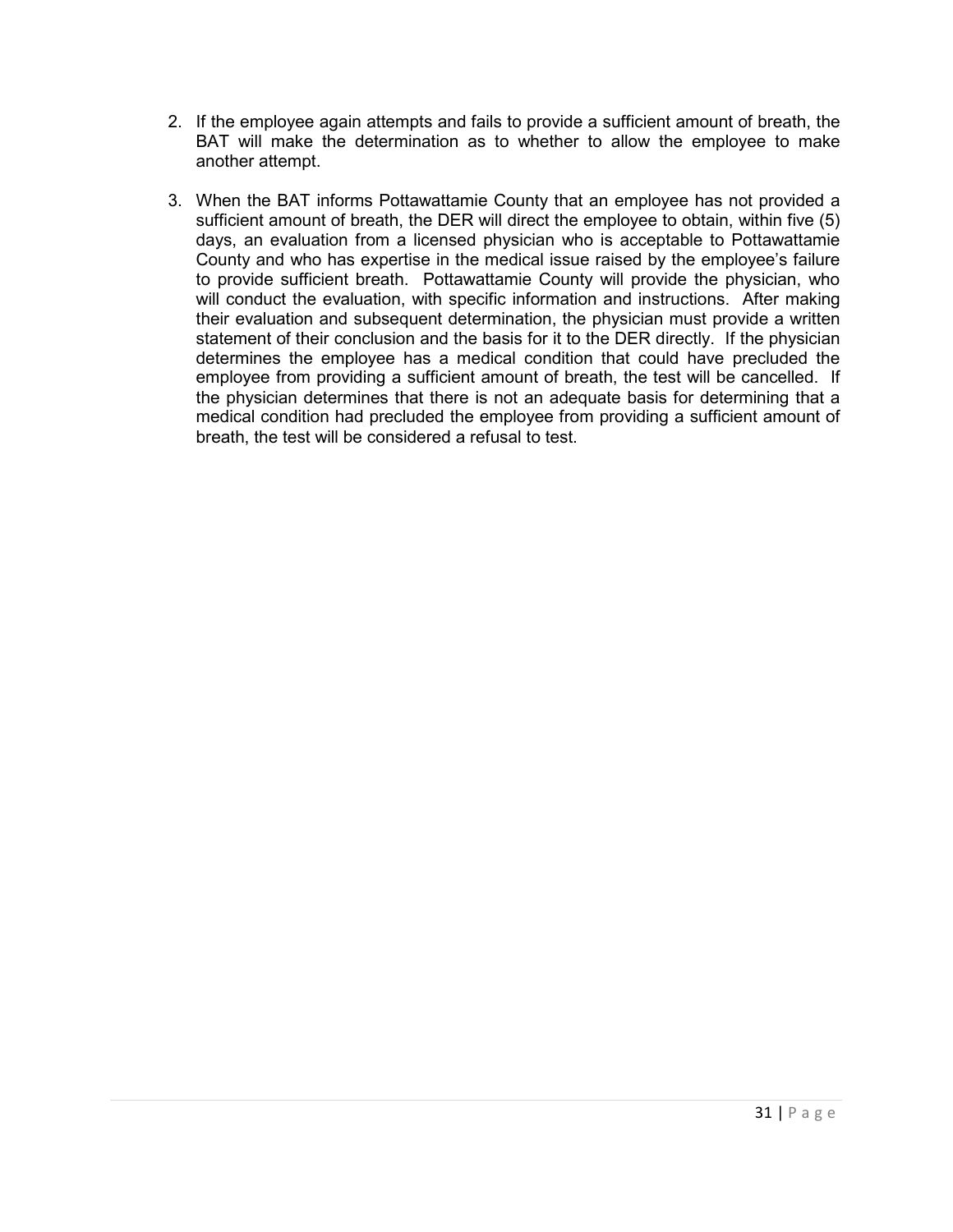2. If the employee again attempts and fails to provide a sufficient amount of breath, the BAT will make the determination as to whether to allow the employee to make another attempt.

3. When the BAT informs Pottawattamie County that an employee has not provided a sufficient amount of breath, the DER will direct the employee to obtain, within five (5) days, an evaluation from a licensed physician who is acceptable to Pottawattamie County and who has expertise in the medical issue raised by the employee's failure to provide sufficient breath. Pottawattamie County will provide the physician, who will conduct the evaluation, with specific information and instructions. After making their evaluation and subsequent determination, the physician must provide a written statement of their conclusion and the basis for it to the DER directly. If the physician determines the employee has a medical condition that could have precluded the employee from providing a sufficient amount of breath, the test will be cancelled. If the physician determines that there is not an adequate basis for determining that a medical condition had precluded the employee from providing a sufficient amount of breath, the test will be considered a refusal to test.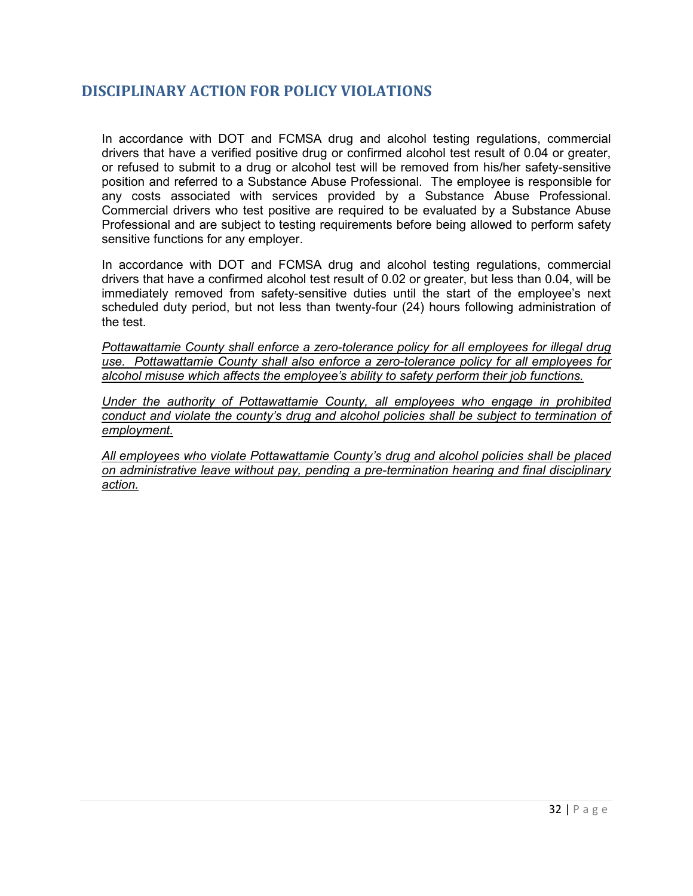## DISCIPLINARY ACTION FOR POLICY VIOLATIONS

In accordance with DOT and FCMSA drug and alcohol testing regulations, commercial drivers that have a verified positive drug or confirmed alcohol test result of 0.04 or greater, or refused to submit to a drug or alcohol test will be removed from his/her safety-sensitive position and referred to a Substance Abuse Professional. The employee is responsible for any costs associated with services provided by a Substance Abuse Professional. Commercial drivers who test positive are required to be evaluated by a Substance Abuse Professional and are subject to testing requirements before being allowed to perform safety sensitive functions for any employer.

In accordance with DOT and FCMSA drug and alcohol testing regulations, commercial drivers that have a confirmed alcohol test result of 0.02 or greater, but less than 0.04, will be immediately removed from safety-sensitive duties until the start of the employee's next scheduled duty period, but not less than twenty-four (24) hours following administration of the test.

<u>*Pottawattamie County shall enforce a zero-tolerance policy for all employees for illegal drug use. Pottawattamie County shall also enforce a zero-tolerance policy for all employees for alcohol misuse which affects the employee's ability to safety perform their job functions.*</u>

<u>*Under the authority of Pottawattamie County, all employees who engage in prohibited conduct and violate the county's drug and alcohol policies shall be subject to termination of employment.*</u>

<u>*All employees who violate Pottawattamie County's drug and alcohol policies shall be placed on administrative leave without pay, pending a pre-termination hearing and final disciplinary action.*</u>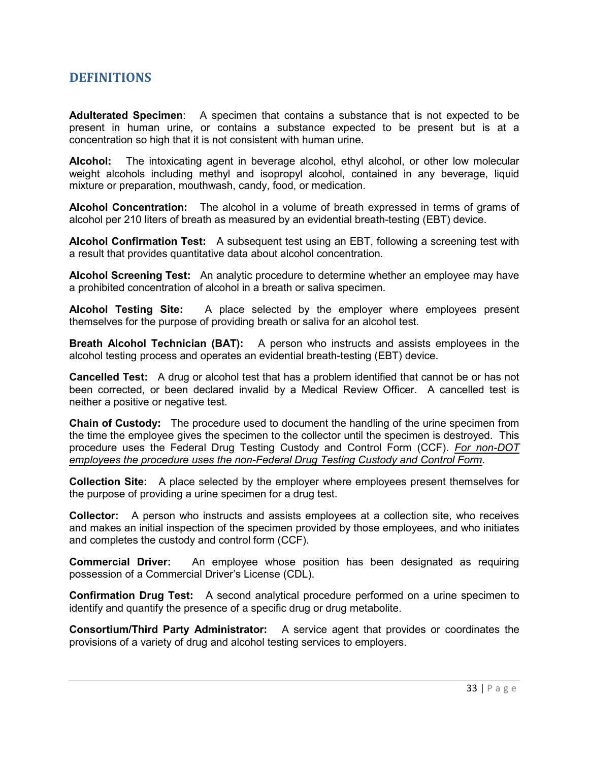## DEFINITIONS

**Adulterated Specimen**: A specimen that contains a substance that is not expected to be present in human urine, or contains a substance expected to be present but is at a concentration so high that it is not consistent with human urine.

**Alcohol:** The intoxicating agent in beverage alcohol, ethyl alcohol, or other low molecular weight alcohols including methyl and isopropyl alcohol, contained in any beverage, liquid mixture or preparation, mouthwash, candy, food, or medication.

**Alcohol Concentration:** The alcohol in a volume of breath expressed in terms of grams of alcohol per 210 liters of breath as measured by an evidential breath-testing (EBT) device.

**Alcohol Confirmation Test:** A subsequent test using an EBT, following a screening test with a result that provides quantitative data about alcohol concentration.

**Alcohol Screening Test:** An analytic procedure to determine whether an employee may have a prohibited concentration of alcohol in a breath or saliva specimen.

**Alcohol Testing Site:** A place selected by the employer where employees present themselves for the purpose of providing breath or saliva for an alcohol test.

**Breath Alcohol Technician (BAT):** A person who instructs and assists employees in the alcohol testing process and operates an evidential breath-testing (EBT) device.

**Cancelled Test:** A drug or alcohol test that has a problem identified that cannot be or has not been corrected, or been declared invalid by a Medical Review Officer. A cancelled test is neither a positive or negative test.

**Chain of Custody:** The procedure used to document the handling of the urine specimen from the time the employee gives the specimen to the collector until the specimen is destroyed. This procedure uses the Federal Drug Testing Custody and Control Form (CCF). *For non-DOT employees the procedure uses the non-Federal Drug Testing Custody and Control Form.*

**Collection Site:** A place selected by the employer where employees present themselves for the purpose of providing a urine specimen for a drug test.

**Collector:** A person who instructs and assists employees at a collection site, who receives and makes an initial inspection of the specimen provided by those employees, and who initiates and completes the custody and control form (CCF).

**Commercial Driver:** An employee whose position has been designated as requiring possession of a Commercial Driver's License (CDL).

**Confirmation Drug Test:** A second analytical procedure performed on a urine specimen to identify and quantify the presence of a specific drug or drug metabolite.

**Consortium/Third Party Administrator:** A service agent that provides or coordinates the provisions of a variety of drug and alcohol testing services to employers.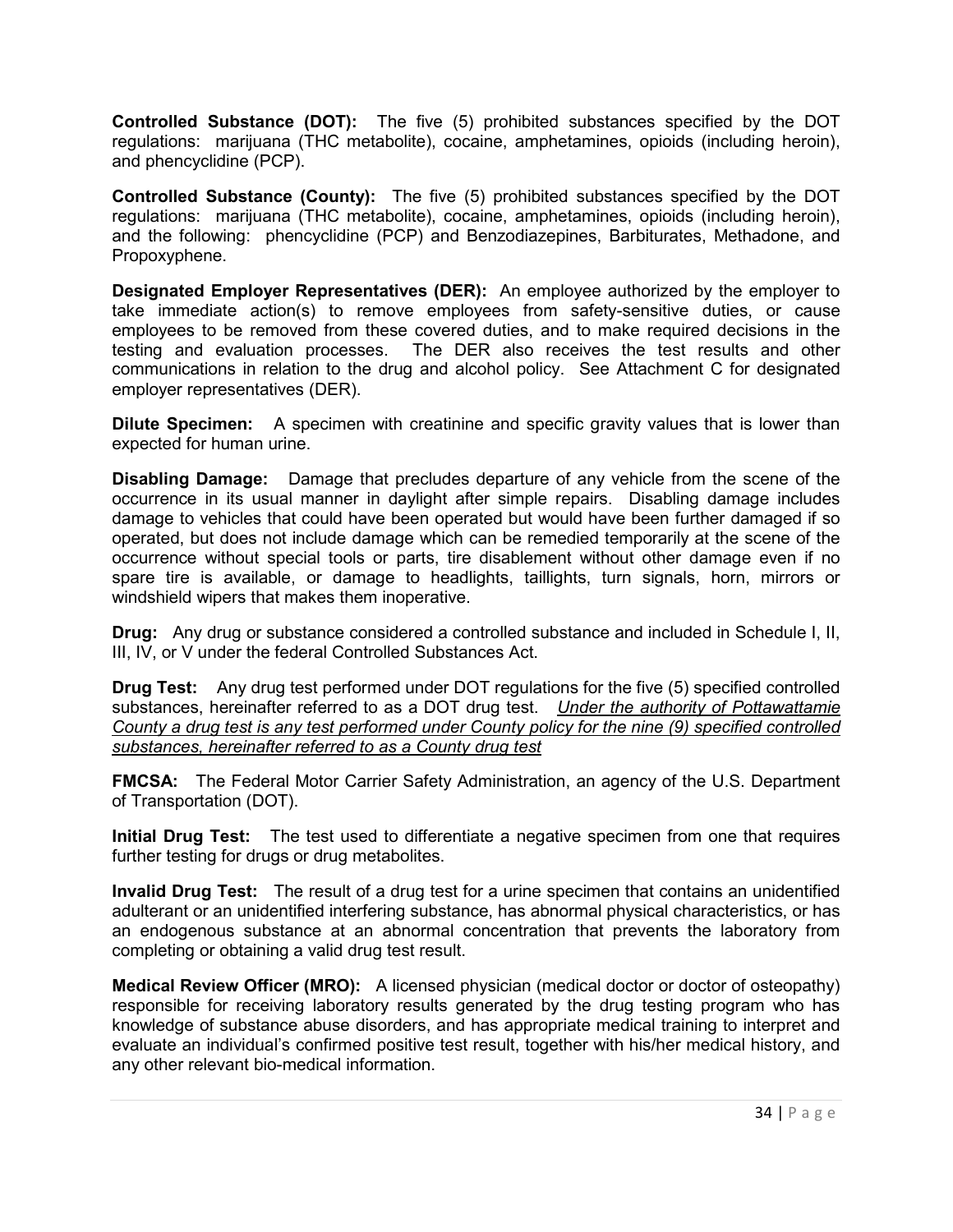**Controlled Substance (DOT):** The five (5) prohibited substances specified by the DOT regulations: marijuana (THC metabolite), cocaine, amphetamines, opioids (including heroin), and phencyclidine (PCP).

**Controlled Substance (County):** The five (5) prohibited substances specified by the DOT regulations: marijuana (THC metabolite), cocaine, amphetamines, opioids (including heroin), and the following: phencyclidine (PCP) and Benzodiazepines, Barbiturates, Methadone, and Propoxyphene.

**Designated Employer Representatives (DER):** An employee authorized by the employer to take immediate action(s) to remove employees from safety-sensitive duties, or cause employees to be removed from these covered duties, and to make required decisions in the testing and evaluation processes. The DER also receives the test results and other communications in relation to the drug and alcohol policy. See Attachment C for designated employer representatives (DER).

**Dilute Specimen:** A specimen with creatinine and specific gravity values that is lower than expected for human urine.

**Disabling Damage:** Damage that precludes departure of any vehicle from the scene of the occurrence in its usual manner in daylight after simple repairs. Disabling damage includes damage to vehicles that could have been operated but would have been further damaged if so operated, but does not include damage which can be remedied temporarily at the scene of the occurrence without special tools or parts, tire disablement without other damage even if no spare tire is available, or damage to headlights, taillights, turn signals, horn, mirrors or windshield wipers that makes them inoperative.

**Drug:** Any drug or substance considered a controlled substance and included in Schedule I, II, III, IV, or V under the federal Controlled Substances Act.

**Drug Test:** Any drug test performed under DOT regulations for the five (5) specified controlled substances, hereinafter referred to as a DOT drug test. <u>*Under the authority of Pottawattamie County a drug test is any test performed under County policy for the nine (9) specified controlled substances, hereinafter referred to as a County drug test*</u>

**FMCSA:** The Federal Motor Carrier Safety Administration, an agency of the U.S. Department of Transportation (DOT).

**Initial Drug Test:** The test used to differentiate a negative specimen from one that requires further testing for drugs or drug metabolites.

**Invalid Drug Test:** The result of a drug test for a urine specimen that contains an unidentified adulterant or an unidentified interfering substance, has abnormal physical characteristics, or has an endogenous substance at an abnormal concentration that prevents the laboratory from completing or obtaining a valid drug test result.

**Medical Review Officer (MRO):** A licensed physician (medical doctor or doctor of osteopathy) responsible for receiving laboratory results generated by the drug testing program who has knowledge of substance abuse disorders, and has appropriate medical training to interpret and evaluate an individual's confirmed positive test result, together with his/her medical history, and any other relevant bio-medical information.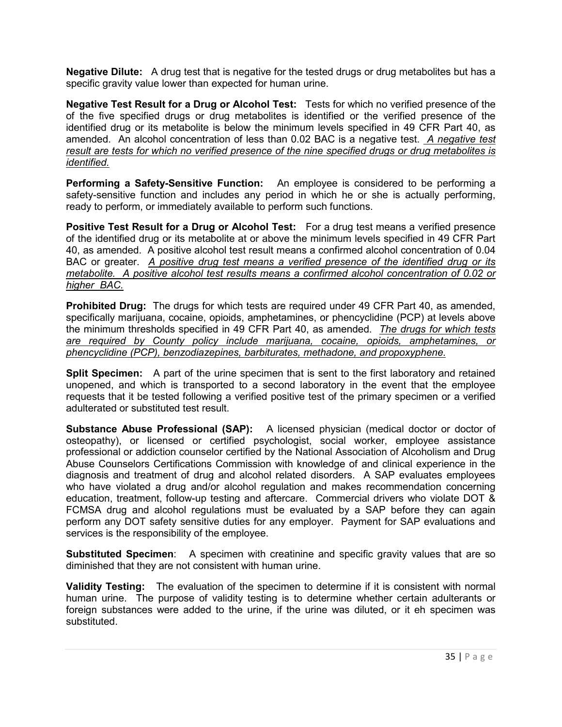**Negative Dilute:** A drug test that is negative for the tested drugs or drug metabolites but has a specific gravity value lower than expected for human urine.

**Negative Test Result for a Drug or Alcohol Test:** Tests for which no verified presence of the of the five specified drugs or drug metabolites is identified or the verified presence of the identified drug or its metabolite is below the minimum levels specified in 49 CFR Part 40, as amended. An alcohol concentration of less than 0.02 BAC is a negative test. <u>*A negative test result are tests for which no verified presence of the nine specified drugs or drug metabolites is identified.*</u>

**Performing a Safety-Sensitive Function:** An employee is considered to be performing a safety-sensitive function and includes any period in which he or she is actually performing, ready to perform, or immediately available to perform such functions.

**Positive Test Result for a Drug or Alcohol Test:** For a drug test means a verified presence of the identified drug or its metabolite at or above the minimum levels specified in 49 CFR Part 40, as amended. A positive alcohol test result means a confirmed alcohol concentration of 0.04 BAC or greater. <u>*A positive drug test means a verified presence of the identified drug or its metabolite. A positive alcohol test results means a confirmed alcohol concentration of 0.02 or higher BAC.*</u>

**Prohibited Drug:** The drugs for which tests are required under 49 CFR Part 40, as amended, specifically marijuana, cocaine, opioids, amphetamines, or phencyclidine (PCP) at levels above the minimum thresholds specified in 49 CFR Part 40, as amended. <u>*The drugs for which tests are required by County policy include marijuana, cocaine, opioids, amphetamines, or phencyclidine (PCP), benzodiazepines, barbiturates, methadone, and propoxyphene.*</u>

**Split Specimen:** A part of the urine specimen that is sent to the first laboratory and retained unopened, and which is transported to a second laboratory in the event that the employee requests that it be tested following a verified positive test of the primary specimen or a verified adulterated or substituted test result.

**Substance Abuse Professional (SAP):** A licensed physician (medical doctor or doctor of osteopathy), or licensed or certified psychologist, social worker, employee assistance professional or addiction counselor certified by the National Association of Alcoholism and Drug Abuse Counselors Certifications Commission with knowledge of and clinical experience in the diagnosis and treatment of drug and alcohol related disorders. A SAP evaluates employees who have violated a drug and/or alcohol regulation and makes recommendation concerning education, treatment, follow-up testing and aftercare. Commercial drivers who violate DOT & FCMSA drug and alcohol regulations must be evaluated by a SAP before they can again perform any DOT safety sensitive duties for any employer. Payment for SAP evaluations and services is the responsibility of the employee.

**Substituted Specimen**: A specimen with creatinine and specific gravity values that are so diminished that they are not consistent with human urine.

**Validity Testing:** The evaluation of the specimen to determine if it is consistent with normal human urine. The purpose of validity testing is to determine whether certain adulterants or foreign substances were added to the urine, if the urine was diluted, or it eh specimen was substituted.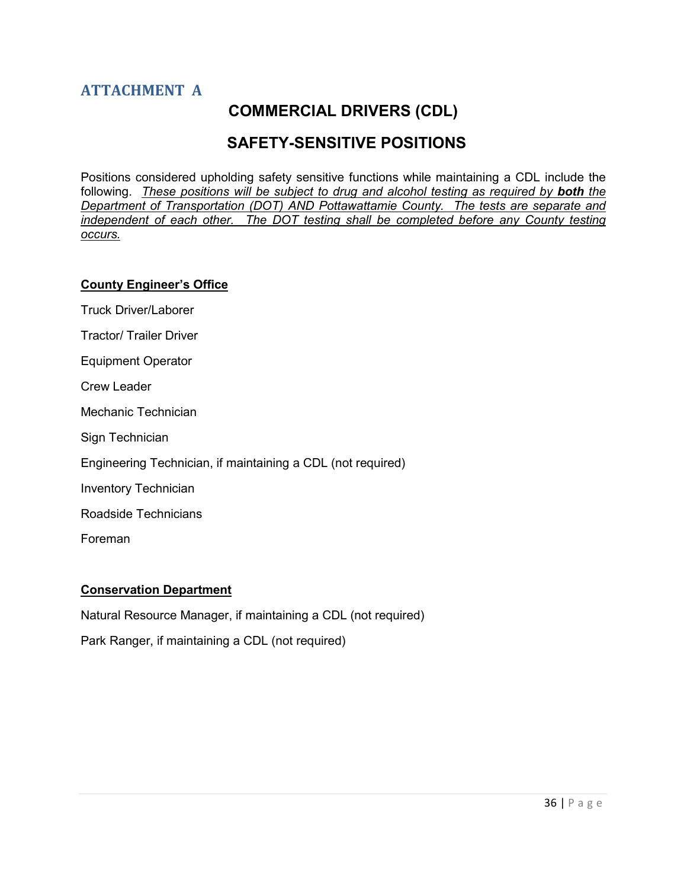## ATTACHMENT A

# COMMERCIAL DRIVERS (CDL)

# SAFETY-SENSITIVE POSITIONS

Positions considered upholding safety sensitive functions while maintaining a CDL include the following. <u>*These positions will be subject to drug and alcohol testing as required by **both** the Department of Transportation (DOT) AND Pottawattamie County. The tests are separate and independent of each other. The DOT testing shall be completed before any County testing occurs.*</u>

**<u>County Engineer's Office</u>**

Truck Driver/Laborer

Tractor/ Trailer Driver

Equipment Operator

Crew Leader

Mechanic Technician

Sign Technician

Engineering Technician, if maintaining a CDL (not required)

Inventory Technician

Roadside Technicians

Foreman

**<u>Conservation Department</u>**

Natural Resource Manager, if maintaining a CDL (not required)

Park Ranger, if maintaining a CDL (not required)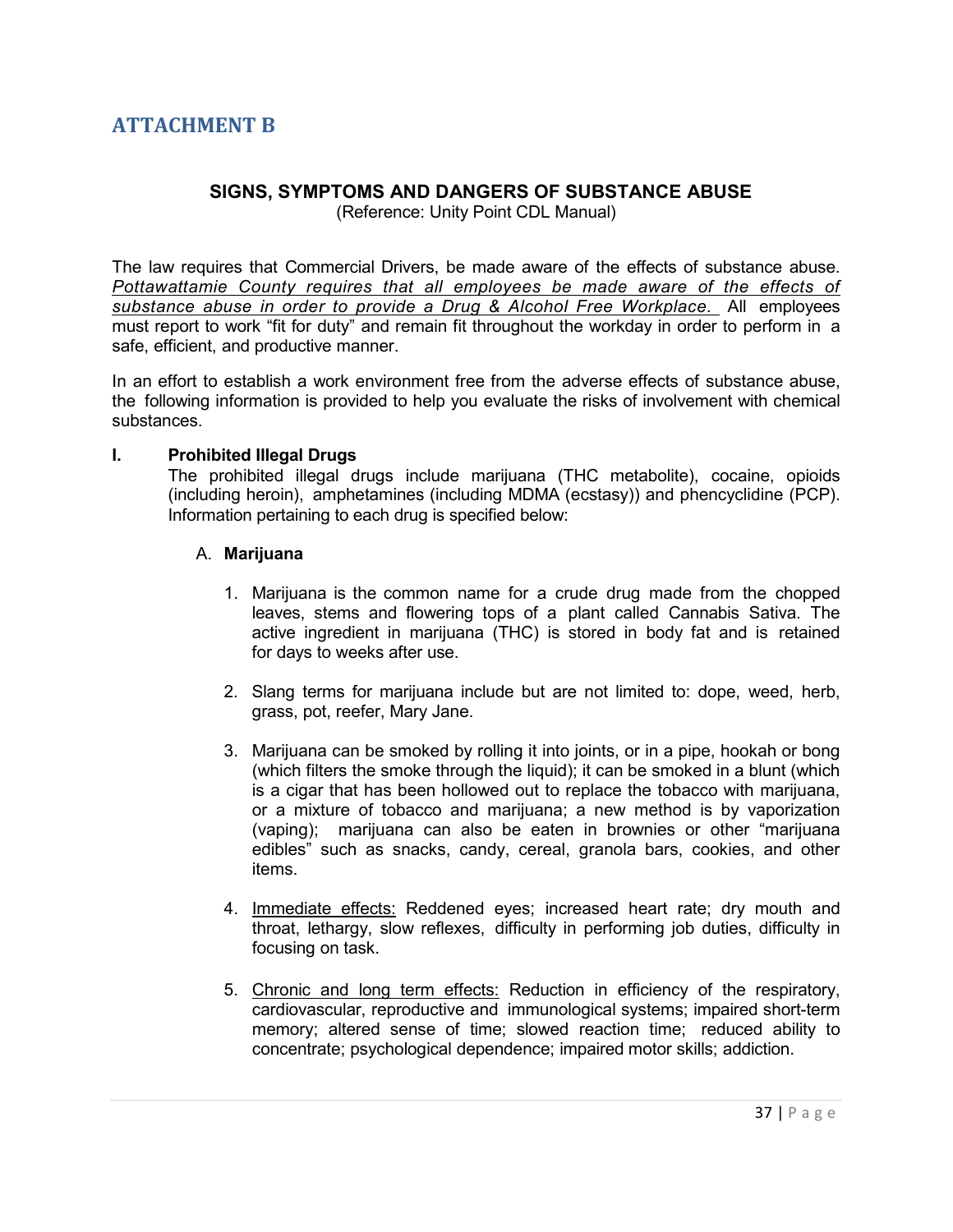## ATTACHMENT B

### SIGNS, SYMPTOMS AND DANGERS OF SUBSTANCE ABUSE

(Reference: Unity Point CDL Manual)

The law requires that Commercial Drivers, be made aware of the effects of substance abuse. *Pottawattamie County requires that all employees be made aware of the effects of substance abuse in order to provide a Drug & Alcohol Free Workplace.* All employees must report to work "fit for duty" and remain fit throughout the workday in order to perform in a safe, efficient, and productive manner.

In an effort to establish a work environment free from the adverse effects of substance abuse, the following information is provided to help you evaluate the risks of involvement with chemical substances.

**I. Prohibited Illegal Drugs**

The prohibited illegal drugs include marijuana (THC metabolite), cocaine, opioids (including heroin), amphetamines (including MDMA (ecstasy)) and phencyclidine (PCP). Information pertaining to each drug is specified below:

A. **Marijuana**

1. Marijuana is the common name for a crude drug made from the chopped leaves, stems and flowering tops of a plant called Cannabis Sativa. The active ingredient in marijuana (THC) is stored in body fat and is retained for days to weeks after use.

2. Slang terms for marijuana include but are not limited to: dope, weed, herb, grass, pot, reefer, Mary Jane.

3. Marijuana can be smoked by rolling it into joints, or in a pipe, hookah or bong (which filters the smoke through the liquid); it can be smoked in a blunt (which is a cigar that has been hollowed out to replace the tobacco with marijuana, or a mixture of tobacco and marijuana; a new method is by vaporization (vaping); marijuana can also be eaten in brownies or other "marijuana edibles" such as snacks, candy, cereal, granola bars, cookies, and other items.

4. Immediate effects: Reddened eyes; increased heart rate; dry mouth and throat, lethargy, slow reflexes, difficulty in performing job duties, difficulty in focusing on task.

5. Chronic and long term effects: Reduction in efficiency of the respiratory, cardiovascular, reproductive and immunological systems; impaired short-term memory; altered sense of time; slowed reaction time; reduced ability to concentrate; psychological dependence; impaired motor skills; addiction.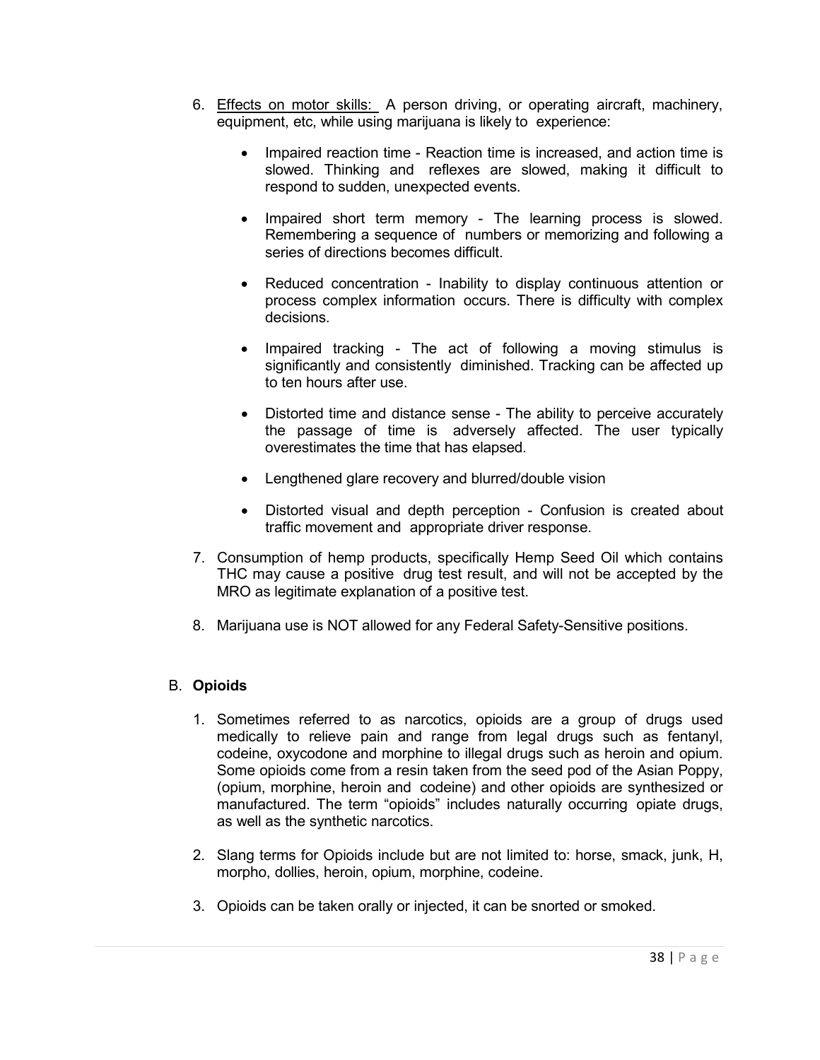6. Effects on motor skills: A person driving, or operating aircraft, machinery, equipment, etc, while using marijuana is likely to experience:

   - Impaired reaction time - Reaction time is increased, and action time is slowed. Thinking and reflexes are slowed, making it difficult to respond to sudden, unexpected events.
   - Impaired short term memory - The learning process is slowed. Remembering a sequence of numbers or memorizing and following a series of directions becomes difficult.
   - Reduced concentration - Inability to display continuous attention or process complex information occurs. There is difficulty with complex decisions.
   - Impaired tracking - The act of following a moving stimulus is significantly and consistently diminished. Tracking can be affected up to ten hours after use.
   - Distorted time and distance sense - The ability to perceive accurately the passage of time is adversely affected. The user typically overestimates the time that has elapsed.
   - Lengthened glare recovery and blurred/double vision
   - Distorted visual and depth perception - Confusion is created about traffic movement and appropriate driver response.

7. Consumption of hemp products, specifically Hemp Seed Oil which contains THC may cause a positive drug test result, and will not be accepted by the MRO as legitimate explanation of a positive test.

8. Marijuana use is NOT allowed for any Federal Safety-Sensitive positions.

B. **Opioids**

1. Sometimes referred to as narcotics, opioids are a group of drugs used medically to relieve pain and range from legal drugs such as fentanyl, codeine, oxycodone and morphine to illegal drugs such as heroin and opium. Some opioids come from a resin taken from the seed pod of the Asian Poppy, (opium, morphine, heroin and codeine) and other opioids are synthesized or manufactured. The term "opioids" includes naturally occurring opiate drugs, as well as the synthetic narcotics.

2. Slang terms for Opioids include but are not limited to: horse, smack, junk, H, morpho, dollies, heroin, opium, morphine, codeine.

3. Opioids can be taken orally or injected, it can be snorted or smoked.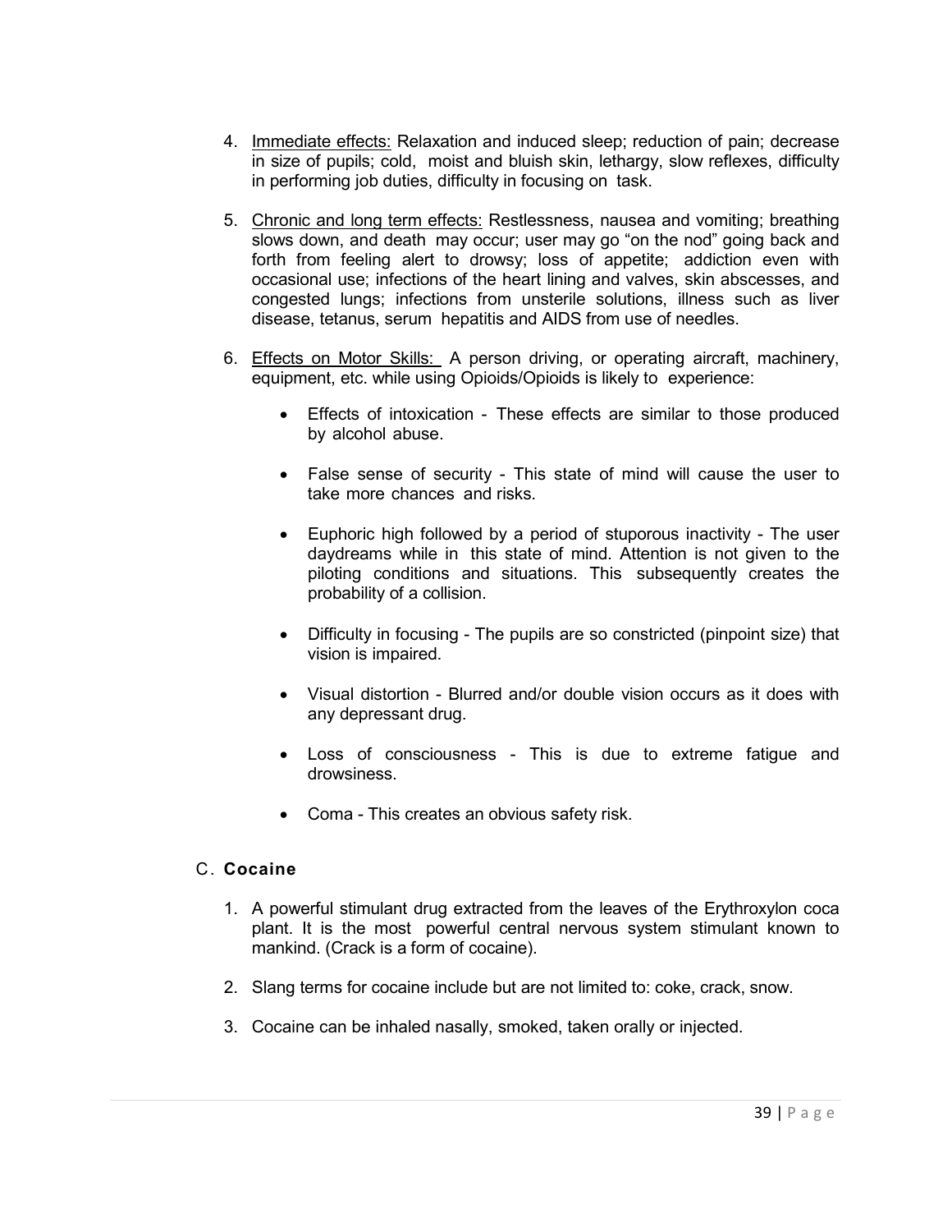4. Immediate effects: Relaxation and induced sleep; reduction of pain; decrease in size of pupils; cold, moist and bluish skin, lethargy, slow reflexes, difficulty in performing job duties, difficulty in focusing on task.

5. Chronic and long term effects: Restlessness, nausea and vomiting; breathing slows down, and death may occur; user may go "on the nod" going back and forth from feeling alert to drowsy; loss of appetite; addiction even with occasional use; infections of the heart lining and valves, skin abscesses, and congested lungs; infections from unsterile solutions, illness such as liver disease, tetanus, serum hepatitis and AIDS from use of needles.

6. Effects on Motor Skills: A person driving, or operating aircraft, machinery, equipment, etc. while using Opioids/Opioids is likely to experience:

    - Effects of intoxication - These effects are similar to those produced by alcohol abuse.

    - False sense of security - This state of mind will cause the user to take more chances and risks.

    - Euphoric high followed by a period of stuporous inactivity - The user daydreams while in this state of mind. Attention is not given to the piloting conditions and situations. This subsequently creates the probability of a collision.

    - Difficulty in focusing - The pupils are so constricted (pinpoint size) that vision is impaired.

    - Visual distortion - Blurred and/or double vision occurs as it does with any depressant drug.

    - Loss of consciousness - This is due to extreme fatigue and drowsiness.

    - Coma - This creates an obvious safety risk.

## C. Cocaine

1. A powerful stimulant drug extracted from the leaves of the Erythroxylon coca plant. It is the most powerful central nervous system stimulant known to mankind. (Crack is a form of cocaine).

2. Slang terms for cocaine include but are not limited to: coke, crack, snow.

3. Cocaine can be inhaled nasally, smoked, taken orally or injected.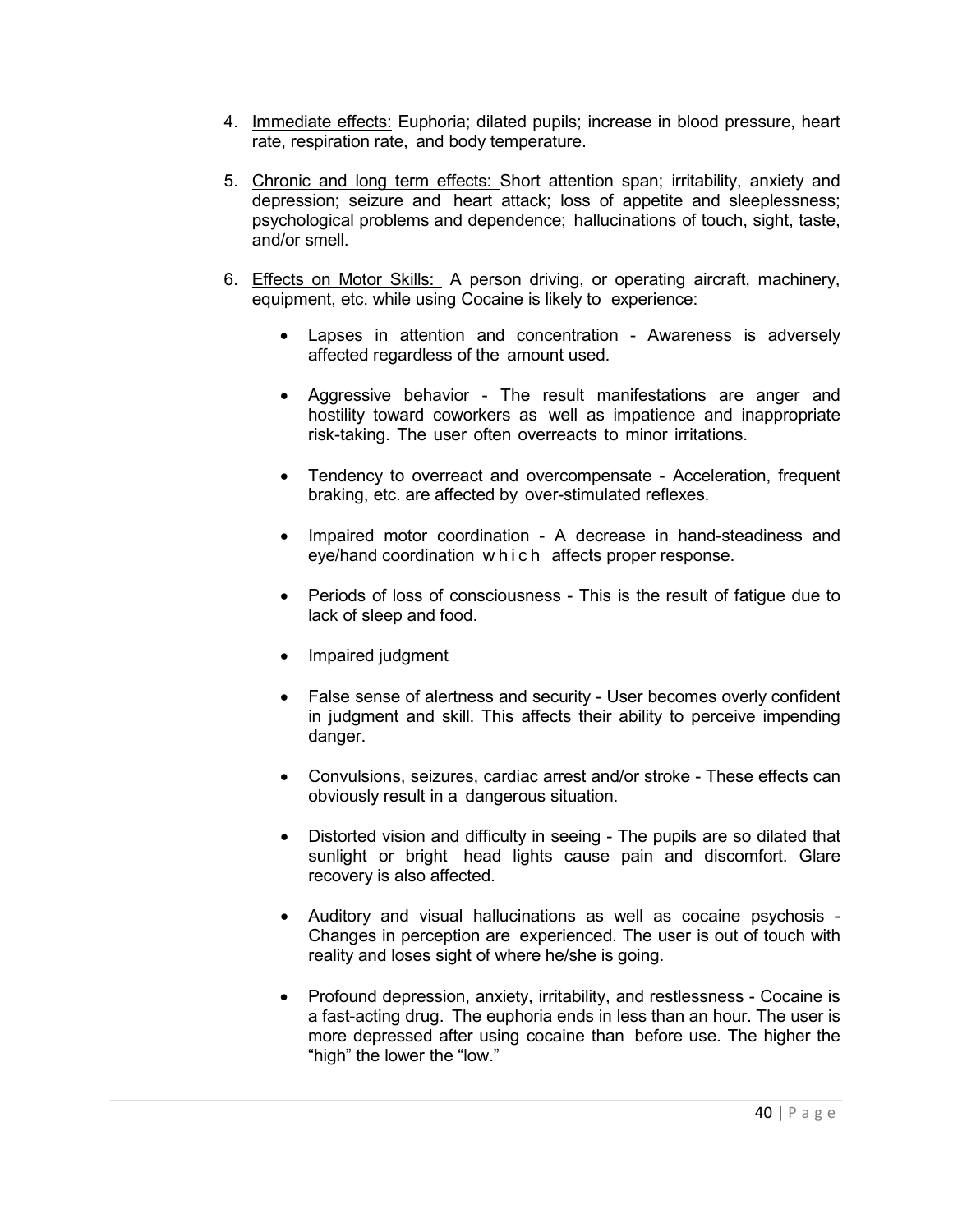4. Immediate effects: Euphoria; dilated pupils; increase in blood pressure, heart rate, respiration rate, and body temperature.

5. Chronic and long term effects: Short attention span; irritability, anxiety and depression; seizure and heart attack; loss of appetite and sleeplessness; psychological problems and dependence; hallucinations of touch, sight, taste, and/or smell.

6. Effects on Motor Skills: A person driving, or operating aircraft, machinery, equipment, etc. while using Cocaine is likely to experience:

   - Lapses in attention and concentration - Awareness is adversely affected regardless of the amount used.

   - Aggressive behavior - The result manifestations are anger and hostility toward coworkers as well as impatience and inappropriate risk-taking. The user often overreacts to minor irritations.

   - Tendency to overreact and overcompensate - Acceleration, frequent braking, etc. are affected by over-stimulated reflexes.

   - Impaired motor coordination - A decrease in hand-steadiness and eye/hand coordination which affects proper response.

   - Periods of loss of consciousness - This is the result of fatigue due to lack of sleep and food.

   - Impaired judgment

   - False sense of alertness and security - User becomes overly confident in judgment and skill. This affects their ability to perceive impending danger.

   - Convulsions, seizures, cardiac arrest and/or stroke - These effects can obviously result in a dangerous situation.

   - Distorted vision and difficulty in seeing - The pupils are so dilated that sunlight or bright head lights cause pain and discomfort. Glare recovery is also affected.

   - Auditory and visual hallucinations as well as cocaine psychosis - Changes in perception are experienced. The user is out of touch with reality and loses sight of where he/she is going.

   - Profound depression, anxiety, irritability, and restlessness - Cocaine is a fast-acting drug. The euphoria ends in less than an hour. The user is more depressed after using cocaine than before use. The higher the "high" the lower the "low."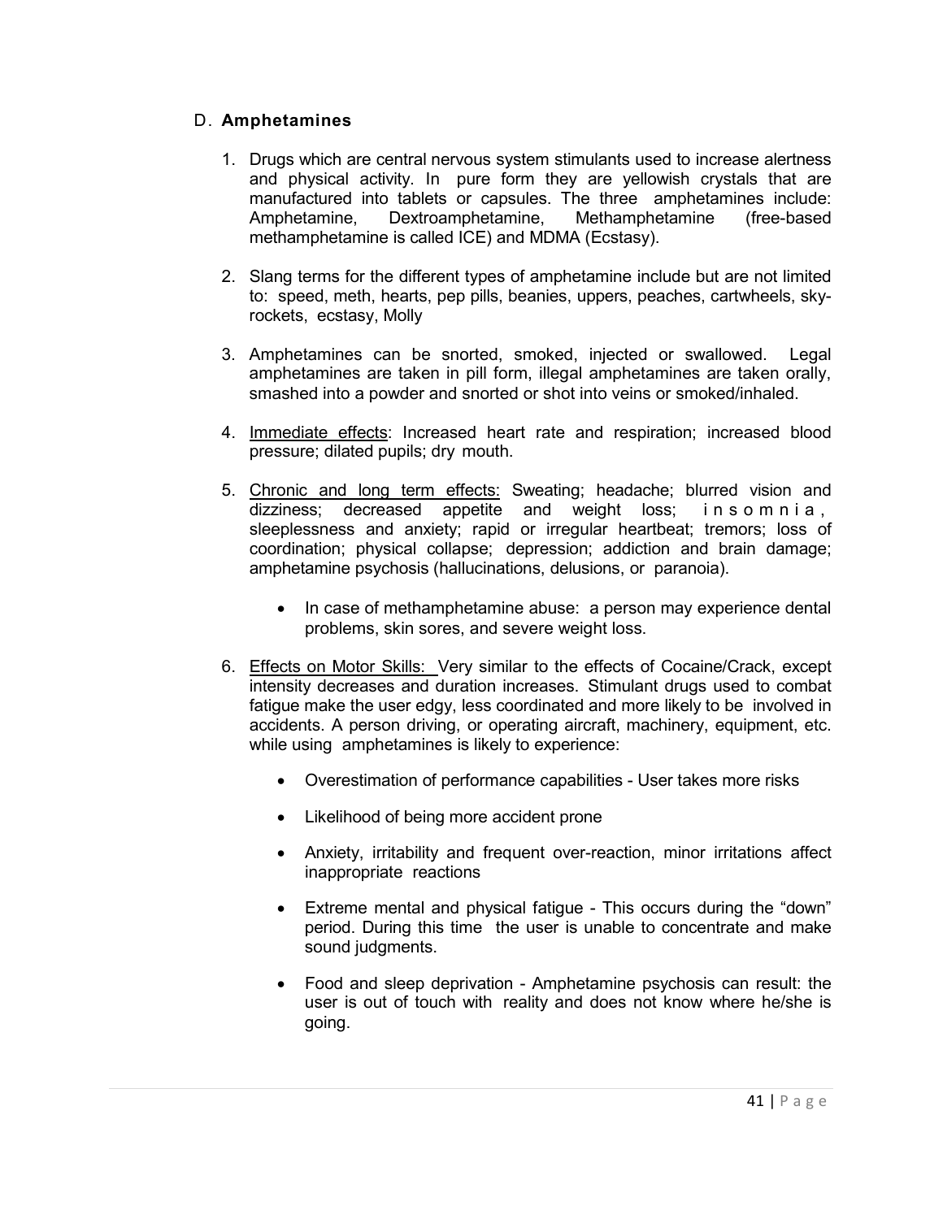## D. **Amphetamines**

1. Drugs which are central nervous system stimulants used to increase alertness and physical activity. In pure form they are yellowish crystals that are manufactured into tablets or capsules. The three amphetamines include: Amphetamine, Dextroamphetamine, Methamphetamine (free-based methamphetamine is called ICE) and MDMA (Ecstasy).

2. Slang terms for the different types of amphetamine include but are not limited to: speed, meth, hearts, pep pills, beanies, uppers, peaches, cartwheels, sky-rockets, ecstasy, Molly

3. Amphetamines can be snorted, smoked, injected or swallowed. Legal amphetamines are taken in pill form, illegal amphetamines are taken orally, smashed into a powder and snorted or shot into veins or smoked/inhaled.

4. Immediate effects: Increased heart rate and respiration; increased blood pressure; dilated pupils; dry mouth.

5. Chronic and long term effects: Sweating; headache; blurred vision and dizziness; decreased appetite and weight loss; insomnia, sleeplessness and anxiety; rapid or irregular heartbeat; tremors; loss of coordination; physical collapse; depression; addiction and brain damage; amphetamine psychosis (hallucinations, delusions, or paranoia).

   - In case of methamphetamine abuse: a person may experience dental problems, skin sores, and severe weight loss.

6. Effects on Motor Skills: Very similar to the effects of Cocaine/Crack, except intensity decreases and duration increases. Stimulant drugs used to combat fatigue make the user edgy, less coordinated and more likely to be involved in accidents. A person driving, or operating aircraft, machinery, equipment, etc. while using amphetamines is likely to experience:

   - Overestimation of performance capabilities - User takes more risks
   - Likelihood of being more accident prone
   - Anxiety, irritability and frequent over-reaction, minor irritations affect inappropriate reactions
   - Extreme mental and physical fatigue - This occurs during the "down" period. During this time the user is unable to concentrate and make sound judgments.
   - Food and sleep deprivation - Amphetamine psychosis can result: the user is out of touch with reality and does not know where he/she is going.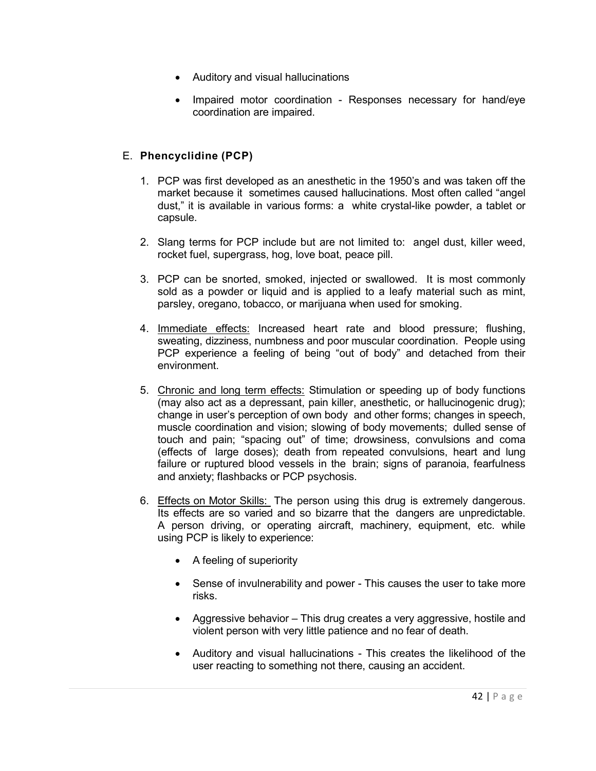- Auditory and visual hallucinations

- Impaired motor coordination - Responses necessary for hand/eye coordination are impaired.

E. **Phencyclidine (PCP)**

1. PCP was first developed as an anesthetic in the 1950's and was taken off the market because it sometimes caused hallucinations. Most often called "angel dust," it is available in various forms: a white crystal-like powder, a tablet or capsule.

2. Slang terms for PCP include but are not limited to: angel dust, killer weed, rocket fuel, supergrass, hog, love boat, peace pill.

3. PCP can be snorted, smoked, injected or swallowed. It is most commonly sold as a powder or liquid and is applied to a leafy material such as mint, parsley, oregano, tobacco, or marijuana when used for smoking.

4. <u>Immediate effects:</u> Increased heart rate and blood pressure; flushing, sweating, dizziness, numbness and poor muscular coordination. People using PCP experience a feeling of being "out of body" and detached from their environment.

5. <u>Chronic and long term effects:</u> Stimulation or speeding up of body functions (may also act as a depressant, pain killer, anesthetic, or hallucinogenic drug); change in user's perception of own body and other forms; changes in speech, muscle coordination and vision; slowing of body movements; dulled sense of touch and pain; "spacing out" of time; drowsiness, convulsions and coma (effects of large doses); death from repeated convulsions, heart and lung failure or ruptured blood vessels in the brain; signs of paranoia, fearfulness and anxiety; flashbacks or PCP psychosis.

6. <u>Effects on Motor Skills:</u> The person using this drug is extremely dangerous. Its effects are so varied and so bizarre that the dangers are unpredictable. A person driving, or operating aircraft, machinery, equipment, etc. while using PCP is likely to experience:

   - A feeling of superiority

   - Sense of invulnerability and power - This causes the user to take more risks.

   - Aggressive behavior – This drug creates a very aggressive, hostile and violent person with very little patience and no fear of death.

   - Auditory and visual hallucinations - This creates the likelihood of the user reacting to something not there, causing an accident.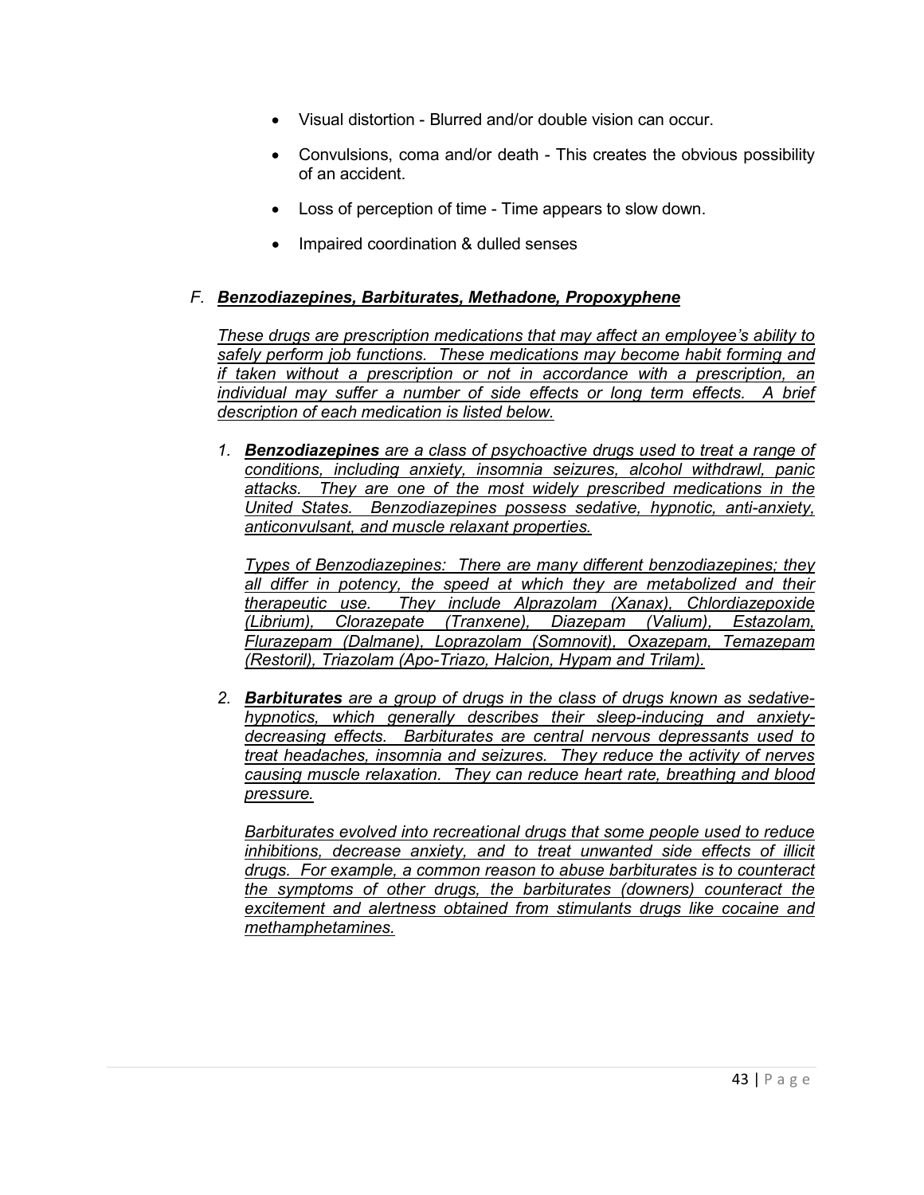- Visual distortion - Blurred and/or double vision can occur.

- Convulsions, coma and/or death - This creates the obvious possibility of an accident.

- Loss of perception of time - Time appears to slow down.

- Impaired coordination & dulled senses

### F. ***Benzodiazepines, Barbiturates, Methadone, Propoxyphene***

*These drugs are prescription medications that may affect an employee's ability to safely perform job functions. These medications may become habit forming and if taken without a prescription or not in accordance with a prescription, an individual may suffer a number of side effects or long term effects. A brief description of each medication is listed below.*

1. ***Benzodiazepines*** *are a class of psychoactive drugs used to treat a range of conditions, including anxiety, insomnia seizures, alcohol withdrawl, panic attacks. They are one of the most widely prescribed medications in the United States. Benzodiazepines possess sedative, hypnotic, anti-anxiety, anticonvulsant, and muscle relaxant properties.*

   *Types of Benzodiazepines: There are many different benzodiazepines; they all differ in potency, the speed at which they are metabolized and their therapeutic use. They include Alprazolam (Xanax), Chlordiazepoxide (Librium), Clorazepate (Tranxene), Diazepam (Valium), Estazolam, Flurazepam (Dalmane), Loprazolam (Somnovit), Oxazepam, Temazepam (Restoril), Triazolam (Apo-Triazo, Halcion, Hypam and Trilam).*

2. ***Barbiturates*** *are a group of drugs in the class of drugs known as sedative-hypnotics, which generally describes their sleep-inducing and anxiety-decreasing effects. Barbiturates are central nervous depressants used to treat headaches, insomnia and seizures. They reduce the activity of nerves causing muscle relaxation. They can reduce heart rate, breathing and blood pressure.*

   *Barbiturates evolved into recreational drugs that some people used to reduce inhibitions, decrease anxiety, and to treat unwanted side effects of illicit drugs. For example, a common reason to abuse barbiturates is to counteract the symptoms of other drugs, the barbiturates (downers) counteract the excitement and alertness obtained from stimulants drugs like cocaine and methamphetamines.*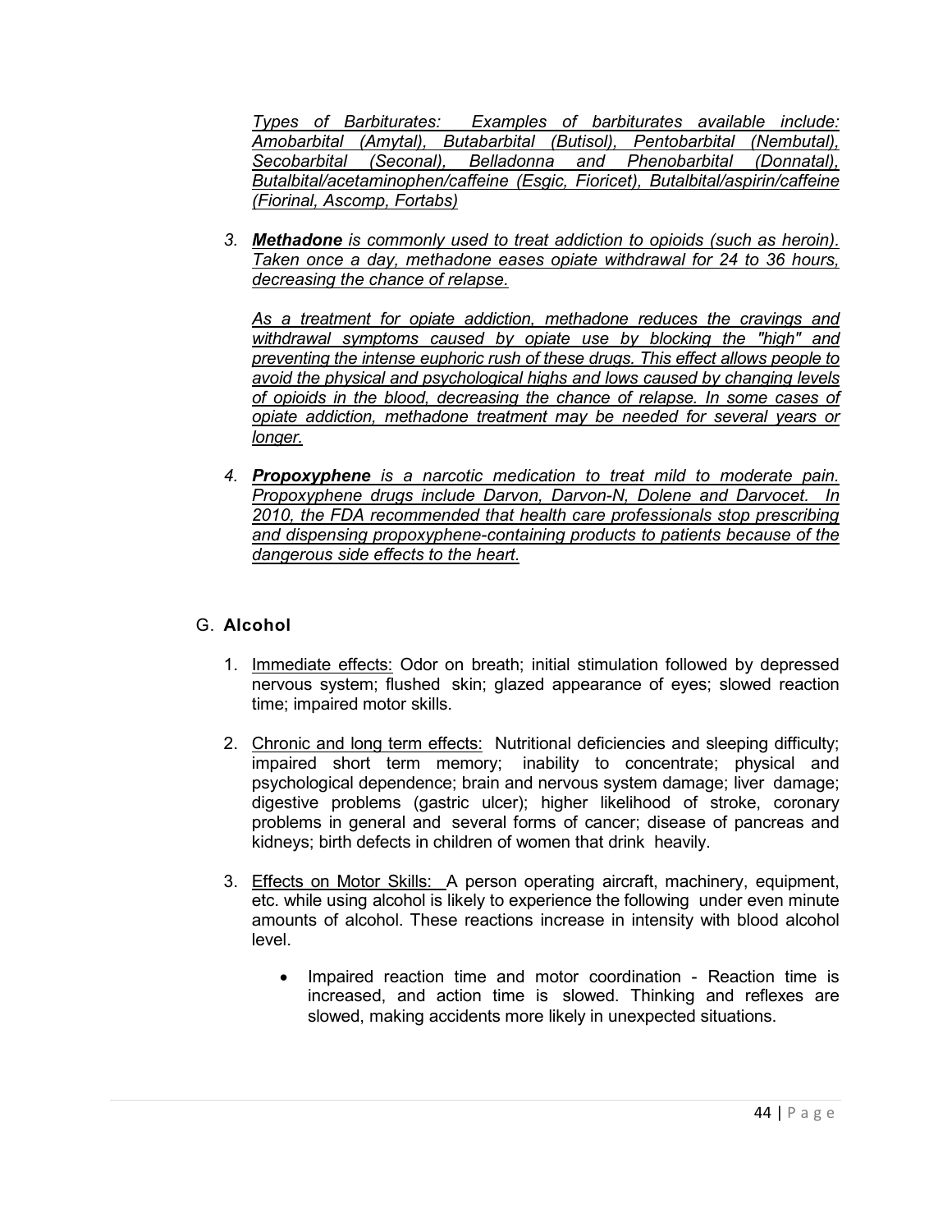*Types of Barbiturates: Examples of barbiturates available include: Amobarbital (Amytal), Butabarbital (Butisol), Pentobarbital (Nembutal), Secobarbital (Seconal), Belladonna and Phenobarbital (Donnatal), Butalbital/acetaminophen/caffeine (Esgic, Fioricet), Butalbital/aspirin/caffeine (Fiorinal, Ascomp, Fortabs)*

3. ***Methadone** is commonly used to treat addiction to opioids (such as heroin). Taken once a day, methadone eases opiate withdrawal for 24 to 36 hours, decreasing the chance of relapse.*

   *As a treatment for opiate addiction, methadone reduces the cravings and withdrawal symptoms caused by opiate use by blocking the "high" and preventing the intense euphoric rush of these drugs. This effect allows people to avoid the physical and psychological highs and lows caused by changing levels of opioids in the blood, decreasing the chance of relapse. In some cases of opiate addiction, methadone treatment may be needed for several years or longer.*

4. ***Propoxyphene** is a narcotic medication to treat mild to moderate pain. Propoxyphene drugs include Darvon, Darvon-N, Dolene and Darvocet. In 2010, the FDA recommended that health care professionals stop prescribing and dispensing propoxyphene-containing products to patients because of the dangerous side effects to the heart.*

## G. **Alcohol**

1. Immediate effects: Odor on breath; initial stimulation followed by depressed nervous system; flushed skin; glazed appearance of eyes; slowed reaction time; impaired motor skills.

2. Chronic and long term effects: Nutritional deficiencies and sleeping difficulty; impaired short term memory; inability to concentrate; physical and psychological dependence; brain and nervous system damage; liver damage; digestive problems (gastric ulcer); higher likelihood of stroke, coronary problems in general and several forms of cancer; disease of pancreas and kidneys; birth defects in children of women that drink heavily.

3. Effects on Motor Skills: A person operating aircraft, machinery, equipment, etc. while using alcohol is likely to experience the following under even minute amounts of alcohol. These reactions increase in intensity with blood alcohol level.

   - Impaired reaction time and motor coordination - Reaction time is increased, and action time is slowed. Thinking and reflexes are slowed, making accidents more likely in unexpected situations.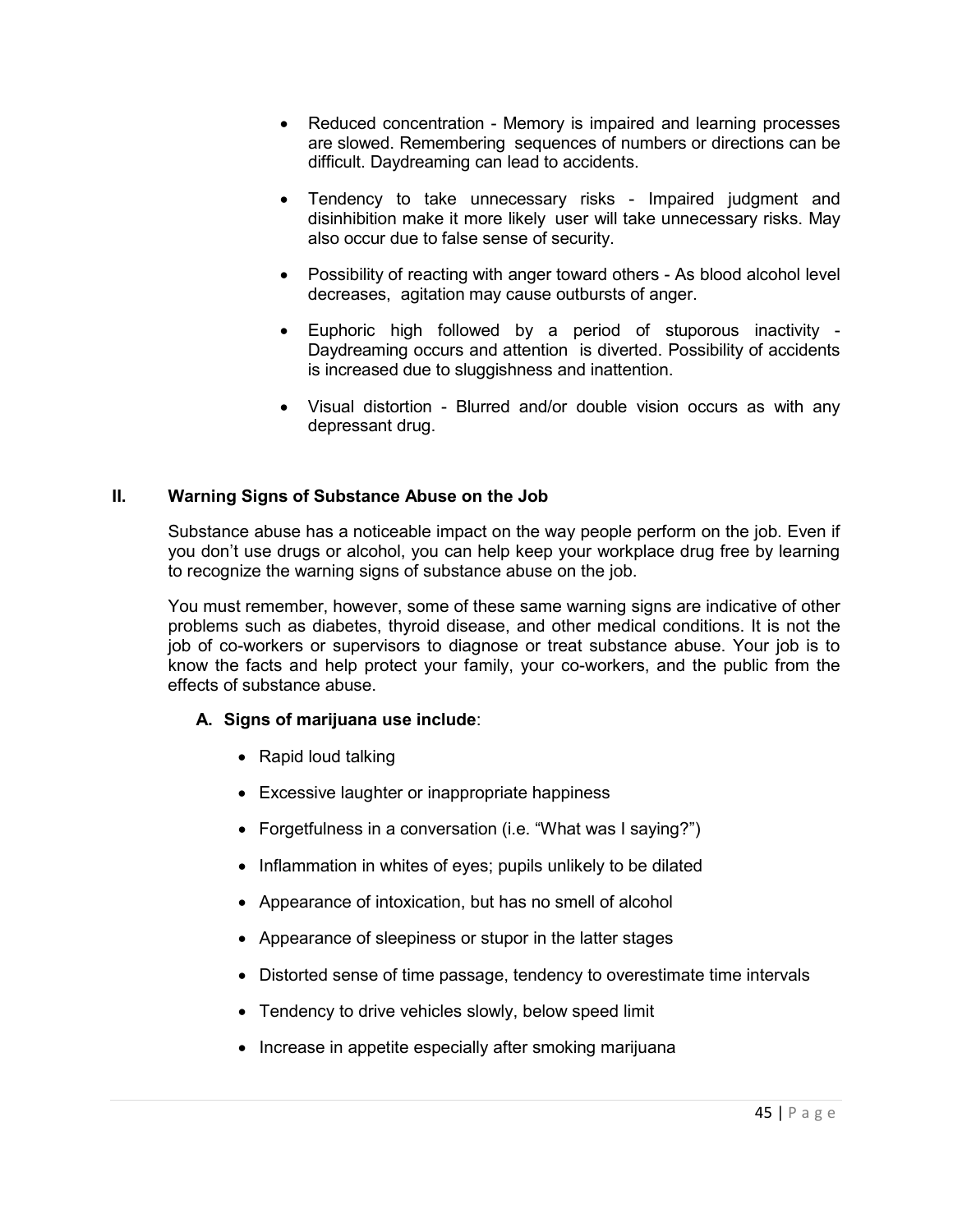- Reduced concentration - Memory is impaired and learning processes are slowed. Remembering sequences of numbers or directions can be difficult. Daydreaming can lead to accidents.

- Tendency to take unnecessary risks - Impaired judgment and disinhibition make it more likely user will take unnecessary risks. May also occur due to false sense of security.

- Possibility of reacting with anger toward others - As blood alcohol level decreases, agitation may cause outbursts of anger.

- Euphoric high followed by a period of stuporous inactivity - Daydreaming occurs and attention is diverted. Possibility of accidents is increased due to sluggishness and inattention.

- Visual distortion - Blurred and/or double vision occurs as with any depressant drug.

## II. Warning Signs of Substance Abuse on the Job

Substance abuse has a noticeable impact on the way people perform on the job. Even if you don't use drugs or alcohol, you can help keep your workplace drug free by learning to recognize the warning signs of substance abuse on the job.

You must remember, however, some of these same warning signs are indicative of other problems such as diabetes, thyroid disease, and other medical conditions. It is not the job of co-workers or supervisors to diagnose or treat substance abuse. Your job is to know the facts and help protect your family, your co-workers, and the public from the effects of substance abuse.

### A. Signs of marijuana use include:

- Rapid loud talking
- Excessive laughter or inappropriate happiness
- Forgetfulness in a conversation (i.e. "What was I saying?")
- Inflammation in whites of eyes; pupils unlikely to be dilated
- Appearance of intoxication, but has no smell of alcohol
- Appearance of sleepiness or stupor in the latter stages
- Distorted sense of time passage, tendency to overestimate time intervals
- Tendency to drive vehicles slowly, below speed limit
- Increase in appetite especially after smoking marijuana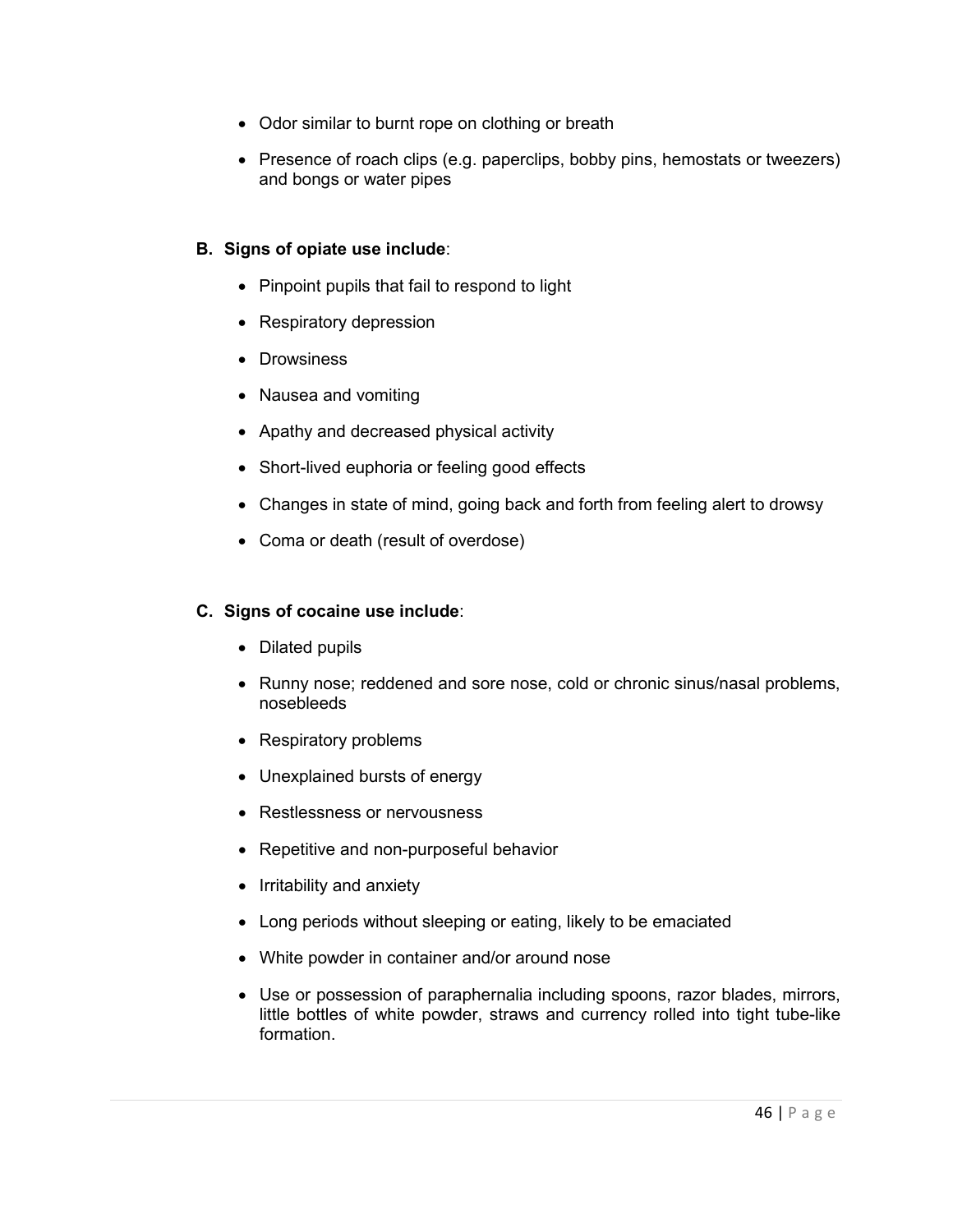- Odor similar to burnt rope on clothing or breath
- Presence of roach clips (e.g. paperclips, bobby pins, hemostats or tweezers) and bongs or water pipes

**B. Signs of opiate use include**:

- Pinpoint pupils that fail to respond to light
- Respiratory depression
- Drowsiness
- Nausea and vomiting
- Apathy and decreased physical activity
- Short-lived euphoria or feeling good effects
- Changes in state of mind, going back and forth from feeling alert to drowsy
- Coma or death (result of overdose)

**C. Signs of cocaine use include**:

- Dilated pupils
- Runny nose; reddened and sore nose, cold or chronic sinus/nasal problems, nosebleeds
- Respiratory problems
- Unexplained bursts of energy
- Restlessness or nervousness
- Repetitive and non-purposeful behavior
- Irritability and anxiety
- Long periods without sleeping or eating, likely to be emaciated
- White powder in container and/or around nose
- Use or possession of paraphernalia including spoons, razor blades, mirrors, little bottles of white powder, straws and currency rolled into tight tube-like formation.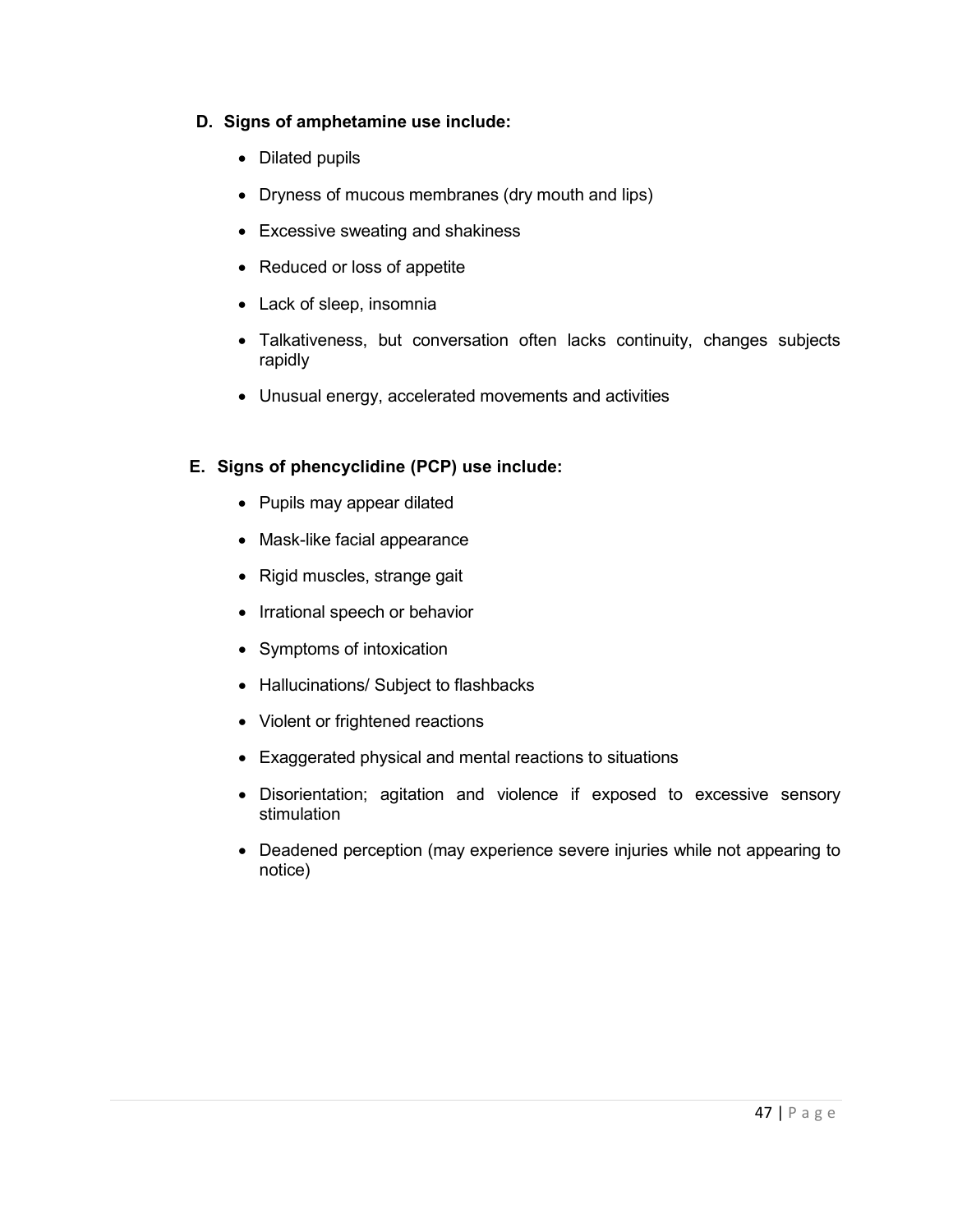## D. Signs of amphetamine use include:

- Dilated pupils
- Dryness of mucous membranes (dry mouth and lips)
- Excessive sweating and shakiness
- Reduced or loss of appetite
- Lack of sleep, insomnia
- Talkativeness, but conversation often lacks continuity, changes subjects rapidly
- Unusual energy, accelerated movements and activities

## E. Signs of phencyclidine (PCP) use include:

- Pupils may appear dilated
- Mask-like facial appearance
- Rigid muscles, strange gait
- Irrational speech or behavior
- Symptoms of intoxication
- Hallucinations/ Subject to flashbacks
- Violent or frightened reactions
- Exaggerated physical and mental reactions to situations
- Disorientation; agitation and violence if exposed to excessive sensory stimulation
- Deadened perception (may experience severe injuries while not appearing to notice)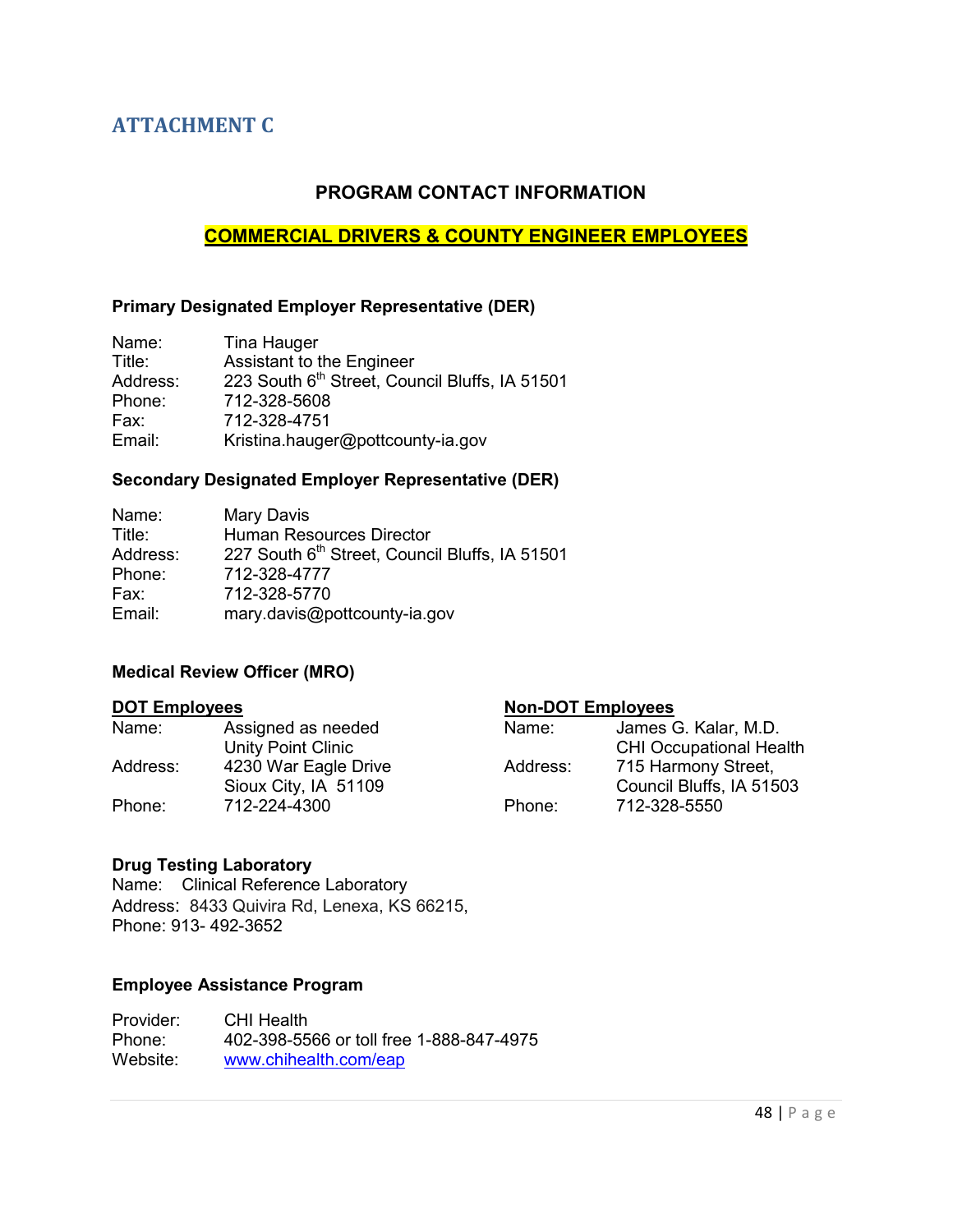## ATTACHMENT C

### PROGRAM CONTACT INFORMATION

### COMMERCIAL DRIVERS & COUNTY ENGINEER EMPLOYEES

**Primary Designated Employer Representative (DER)**

Name: Tina Hauger
Title: Assistant to the Engineer
Address: 223 South 6th Street, Council Bluffs, IA 51501
Phone: 712-328-5608
Fax: 712-328-4751
Email: Kristina.hauger@pottcounty-ia.gov

**Secondary Designated Employer Representative (DER)**

Name: Mary Davis
Title: Human Resources Director
Address: 227 South 6th Street, Council Bluffs, IA 51501
Phone: 712-328-4777
Fax: 712-328-5770
Email: mary.davis@pottcounty-ia.gov

**Medical Review Officer (MRO)**

**DOT Employees**

Name: Assigned as needed
Unity Point Clinic
Address: 4230 War Eagle Drive
Sioux City, IA 51109
Phone: 712-224-4300

**Non-DOT Employees**

Name: James G. Kalar, M.D.
CHI Occupational Health
Address: 715 Harmony Street,
Council Bluffs, IA 51503
Phone: 712-328-5550

**Drug Testing Laboratory**

Name: Clinical Reference Laboratory
Address: 8433 Quivira Rd, Lenexa, KS 66215,
Phone: 913- 492-3652

**Employee Assistance Program**

Provider: CHI Health
Phone: 402-398-5566 or toll free 1-888-847-4975
Website: www.chihealth.com/eap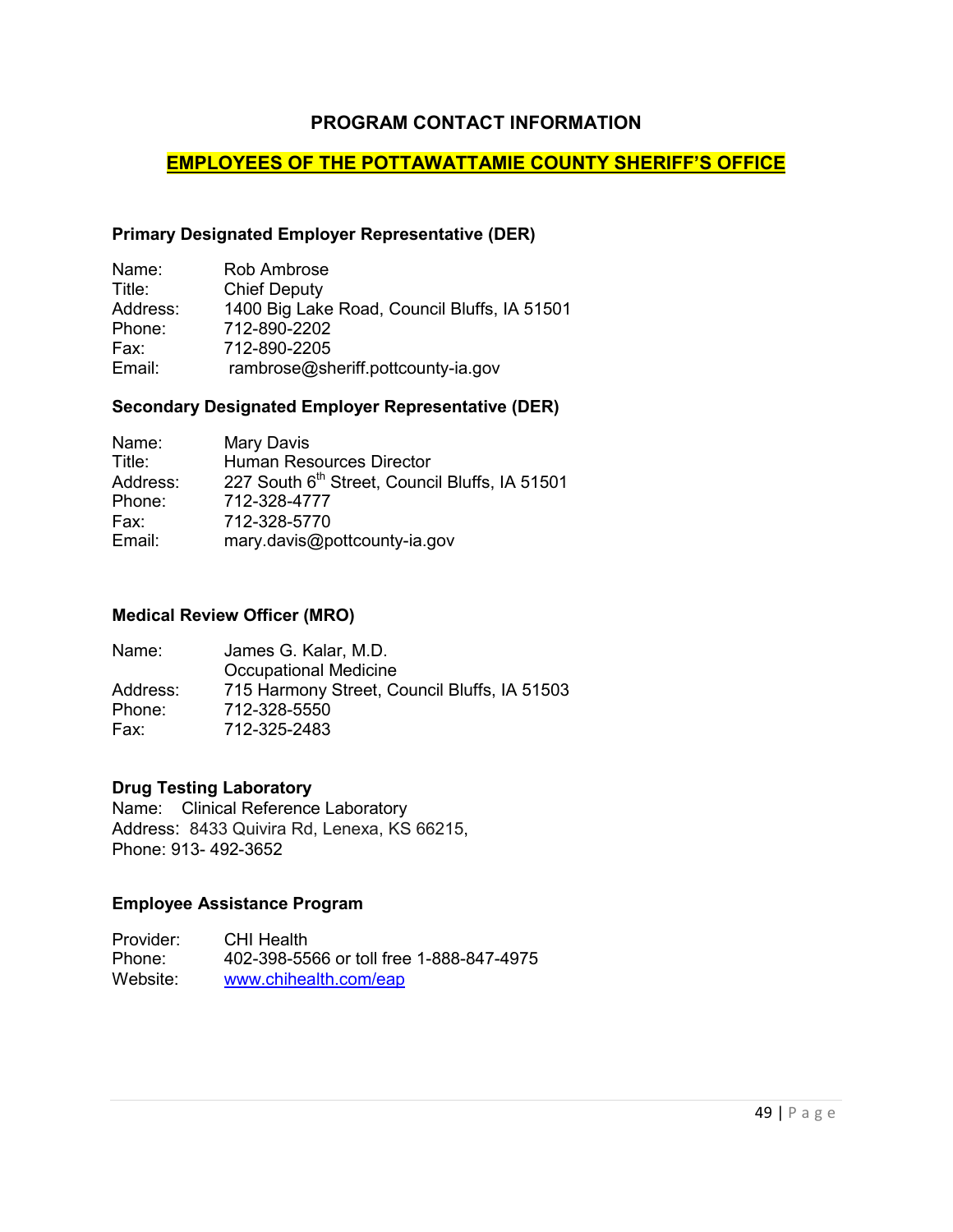# PROGRAM CONTACT INFORMATION

## EMPLOYEES OF THE POTTAWATTAMIE COUNTY SHERIFF'S OFFICE

### Primary Designated Employer Representative (DER)

Name: Rob Ambrose
Title: Chief Deputy
Address: 1400 Big Lake Road, Council Bluffs, IA 51501
Phone: 712-890-2202
Fax: 712-890-2205
Email: rambrose@sheriff.pottcounty-ia.gov

### Secondary Designated Employer Representative (DER)

Name: Mary Davis
Title: Human Resources Director
Address: 227 South 6th Street, Council Bluffs, IA 51501
Phone: 712-328-4777
Fax: 712-328-5770
Email: mary.davis@pottcounty-ia.gov

### Medical Review Officer (MRO)

Name: James G. Kalar, M.D.
Occupational Medicine
Address: 715 Harmony Street, Council Bluffs, IA 51503
Phone: 712-328-5550
Fax: 712-325-2483

### Drug Testing Laboratory

Name: Clinical Reference Laboratory
Address: 8433 Quivira Rd, Lenexa, KS 66215,
Phone: 913- 492-3652

### Employee Assistance Program

Provider: CHI Health
Phone: 402-398-5566 or toll free 1-888-847-4975
Website: [www.chihealth.com/eap](www.chihealth.com/eap)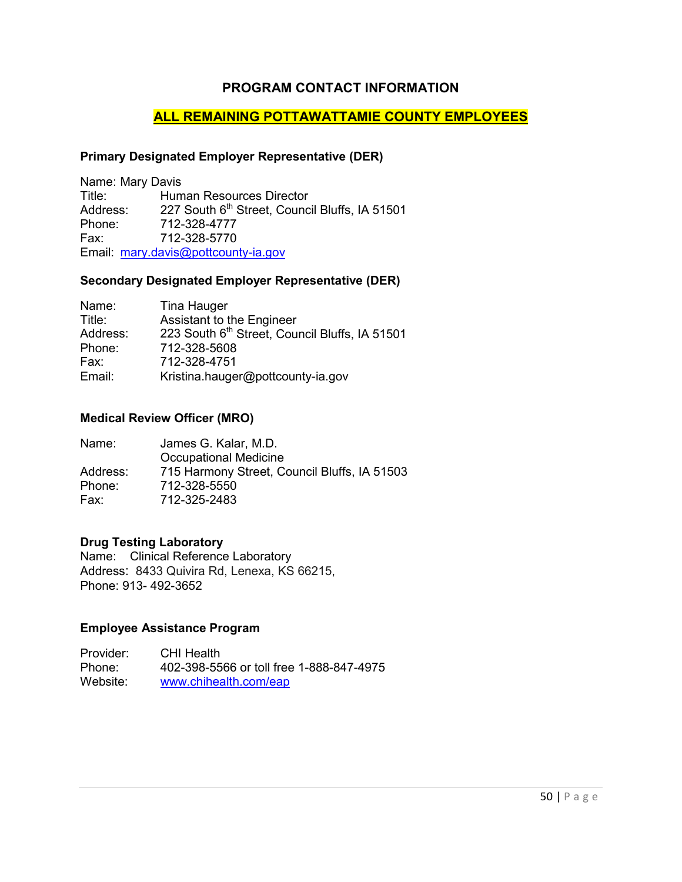## PROGRAM CONTACT INFORMATION

## ALL REMAINING POTTAWATTAMIE COUNTY EMPLOYEES

### Primary Designated Employer Representative (DER)

Name: Mary Davis
Title: Human Resources Director
Address: 227 South 6th Street, Council Bluffs, IA 51501
Phone: 712-328-4777
Fax: 712-328-5770
Email: mary.davis@pottcounty-ia.gov

### Secondary Designated Employer Representative (DER)

Name: Tina Hauger
Title: Assistant to the Engineer
Address: 223 South 6th Street, Council Bluffs, IA 51501
Phone: 712-328-5608
Fax: 712-328-4751
Email: Kristina.hauger@pottcounty-ia.gov

### Medical Review Officer (MRO)

Name: James G. Kalar, M.D.
Occupational Medicine
Address: 715 Harmony Street, Council Bluffs, IA 51503
Phone: 712-328-5550
Fax: 712-325-2483

### Drug Testing Laboratory

Name: Clinical Reference Laboratory
Address: 8433 Quivira Rd, Lenexa, KS 66215,
Phone: 913- 492-3652

### Employee Assistance Program

Provider: CHI Health
Phone: 402-398-5566 or toll free 1-888-847-4975
Website: www.chihealth.com/eap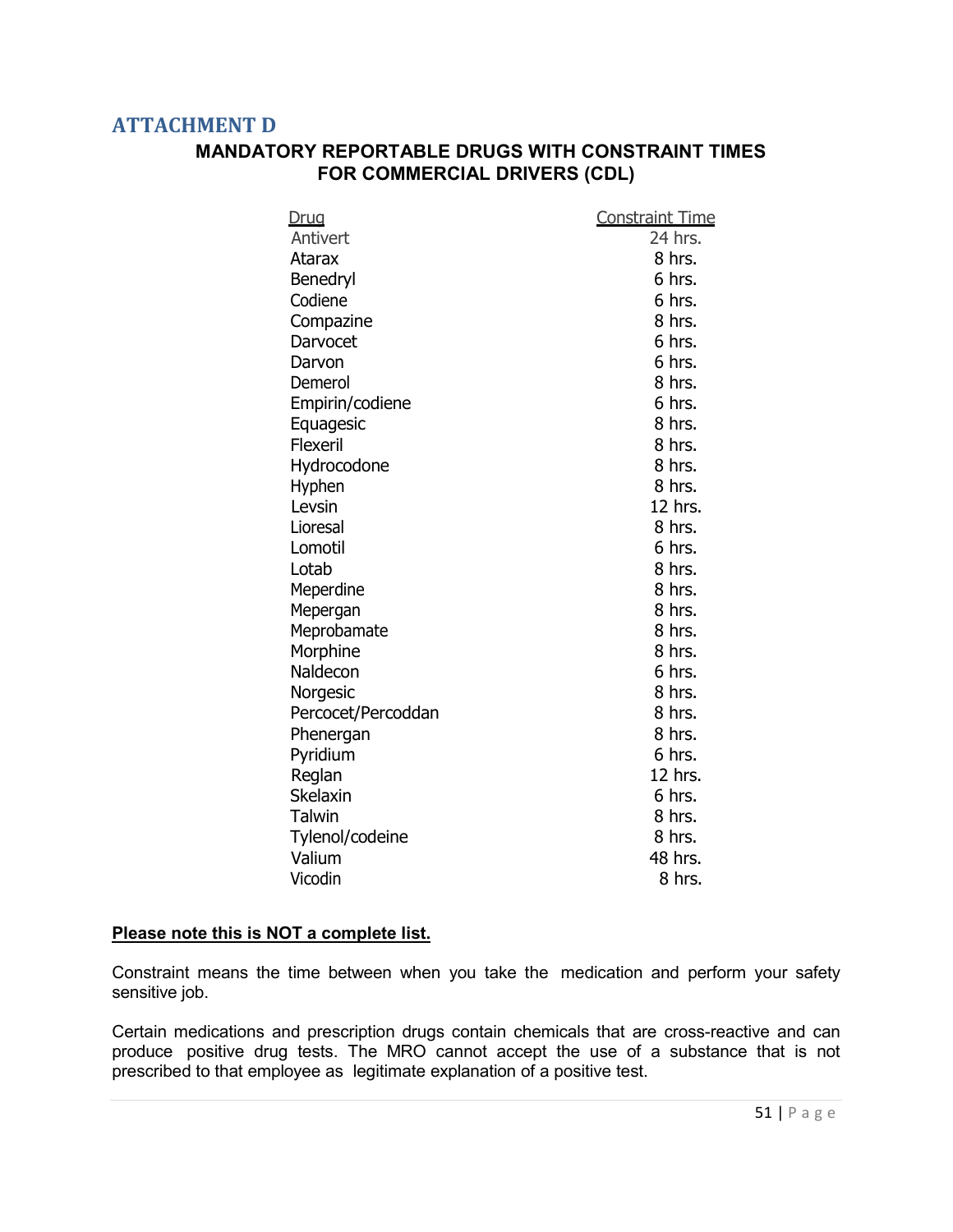## ATTACHMENT D

### MANDATORY REPORTABLE DRUGS WITH CONSTRAINT TIMES FOR COMMERCIAL DRIVERS (CDL)

| Drug | Constraint Time |
|---|---|
| Antivert | 24 hrs. |
| Atarax | 8 hrs. |
| Benedryl | 6 hrs. |
| Codiene | 6 hrs. |
| Compazine | 8 hrs. |
| Darvocet | 6 hrs. |
| Darvon | 6 hrs. |
| Demerol | 8 hrs. |
| Empirin/codiene | 6 hrs. |
| Equagesic | 8 hrs. |
| Flexeril | 8 hrs. |
| Hydrocodone | 8 hrs. |
| Hyphen | 8 hrs. |
| Levsin | 12 hrs. |
| Lioresal | 8 hrs. |
| Lomotil | 6 hrs. |
| Lotab | 8 hrs. |
| Meperdine | 8 hrs. |
| Mepergan | 8 hrs. |
| Meprobamate | 8 hrs. |
| Morphine | 8 hrs. |
| Naldecon | 6 hrs. |
| Norgesic | 8 hrs. |
| Percocet/Percoddan | 8 hrs. |
| Phenergan | 8 hrs. |
| Pyridium | 6 hrs. |
| Reglan | 12 hrs. |
| Skelaxin | 6 hrs. |
| Talwin | 8 hrs. |
| Tylenol/codeine | 8 hrs. |
| Valium | 48 hrs. |
| Vicodin | 8 hrs. |

**Please note this is NOT a complete list.**

Constraint means the time between when you take the medication and perform your safety sensitive job.

Certain medications and prescription drugs contain chemicals that are cross-reactive and can produce positive drug tests. The MRO cannot accept the use of a substance that is not prescribed to that employee as legitimate explanation of a positive test.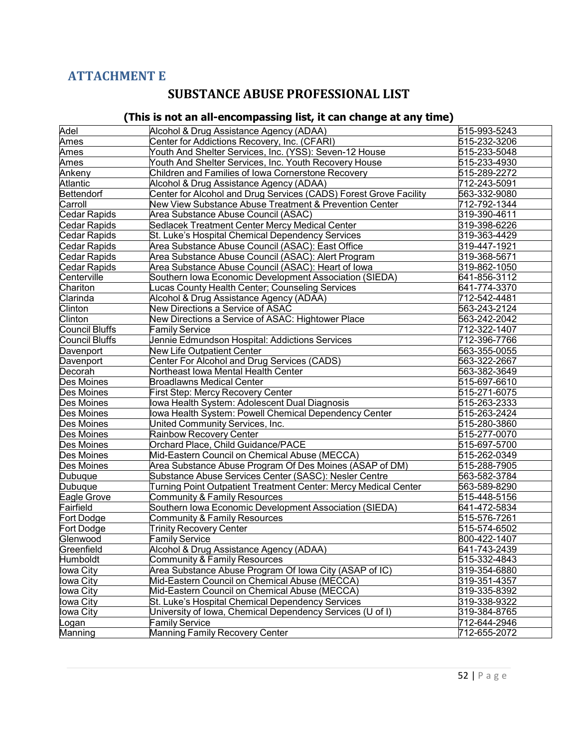## ATTACHMENT E

# SUBSTANCE ABUSE PROFESSIONAL LIST

### (This is not an all-encompassing list, it can change at any time)

| | | |
|---|---|---|
| Adel | Alcohol & Drug Assistance Agency (ADAA) | 515-993-5243 |
| Ames | Center for Addictions Recovery, Inc. (CFARI) | 515-232-3206 |
| Ames | Youth And Shelter Services, Inc. (YSS): Seven-12 House | 515-233-5048 |
| Ames | Youth And Shelter Services, Inc. Youth Recovery House | 515-233-4930 |
| Ankeny | Children and Families of Iowa Cornerstone Recovery | 515-289-2272 |
| Atlantic | Alcohol & Drug Assistance Agency (ADAA) | 712-243-5091 |
| Bettendorf | Center for Alcohol and Drug Services (CADS) Forest Grove Facility | 563-332-9080 |
| Carroll | New View Substance Abuse Treatment & Prevention Center | 712-792-1344 |
| Cedar Rapids | Area Substance Abuse Council (ASAC) | 319-390-4611 |
| Cedar Rapids | Sedlacek Treatment Center Mercy Medical Center | 319-398-6226 |
| Cedar Rapids | St. Luke's Hospital Chemical Dependency Services | 319-363-4429 |
| Cedar Rapids | Area Substance Abuse Council (ASAC): East Office | 319-447-1921 |
| Cedar Rapids | Area Substance Abuse Council (ASAC): Alert Program | 319-368-5671 |
| Cedar Rapids | Area Substance Abuse Council (ASAC): Heart of Iowa | 319-862-1050 |
| Centerville | Southern Iowa Economic Development Association (SIEDA) | 641-856-3112 |
| Chariton | Lucas County Health Center; Counseling Services | 641-774-3370 |
| Clarinda | Alcohol & Drug Assistance Agency (ADAA) | 712-542-4481 |
| Clinton | New Directions a Service of ASAC | 563-243-2124 |
| Clinton | New Directions a Service of ASAC: Hightower Place | 563-242-2042 |
| Council Bluffs | Family Service | 712-322-1407 |
| Council Bluffs | Jennie Edmundson Hospital: Addictions Services | 712-396-7766 |
| Davenport | New Life Outpatient Center | 563-355-0055 |
| Davenport | Center For Alcohol and Drug Services (CADS) | 563-322-2667 |
| Decorah | Northeast Iowa Mental Health Center | 563-382-3649 |
| Des Moines | Broadlawns Medical Center | 515-697-6610 |
| Des Moines | First Step: Mercy Recovery Center | 515-271-6075 |
| Des Moines | Iowa Health System: Adolescent Dual Diagnosis | 515-263-2333 |
| Des Moines | Iowa Health System: Powell Chemical Dependency Center | 515-263-2424 |
| Des Moines | United Community Services, Inc. | 515-280-3860 |
| Des Moines | Rainbow Recovery Center | 515-277-0070 |
| Des Moines | Orchard Place, Child Guidance/PACE | 515-697-5700 |
| Des Moines | Mid-Eastern Council on Chemical Abuse (MECCA) | 515-262-0349 |
| Des Moines | Area Substance Abuse Program Of Des Moines (ASAP of DM) | 515-288-7905 |
| Dubuque | Substance Abuse Services Center (SASC): Nesler Centre | 563-582-3784 |
| Dubuque | Turning Point Outpatient Treatment Center: Mercy Medical Center | 563-589-8290 |
| Eagle Grove | Community & Family Resources | 515-448-5156 |
| Fairfield | Southern Iowa Economic Development Association (SIEDA) | 641-472-5834 |
| Fort Dodge | Community & Family Resources | 515-576-7261 |
| Fort Dodge | Trinity Recovery Center | 515-574-6502 |
| Glenwood | Family Service | 800-422-1407 |
| Greenfield | Alcohol & Drug Assistance Agency (ADAA) | 641-743-2439 |
| Humboldt | Community & Family Resources | 515-332-4843 |
| Iowa City | Area Substance Abuse Program Of Iowa City (ASAP of IC) | 319-354-6880 |
| Iowa City | Mid-Eastern Council on Chemical Abuse (MECCA) | 319-351-4357 |
| Iowa City | Mid-Eastern Council on Chemical Abuse (MECCA) | 319-335-8392 |
| Iowa City | St. Luke's Hospital Chemical Dependency Services | 319-338-9322 |
| Iowa City | University of Iowa, Chemical Dependency Services (U of I) | 319-384-8765 |
| Logan | Family Service | 712-644-2946 |
| Manning | Manning Family Recovery Center | 712-655-2072 |